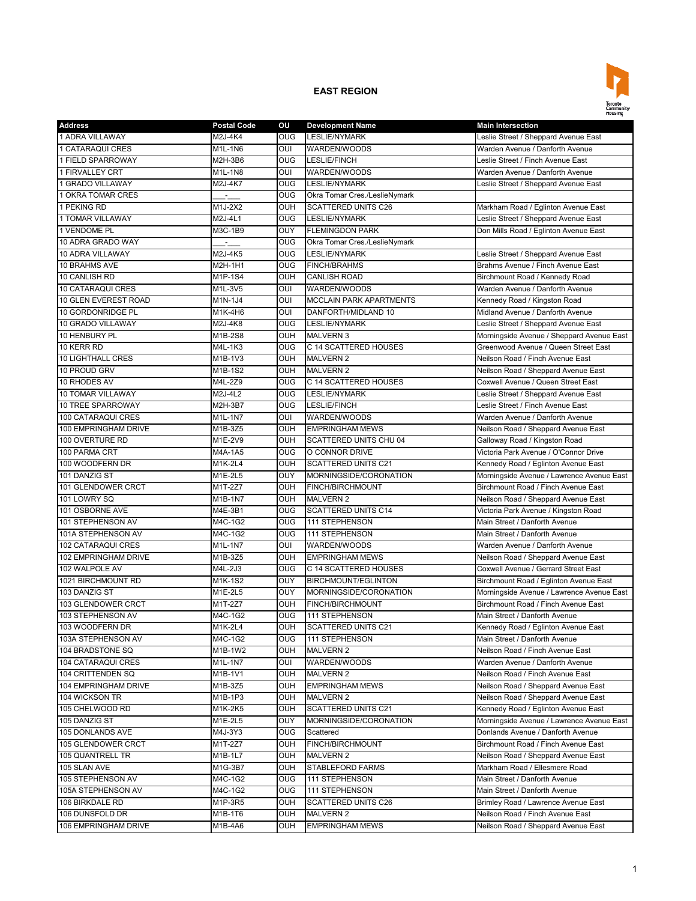# EAST REGION

| Address | Postal Code | OU | Development Name | Main Intersection |
|---|---|---|---|---|
| 1 ADRA VILLAWAY | M2J-4K4 | OUG | LESLIE/NYMARK | Leslie Street / Sheppard Avenue East |
| 1 CATARAQUI CRES | M1L-1N6 | OUI | WARDEN/WOODS | Warden Avenue / Danforth Avenue |
| 1 FIELD SPARROWAY | M2H-3B6 | OUG | LESLIE/FINCH | Leslie Street / Finch Avenue East |
| 1 FIRVALLEY CRT | M1L-1N8 | OUI | WARDEN/WOODS | Warden Avenue / Danforth Avenue |
| 1 GRADO VILLAWAY | M2J-4K7 | OUG | LESLIE/NYMARK | Leslie Street / Sheppard Avenue East |
| 1 OKRA TOMAR CRES | ___-___ | OUG | Okra Tomar Cres./LeslieNymark | |
| 1 PEKING RD | M1J-2X2 | OUH | SCATTERED UNITS C26 | Markham Road / Eglinton Avenue East |
| 1 TOMAR VILLAWAY | M2J-4L1 | OUG | LESLIE/NYMARK | Leslie Street / Sheppard Avenue East |
| 1 VENDOME PL | M3C-1B9 | OUY | FLEMINGDON PARK | Don Mills Road / Eglinton Avenue East |
| 10 ADRA GRADO WAY | ___-___ | OUG | Okra Tomar Cres./LeslieNymark | |
| 10 ADRA VILLAWAY | M2J-4K5 | OUG | LESLIE/NYMARK | Leslie Street / Sheppard Avenue East |
| 10 BRAHMS AVE | M2H-1H1 | OUG | FINCH/BRAHMS | Brahms Avenue / Finch Avenue East |
| 10 CANLISH RD | M1P-1S4 | OUH | CANLISH ROAD | Birchmount Road / Kennedy Road |
| 10 CATARAQUI CRES | M1L-3V5 | OUI | WARDEN/WOODS | Warden Avenue / Danforth Avenue |
| 10 GLEN EVEREST ROAD | M1N-1J4 | OUI | MCCLAIN PARK APARTMENTS | Kennedy Road / Kingston Road |
| 10 GORDONRIDGE PL | M1K-4H6 | OUI | DANFORTH/MIDLAND 10 | Midland Avenue / Danforth Avenue |
| 10 GRADO VILLAWAY | M2J-4K8 | OUG | LESLIE/NYMARK | Leslie Street / Sheppard Avenue East |
| 10 HENBURY PL | M1B-2S8 | OUH | MALVERN 3 | Morningside Avenue / Sheppard Avenue East |
| 10 KERR RD | M4L-1K3 | OUG | C 14 SCATTERED HOUSES | Greenwood Avenue / Queen Street East |
| 10 LIGHTHALL CRES | M1B-1V3 | OUH | MALVERN 2 | Neilson Road / Finch Avenue East |
| 10 PROUD GRV | M1B-1S2 | OUH | MALVERN 2 | Neilson Road / Sheppard Avenue East |
| 10 RHODES AV | M4L-2Z9 | OUG | C 14 SCATTERED HOUSES | Coxwell Avenue / Queen Street East |
| 10 TOMAR VILLAWAY | M2J-4L2 | OUG | LESLIE/NYMARK | Leslie Street / Sheppard Avenue East |
| 10 TREE SPARROWAY | M2H-3B7 | OUG | LESLIE/FINCH | Leslie Street / Finch Avenue East |
| 100 CATARAQUI CRES | M1L-1N7 | OUI | WARDEN/WOODS | Warden Avenue / Danforth Avenue |
| 100 EMPRINGHAM DRIVE | M1B-3Z5 | OUH | EMPRINGHAM MEWS | Neilson Road / Sheppard Avenue East |
| 100 OVERTURE RD | M1E-2V9 | OUH | SCATTERED UNITS CHU 04 | Galloway Road / Kingston Road |
| 100 PARMA CRT | M4A-1A5 | OUG | O CONNOR DRIVE | Victoria Park Avenue / O'Connor Drive |
| 100 WOODFERN DR | M1K-2L4 | OUH | SCATTERED UNITS C21 | Kennedy Road / Eglinton Avenue East |
| 101 DANZIG ST | M1E-2L5 | OUY | MORNINGSIDE/CORONATION | Morningside Avenue / Lawrence Avenue East |
| 101 GLENDOWER CRCT | M1T-2Z7 | OUH | FINCH/BIRCHMOUNT | Birchmount Road / Finch Avenue East |
| 101 LOWRY SQ | M1B-1N7 | OUH | MALVERN 2 | Neilson Road / Sheppard Avenue East |
| 101 OSBORNE AVE | M4E-3B1 | OUG | SCATTERED UNITS C14 | Victoria Park Avenue / Kingston Road |
| 101 STEPHENSON AV | M4C-1G2 | OUG | 111 STEPHENSON | Main Street / Danforth Avenue |
| 101A STEPHENSON AV | M4C-1G2 | OUG | 111 STEPHENSON | Main Street / Danforth Avenue |
| 102 CATARAQUI CRES | M1L-1N7 | OUI | WARDEN/WOODS | Warden Avenue / Danforth Avenue |
| 102 EMPRINGHAM DRIVE | M1B-3Z5 | OUH | EMPRINGHAM MEWS | Neilson Road / Sheppard Avenue East |
| 102 WALPOLE AV | M4L-2J3 | OUG | C 14 SCATTERED HOUSES | Coxwell Avenue / Gerrard Street East |
| 1021 BIRCHMOUNT RD | M1K-1S2 | OUY | BIRCHMOUNT/EGLINTON | Birchmount Road / Eglinton Avenue East |
| 103 DANZIG ST | M1E-2L5 | OUY | MORNINGSIDE/CORONATION | Morningside Avenue / Lawrence Avenue East |
| 103 GLENDOWER CRCT | M1T-2Z7 | OUH | FINCH/BIRCHMOUNT | Birchmount Road / Finch Avenue East |
| 103 STEPHENSON AV | M4C-1G2 | OUG | 111 STEPHENSON | Main Street / Danforth Avenue |
| 103 WOODFERN DR | M1K-2L4 | OUH | SCATTERED UNITS C21 | Kennedy Road / Eglinton Avenue East |
| 103A STEPHENSON AV | M4C-1G2 | OUG | 111 STEPHENSON | Main Street / Danforth Avenue |
| 104 BRADSTONE SQ | M1B-1W2 | OUH | MALVERN 2 | Neilson Road / Finch Avenue East |
| 104 CATARAQUI CRES | M1L-1N7 | OUI | WARDEN/WOODS | Warden Avenue / Danforth Avenue |
| 104 CRITTENDEN SQ | M1B-1V1 | OUH | MALVERN 2 | Neilson Road / Finch Avenue East |
| 104 EMPRINGHAM DRIVE | M1B-3Z5 | OUH | EMPRINGHAM MEWS | Neilson Road / Sheppard Avenue East |
| 104 WICKSON TR | M1B-1P3 | OUH | MALVERN 2 | Neilson Road / Sheppard Avenue East |
| 105 CHELWOOD RD | M1K-2K5 | OUH | SCATTERED UNITS C21 | Kennedy Road / Eglinton Avenue East |
| 105 DANZIG ST | M1E-2L5 | OUY | MORNINGSIDE/CORONATION | Morningside Avenue / Lawrence Avenue East |
| 105 DONLANDS AVE | M4J-3Y3 | OUG | Scattered | Donlands Avenue / Danforth Avenue |
| 105 GLENDOWER CRCT | M1T-2Z7 | OUH | FINCH/BIRCHMOUNT | Birchmount Road / Finch Avenue East |
| 105 QUANTRELL TR | M1B-1L7 | OUH | MALVERN 2 | Neilson Road / Sheppard Avenue East |
| 105 SLAN AVE | M1G-3B7 | OUH | STABLEFORD FARMS | Markham Road / Ellesmere Road |
| 105 STEPHENSON AV | M4C-1G2 | OUG | 111 STEPHENSON | Main Street / Danforth Avenue |
| 105A STEPHENSON AV | M4C-1G2 | OUG | 111 STEPHENSON | Main Street / Danforth Avenue |
| 106 BIRKDALE RD | M1P-3R5 | OUH | SCATTERED UNITS C26 | Brimley Road / Lawrence Avenue East |
| 106 DUNSFOLD DR | M1B-1T6 | OUH | MALVERN 2 | Neilson Road / Finch Avenue East |
| 106 EMPRINGHAM DRIVE | M1B-4A6 | OUH | EMPRINGHAM MEWS | Neilson Road / Sheppard Avenue East |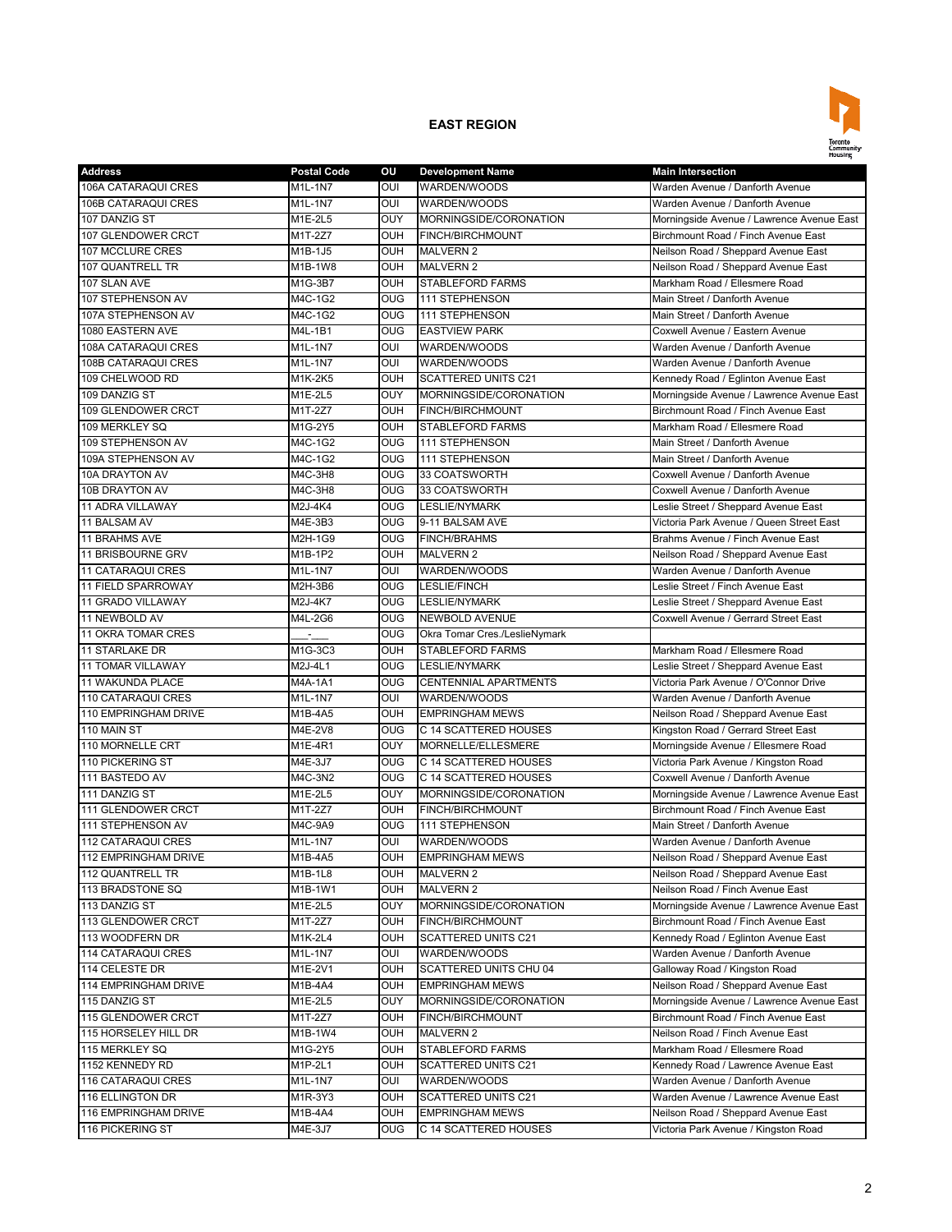## EAST REGION

| Address | Postal Code | OU | Development Name | Main Intersection |
|---|---|---|---|---|
| 106A CATARAQUI CRES | M1L-1N7 | OUI | WARDEN/WOODS | Warden Avenue / Danforth Avenue |
| 106B CATARAQUI CRES | M1L-1N7 | OUI | WARDEN/WOODS | Warden Avenue / Danforth Avenue |
| 107 DANZIG ST | M1E-2L5 | OUY | MORNINGSIDE/CORONATION | Morningside Avenue / Lawrence Avenue East |
| 107 GLENDOWER CRCT | M1T-2Z7 | OUH | FINCH/BIRCHMOUNT | Birchmount Road / Finch Avenue East |
| 107 MCCLURE CRES | M1B-1J5 | OUH | MALVERN 2 | Neilson Road / Sheppard Avenue East |
| 107 QUANTRELL TR | M1B-1W8 | OUH | MALVERN 2 | Neilson Road / Sheppard Avenue East |
| 107 SLAN AVE | M1G-3B7 | OUH | STABLEFORD FARMS | Markham Road / Ellesmere Road |
| 107 STEPHENSON AV | M4C-1G2 | OUG | 111 STEPHENSON | Main Street / Danforth Avenue |
| 107A STEPHENSON AV | M4C-1G2 | OUG | 111 STEPHENSON | Main Street / Danforth Avenue |
| 1080 EASTERN AVE | M4L-1B1 | OUG | EASTVIEW PARK | Coxwell Avenue / Eastern Avenue |
| 108A CATARAQUI CRES | M1L-1N7 | OUI | WARDEN/WOODS | Warden Avenue / Danforth Avenue |
| 108B CATARAQUI CRES | M1L-1N7 | OUI | WARDEN/WOODS | Warden Avenue / Danforth Avenue |
| 109 CHELWOOD RD | M1K-2K5 | OUH | SCATTERED UNITS C21 | Kennedy Road / Eglinton Avenue East |
| 109 DANZIG ST | M1E-2L5 | OUY | MORNINGSIDE/CORONATION | Morningside Avenue / Lawrence Avenue East |
| 109 GLENDOWER CRCT | M1T-2Z7 | OUH | FINCH/BIRCHMOUNT | Birchmount Road / Finch Avenue East |
| 109 MERKLEY SQ | M1G-2Y5 | OUH | STABLEFORD FARMS | Markham Road / Ellesmere Road |
| 109 STEPHENSON AV | M4C-1G2 | OUG | 111 STEPHENSON | Main Street / Danforth Avenue |
| 109A STEPHENSON AV | M4C-1G2 | OUG | 111 STEPHENSON | Main Street / Danforth Avenue |
| 10A DRAYTON AV | M4C-3H8 | OUG | 33 COATSWORTH | Coxwell Avenue / Danforth Avenue |
| 10B DRAYTON AV | M4C-3H8 | OUG | 33 COATSWORTH | Coxwell Avenue / Danforth Avenue |
| 11 ADRA VILLAWAY | M2J-4K4 | OUG | LESLIE/NYMARK | Leslie Street / Sheppard Avenue East |
| 11 BALSAM AV | M4E-3B3 | OUG | 9-11 BALSAM AVE | Victoria Park Avenue / Queen Street East |
| 11 BRAHMS AVE | M2H-1G9 | OUG | FINCH/BRAHMS | Brahms Avenue / Finch Avenue East |
| 11 BRISBOURNE GRV | M1B-1P2 | OUH | MALVERN 2 | Neilson Road / Sheppard Avenue East |
| 11 CATARAQUI CRES | M1L-1N7 | OUI | WARDEN/WOODS | Warden Avenue / Danforth Avenue |
| 11 FIELD SPARROWAY | M2H-3B6 | OUG | LESLIE/FINCH | Leslie Street / Finch Avenue East |
| 11 GRADO VILLAWAY | M2J-4K7 | OUG | LESLIE/NYMARK | Leslie Street / Sheppard Avenue East |
| 11 NEWBOLD AV | M4L-2G6 | OUG | NEWBOLD AVENUE | Coxwell Avenue / Gerrard Street East |
| 11 OKRA TOMAR CRES | ___-___ | OUG | Okra Tomar Cres./LeslieNymark | |
| 11 STARLAKE DR | M1G-3C3 | OUH | STABLEFORD FARMS | Markham Road / Ellesmere Road |
| 11 TOMAR VILLAWAY | M2J-4L1 | OUG | LESLIE/NYMARK | Leslie Street / Sheppard Avenue East |
| 11 WAKUNDA PLACE | M4A-1A1 | OUG | CENTENNIAL APARTMENTS | Victoria Park Avenue / O'Connor Drive |
| 110 CATARAQUI CRES | M1L-1N7 | OUI | WARDEN/WOODS | Warden Avenue / Danforth Avenue |
| 110 EMPRINGHAM DRIVE | M1B-4A5 | OUH | EMPRINGHAM MEWS | Neilson Road / Sheppard Avenue East |
| 110 MAIN ST | M4E-2V8 | OUG | C 14 SCATTERED HOUSES | Kingston Road / Gerrard Street East |
| 110 MORNELLE CRT | M1E-4R1 | OUY | MORNELLE/ELLESMERE | Morningside Avenue / Ellesmere Road |
| 110 PICKERING ST | M4E-3J7 | OUG | C 14 SCATTERED HOUSES | Victoria Park Avenue / Kingston Road |
| 111 BASTEDO AV | M4C-3N2 | OUG | C 14 SCATTERED HOUSES | Coxwell Avenue / Danforth Avenue |
| 111 DANZIG ST | M1E-2L5 | OUY | MORNINGSIDE/CORONATION | Morningside Avenue / Lawrence Avenue East |
| 111 GLENDOWER CRCT | M1T-2Z7 | OUH | FINCH/BIRCHMOUNT | Birchmount Road / Finch Avenue East |
| 111 STEPHENSON AV | M4C-9A9 | OUG | 111 STEPHENSON | Main Street / Danforth Avenue |
| 112 CATARAQUI CRES | M1L-1N7 | OUI | WARDEN/WOODS | Warden Avenue / Danforth Avenue |
| 112 EMPRINGHAM DRIVE | M1B-4A5 | OUH | EMPRINGHAM MEWS | Neilson Road / Sheppard Avenue East |
| 112 QUANTRELL TR | M1B-1L8 | OUH | MALVERN 2 | Neilson Road / Sheppard Avenue East |
| 113 BRADSTONE SQ | M1B-1W1 | OUH | MALVERN 2 | Neilson Road / Finch Avenue East |
| 113 DANZIG ST | M1E-2L5 | OUY | MORNINGSIDE/CORONATION | Morningside Avenue / Lawrence Avenue East |
| 113 GLENDOWER CRCT | M1T-2Z7 | OUH | FINCH/BIRCHMOUNT | Birchmount Road / Finch Avenue East |
| 113 WOODFERN DR | M1K-2L4 | OUH | SCATTERED UNITS C21 | Kennedy Road / Eglinton Avenue East |
| 114 CATARAQUI CRES | M1L-1N7 | OUI | WARDEN/WOODS | Warden Avenue / Danforth Avenue |
| 114 CELESTE DR | M1E-2V1 | OUH | SCATTERED UNITS CHU 04 | Galloway Road / Kingston Road |
| 114 EMPRINGHAM DRIVE | M1B-4A4 | OUH | EMPRINGHAM MEWS | Neilson Road / Sheppard Avenue East |
| 115 DANZIG ST | M1E-2L5 | OUY | MORNINGSIDE/CORONATION | Morningside Avenue / Lawrence Avenue East |
| 115 GLENDOWER CRCT | M1T-2Z7 | OUH | FINCH/BIRCHMOUNT | Birchmount Road / Finch Avenue East |
| 115 HORSELEY HILL DR | M1B-1W4 | OUH | MALVERN 2 | Neilson Road / Finch Avenue East |
| 115 MERKLEY SQ | M1G-2Y5 | OUH | STABLEFORD FARMS | Markham Road / Ellesmere Road |
| 1152 KENNEDY RD | M1P-2L1 | OUH | SCATTERED UNITS C21 | Kennedy Road / Lawrence Avenue East |
| 116 CATARAQUI CRES | M1L-1N7 | OUI | WARDEN/WOODS | Warden Avenue / Danforth Avenue |
| 116 ELLINGTON DR | M1R-3Y3 | OUH | SCATTERED UNITS C21 | Warden Avenue / Lawrence Avenue East |
| 116 EMPRINGHAM DRIVE | M1B-4A4 | OUH | EMPRINGHAM MEWS | Neilson Road / Sheppard Avenue East |
| 116 PICKERING ST | M4E-3J7 | OUG | C 14 SCATTERED HOUSES | Victoria Park Avenue / Kingston Road |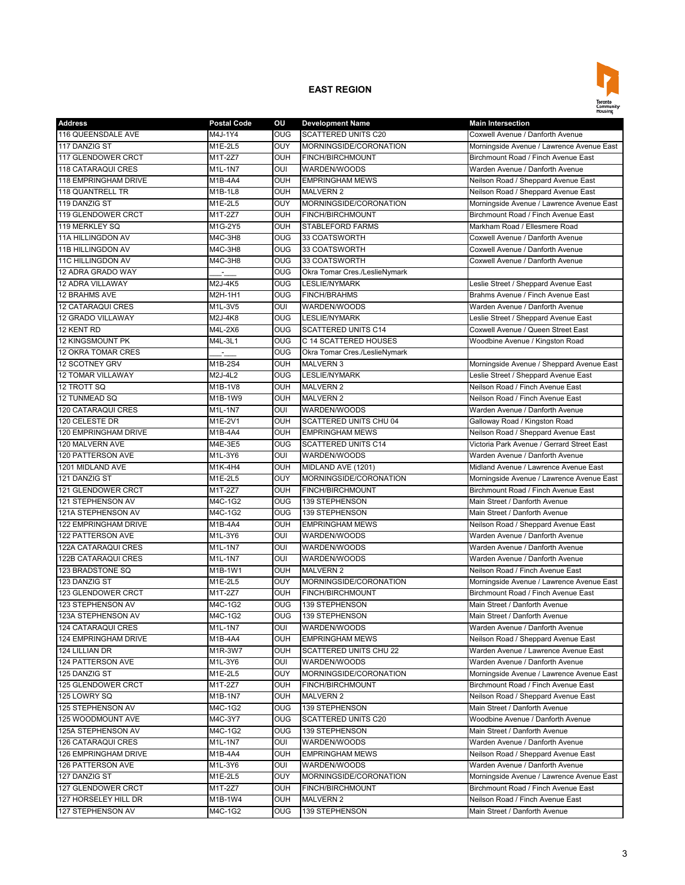## EAST REGION

| Address | Postal Code | OU | Development Name | Main Intersection |
|---|---|---|---|---|
| 116 QUEENSDALE AVE | M4J-1Y4 | OUG | SCATTERED UNITS C20 | Coxwell Avenue / Danforth Avenue |
| 117 DANZIG ST | M1E-2L5 | OUY | MORNINGSIDE/CORONATION | Morningside Avenue / Lawrence Avenue East |
| 117 GLENDOWER CRCT | M1T-2Z7 | OUH | FINCH/BIRCHMOUNT | Birchmount Road / Finch Avenue East |
| 118 CATARAQUI CRES | M1L-1N7 | OUI | WARDEN/WOODS | Warden Avenue / Danforth Avenue |
| 118 EMPRINGHAM DRIVE | M1B-4A4 | OUH | EMPRINGHAM MEWS | Neilson Road / Sheppard Avenue East |
| 118 QUANTRELL TR | M1B-1L8 | OUH | MALVERN 2 | Neilson Road / Sheppard Avenue East |
| 119 DANZIG ST | M1E-2L5 | OUY | MORNINGSIDE/CORONATION | Morningside Avenue / Lawrence Avenue East |
| 119 GLENDOWER CRCT | M1T-2Z7 | OUH | FINCH/BIRCHMOUNT | Birchmount Road / Finch Avenue East |
| 119 MERKLEY SQ | M1G-2Y5 | OUH | STABLEFORD FARMS | Markham Road / Ellesmere Road |
| 11A HILLINGDON AV | M4C-3H8 | OUG | 33 COATSWORTH | Coxwell Avenue / Danforth Avenue |
| 11B HILLINGDON AV | M4C-3H8 | OUG | 33 COATSWORTH | Coxwell Avenue / Danforth Avenue |
| 11C HILLINGDON AV | M4C-3H8 | OUG | 33 COATSWORTH | Coxwell Avenue / Danforth Avenue |
| 12 ADRA GRADO WAY | ___-___ | OUG | Okra Tomar Cres./LeslieNymark | |
| 12 ADRA VILLAWAY | M2J-4K5 | OUG | LESLIE/NYMARK | Leslie Street / Sheppard Avenue East |
| 12 BRAHMS AVE | M2H-1H1 | OUG | FINCH/BRAHMS | Brahms Avenue / Finch Avenue East |
| 12 CATARAQUI CRES | M1L-3V5 | OUI | WARDEN/WOODS | Warden Avenue / Danforth Avenue |
| 12 GRADO VILLAWAY | M2J-4K8 | OUG | LESLIE/NYMARK | Leslie Street / Sheppard Avenue East |
| 12 KENT RD | M4L-2X6 | OUG | SCATTERED UNITS C14 | Coxwell Avenue / Queen Street East |
| 12 KINGSMOUNT PK | M4L-3L1 | OUG | C 14 SCATTERED HOUSES | Woodbine Avenue / Kingston Road |
| 12 OKRA TOMAR CRES | ___-___ | OUG | Okra Tomar Cres./LeslieNymark | |
| 12 SCOTNEY GRV | M1B-2S4 | OUH | MALVERN 3 | Morningside Avenue / Sheppard Avenue East |
| 12 TOMAR VILLAWAY | M2J-4L2 | OUG | LESLIE/NYMARK | Leslie Street / Sheppard Avenue East |
| 12 TROTT SQ | M1B-1V8 | OUH | MALVERN 2 | Neilson Road / Finch Avenue East |
| 12 TUNMEAD SQ | M1B-1W9 | OUH | MALVERN 2 | Neilson Road / Finch Avenue East |
| 120 CATARAQUI CRES | M1L-1N7 | OUI | WARDEN/WOODS | Warden Avenue / Danforth Avenue |
| 120 CELESTE DR | M1E-2V1 | OUH | SCATTERED UNITS CHU 04 | Galloway Road / Kingston Road |
| 120 EMPRINGHAM DRIVE | M1B-4A4 | OUH | EMPRINGHAM MEWS | Neilson Road / Sheppard Avenue East |
| 120 MALVERN AVE | M4E-3E5 | OUG | SCATTERED UNITS C14 | Victoria Park Avenue / Gerrard Street East |
| 120 PATTERSON AVE | M1L-3Y6 | OUI | WARDEN/WOODS | Warden Avenue / Danforth Avenue |
| 1201 MIDLAND AVE | M1K-4H4 | OUH | MIDLAND AVE (1201) | Midland Avenue / Lawrence Avenue East |
| 121 DANZIG ST | M1E-2L5 | OUY | MORNINGSIDE/CORONATION | Morningside Avenue / Lawrence Avenue East |
| 121 GLENDOWER CRCT | M1T-2Z7 | OUH | FINCH/BIRCHMOUNT | Birchmount Road / Finch Avenue East |
| 121 STEPHENSON AV | M4C-1G2 | OUG | 139 STEPHENSON | Main Street / Danforth Avenue |
| 121A STEPHENSON AV | M4C-1G2 | OUG | 139 STEPHENSON | Main Street / Danforth Avenue |
| 122 EMPRINGHAM DRIVE | M1B-4A4 | OUH | EMPRINGHAM MEWS | Neilson Road / Sheppard Avenue East |
| 122 PATTERSON AVE | M1L-3Y6 | OUI | WARDEN/WOODS | Warden Avenue / Danforth Avenue |
| 122A CATARAQUI CRES | M1L-1N7 | OUI | WARDEN/WOODS | Warden Avenue / Danforth Avenue |
| 122B CATARAQUI CRES | M1L-1N7 | OUI | WARDEN/WOODS | Warden Avenue / Danforth Avenue |
| 123 BRADSTONE SQ | M1B-1W1 | OUH | MALVERN 2 | Neilson Road / Finch Avenue East |
| 123 DANZIG ST | M1E-2L5 | OUY | MORNINGSIDE/CORONATION | Morningside Avenue / Lawrence Avenue East |
| 123 GLENDOWER CRCT | M1T-2Z7 | OUH | FINCH/BIRCHMOUNT | Birchmount Road / Finch Avenue East |
| 123 STEPHENSON AV | M4C-1G2 | OUG | 139 STEPHENSON | Main Street / Danforth Avenue |
| 123A STEPHENSON AV | M4C-1G2 | OUG | 139 STEPHENSON | Main Street / Danforth Avenue |
| 124 CATARAQUI CRES | M1L-1N7 | OUI | WARDEN/WOODS | Warden Avenue / Danforth Avenue |
| 124 EMPRINGHAM DRIVE | M1B-4A4 | OUH | EMPRINGHAM MEWS | Neilson Road / Sheppard Avenue East |
| 124 LILLIAN DR | M1R-3W7 | OUH | SCATTERED UNITS CHU 22 | Warden Avenue / Lawrence Avenue East |
| 124 PATTERSON AVE | M1L-3Y6 | OUI | WARDEN/WOODS | Warden Avenue / Danforth Avenue |
| 125 DANZIG ST | M1E-2L5 | OUY | MORNINGSIDE/CORONATION | Morningside Avenue / Lawrence Avenue East |
| 125 GLENDOWER CRCT | M1T-2Z7 | OUH | FINCH/BIRCHMOUNT | Birchmount Road / Finch Avenue East |
| 125 LOWRY SQ | M1B-1N7 | OUH | MALVERN 2 | Neilson Road / Sheppard Avenue East |
| 125 STEPHENSON AV | M4C-1G2 | OUG | 139 STEPHENSON | Main Street / Danforth Avenue |
| 125 WOODMOUNT AVE | M4C-3Y7 | OUG | SCATTERED UNITS C20 | Woodbine Avenue / Danforth Avenue |
| 125A STEPHENSON AV | M4C-1G2 | OUG | 139 STEPHENSON | Main Street / Danforth Avenue |
| 126 CATARAQUI CRES | M1L-1N7 | OUI | WARDEN/WOODS | Warden Avenue / Danforth Avenue |
| 126 EMPRINGHAM DRIVE | M1B-4A4 | OUH | EMPRINGHAM MEWS | Neilson Road / Sheppard Avenue East |
| 126 PATTERSON AVE | M1L-3Y6 | OUI | WARDEN/WOODS | Warden Avenue / Danforth Avenue |
| 127 DANZIG ST | M1E-2L5 | OUY | MORNINGSIDE/CORONATION | Morningside Avenue / Lawrence Avenue East |
| 127 GLENDOWER CRCT | M1T-2Z7 | OUH | FINCH/BIRCHMOUNT | Birchmount Road / Finch Avenue East |
| 127 HORSELEY HILL DR | M1B-1W4 | OUH | MALVERN 2 | Neilson Road / Finch Avenue East |
| 127 STEPHENSON AV | M4C-1G2 | OUG | 139 STEPHENSON | Main Street / Danforth Avenue |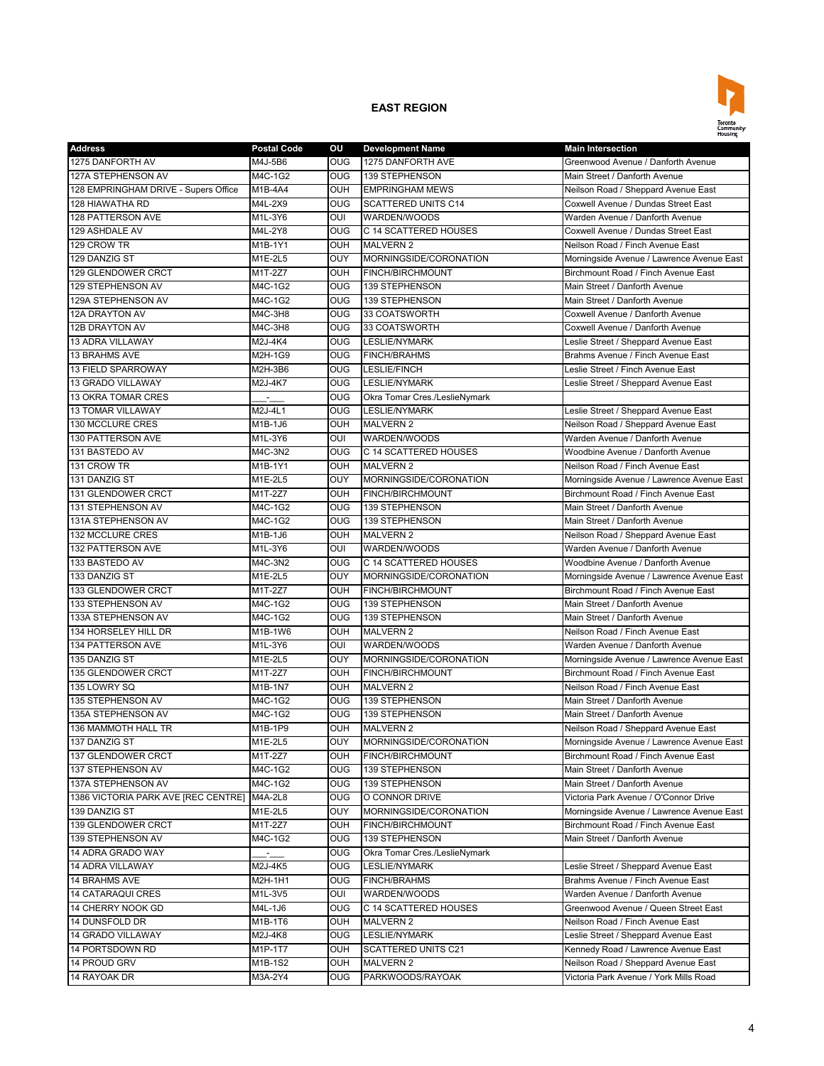## EAST REGION

| Address | Postal Code | OU | Development Name | Main Intersection |
|---|---|---|---|---|
| 1275 DANFORTH AV | M4J-5B6 | OUG | 1275 DANFORTH AVE | Greenwood Avenue / Danforth Avenue |
| 127A STEPHENSON AV | M4C-1G2 | OUG | 139 STEPHENSON | Main Street / Danforth Avenue |
| 128 EMPRINGHAM DRIVE - Supers Office | M1B-4A4 | OUH | EMPRINGHAM MEWS | Neilson Road / Sheppard Avenue East |
| 128 HIAWATHA RD | M4L-2X9 | OUG | SCATTERED UNITS C14 | Coxwell Avenue / Dundas Street East |
| 128 PATTERSON AVE | M1L-3Y6 | OUI | WARDEN/WOODS | Warden Avenue / Danforth Avenue |
| 129 ASHDALE AV | M4L-2Y8 | OUG | C 14 SCATTERED HOUSES | Coxwell Avenue / Dundas Street East |
| 129 CROW TR | M1B-1Y1 | OUH | MALVERN 2 | Neilson Road / Finch Avenue East |
| 129 DANZIG ST | M1E-2L5 | OUY | MORNINGSIDE/CORONATION | Morningside Avenue / Lawrence Avenue East |
| 129 GLENDOWER CRCT | M1T-2Z7 | OUH | FINCH/BIRCHMOUNT | Birchmount Road / Finch Avenue East |
| 129 STEPHENSON AV | M4C-1G2 | OUG | 139 STEPHENSON | Main Street / Danforth Avenue |
| 129A STEPHENSON AV | M4C-1G2 | OUG | 139 STEPHENSON | Main Street / Danforth Avenue |
| 12A DRAYTON AV | M4C-3H8 | OUG | 33 COATSWORTH | Coxwell Avenue / Danforth Avenue |
| 12B DRAYTON AV | M4C-3H8 | OUG | 33 COATSWORTH | Coxwell Avenue / Danforth Avenue |
| 13 ADRA VILLAWAY | M2J-4K4 | OUG | LESLIE/NYMARK | Leslie Street / Sheppard Avenue East |
| 13 BRAHMS AVE | M2H-1G9 | OUG | FINCH/BRAHMS | Brahms Avenue / Finch Avenue East |
| 13 FIELD SPARROWAY | M2H-3B6 | OUG | LESLIE/FINCH | Leslie Street / Finch Avenue East |
| 13 GRADO VILLAWAY | M2J-4K7 | OUG | LESLIE/NYMARK | Leslie Street / Sheppard Avenue East |
| 13 OKRA TOMAR CRES | ___-___ | OUG | Okra Tomar Cres./LeslieNymark | |
| 13 TOMAR VILLAWAY | M2J-4L1 | OUG | LESLIE/NYMARK | Leslie Street / Sheppard Avenue East |
| 130 MCCLURE CRES | M1B-1J6 | OUH | MALVERN 2 | Neilson Road / Sheppard Avenue East |
| 130 PATTERSON AVE | M1L-3Y6 | OUI | WARDEN/WOODS | Warden Avenue / Danforth Avenue |
| 131 BASTEDO AV | M4C-3N2 | OUG | C 14 SCATTERED HOUSES | Woodbine Avenue / Danforth Avenue |
| 131 CROW TR | M1B-1Y1 | OUH | MALVERN 2 | Neilson Road / Finch Avenue East |
| 131 DANZIG ST | M1E-2L5 | OUY | MORNINGSIDE/CORONATION | Morningside Avenue / Lawrence Avenue East |
| 131 GLENDOWER CRCT | M1T-2Z7 | OUH | FINCH/BIRCHMOUNT | Birchmount Road / Finch Avenue East |
| 131 STEPHENSON AV | M4C-1G2 | OUG | 139 STEPHENSON | Main Street / Danforth Avenue |
| 131A STEPHENSON AV | M4C-1G2 | OUG | 139 STEPHENSON | Main Street / Danforth Avenue |
| 132 MCCLURE CRES | M1B-1J6 | OUH | MALVERN 2 | Neilson Road / Sheppard Avenue East |
| 132 PATTERSON AVE | M1L-3Y6 | OUI | WARDEN/WOODS | Warden Avenue / Danforth Avenue |
| 133 BASTEDO AV | M4C-3N2 | OUG | C 14 SCATTERED HOUSES | Woodbine Avenue / Danforth Avenue |
| 133 DANZIG ST | M1E-2L5 | OUY | MORNINGSIDE/CORONATION | Morningside Avenue / Lawrence Avenue East |
| 133 GLENDOWER CRCT | M1T-2Z7 | OUH | FINCH/BIRCHMOUNT | Birchmount Road / Finch Avenue East |
| 133 STEPHENSON AV | M4C-1G2 | OUG | 139 STEPHENSON | Main Street / Danforth Avenue |
| 133A STEPHENSON AV | M4C-1G2 | OUG | 139 STEPHENSON | Main Street / Danforth Avenue |
| 134 HORSELEY HILL DR | M1B-1W6 | OUH | MALVERN 2 | Neilson Road / Finch Avenue East |
| 134 PATTERSON AVE | M1L-3Y6 | OUI | WARDEN/WOODS | Warden Avenue / Danforth Avenue |
| 135 DANZIG ST | M1E-2L5 | OUY | MORNINGSIDE/CORONATION | Morningside Avenue / Lawrence Avenue East |
| 135 GLENDOWER CRCT | M1T-2Z7 | OUH | FINCH/BIRCHMOUNT | Birchmount Road / Finch Avenue East |
| 135 LOWRY SQ | M1B-1N7 | OUH | MALVERN 2 | Neilson Road / Finch Avenue East |
| 135 STEPHENSON AV | M4C-1G2 | OUG | 139 STEPHENSON | Main Street / Danforth Avenue |
| 135A STEPHENSON AV | M4C-1G2 | OUG | 139 STEPHENSON | Main Street / Danforth Avenue |
| 136 MAMMOTH HALL TR | M1B-1P9 | OUH | MALVERN 2 | Neilson Road / Sheppard Avenue East |
| 137 DANZIG ST | M1E-2L5 | OUY | MORNINGSIDE/CORONATION | Morningside Avenue / Lawrence Avenue East |
| 137 GLENDOWER CRCT | M1T-2Z7 | OUH | FINCH/BIRCHMOUNT | Birchmount Road / Finch Avenue East |
| 137 STEPHENSON AV | M4C-1G2 | OUG | 139 STEPHENSON | Main Street / Danforth Avenue |
| 137A STEPHENSON AV | M4C-1G2 | OUG | 139 STEPHENSON | Main Street / Danforth Avenue |
| 1386 VICTORIA PARK AVE [REC CENTRE] | M4A-2L8 | OUG | O CONNOR DRIVE | Victoria Park Avenue / O'Connor Drive |
| 139 DANZIG ST | M1E-2L5 | OUY | MORNINGSIDE/CORONATION | Morningside Avenue / Lawrence Avenue East |
| 139 GLENDOWER CRCT | M1T-2Z7 | OUH | FINCH/BIRCHMOUNT | Birchmount Road / Finch Avenue East |
| 139 STEPHENSON AV | M4C-1G2 | OUG | 139 STEPHENSON | Main Street / Danforth Avenue |
| 14 ADRA GRADO WAY | ___-___ | OUG | Okra Tomar Cres./LeslieNymark | |
| 14 ADRA VILLAWAY | M2J-4K5 | OUG | LESLIE/NYMARK | Leslie Street / Sheppard Avenue East |
| 14 BRAHMS AVE | M2H-1H1 | OUG | FINCH/BRAHMS | Brahms Avenue / Finch Avenue East |
| 14 CATARAQUI CRES | M1L-3V5 | OUI | WARDEN/WOODS | Warden Avenue / Danforth Avenue |
| 14 CHERRY NOOK GD | M4L-1J6 | OUG | C 14 SCATTERED HOUSES | Greenwood Avenue / Queen Street East |
| 14 DUNSFOLD DR | M1B-1T6 | OUH | MALVERN 2 | Neilson Road / Finch Avenue East |
| 14 GRADO VILLAWAY | M2J-4K8 | OUG | LESLIE/NYMARK | Leslie Street / Sheppard Avenue East |
| 14 PORTSDOWN RD | M1P-1T7 | OUH | SCATTERED UNITS C21 | Kennedy Road / Lawrence Avenue East |
| 14 PROUD GRV | M1B-1S2 | OUH | MALVERN 2 | Neilson Road / Sheppard Avenue East |
| 14 RAYOAK DR | M3A-2Y4 | OUG | PARKWOODS/RAYOAK | Victoria Park Avenue / York Mills Road |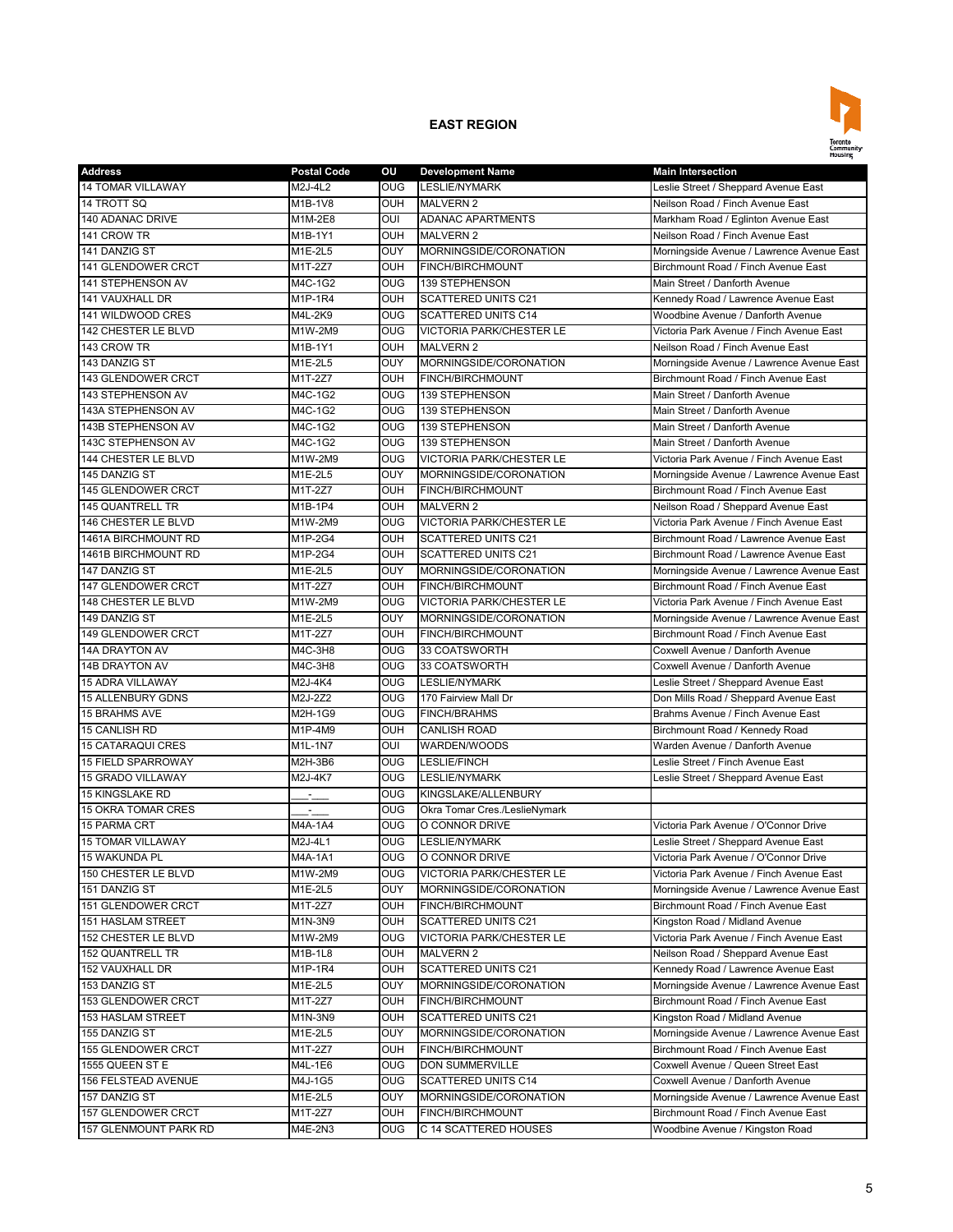## EAST REGION

| Address | Postal Code | OU | Development Name | Main Intersection |
|---|---|---|---|---|
| 14 TOMAR VILLAWAY | M2J-4L2 | OUG | LESLIE/NYMARK | Leslie Street / Sheppard Avenue East |
| 14 TROTT SQ | M1B-1V8 | OUH | MALVERN 2 | Neilson Road / Finch Avenue East |
| 140 ADANAC DRIVE | M1M-2E8 | OUI | ADANAC APARTMENTS | Markham Road / Eglinton Avenue East |
| 141 CROW TR | M1B-1Y1 | OUH | MALVERN 2 | Neilson Road / Finch Avenue East |
| 141 DANZIG ST | M1E-2L5 | OUY | MORNINGSIDE/CORONATION | Morningside Avenue / Lawrence Avenue East |
| 141 GLENDOWER CRCT | M1T-2Z7 | OUH | FINCH/BIRCHMOUNT | Birchmount Road / Finch Avenue East |
| 141 STEPHENSON AV | M4C-1G2 | OUG | 139 STEPHENSON | Main Street / Danforth Avenue |
| 141 VAUXHALL DR | M1P-1R4 | OUH | SCATTERED UNITS C21 | Kennedy Road / Lawrence Avenue East |
| 141 WILDWOOD CRES | M4L-2K9 | OUG | SCATTERED UNITS C14 | Woodbine Avenue / Danforth Avenue |
| 142 CHESTER LE BLVD | M1W-2M9 | OUG | VICTORIA PARK/CHESTER LE | Victoria Park Avenue / Finch Avenue East |
| 143 CROW TR | M1B-1Y1 | OUH | MALVERN 2 | Neilson Road / Finch Avenue East |
| 143 DANZIG ST | M1E-2L5 | OUY | MORNINGSIDE/CORONATION | Morningside Avenue / Lawrence Avenue East |
| 143 GLENDOWER CRCT | M1T-2Z7 | OUH | FINCH/BIRCHMOUNT | Birchmount Road / Finch Avenue East |
| 143 STEPHENSON AV | M4C-1G2 | OUG | 139 STEPHENSON | Main Street / Danforth Avenue |
| 143A STEPHENSON AV | M4C-1G2 | OUG | 139 STEPHENSON | Main Street / Danforth Avenue |
| 143B STEPHENSON AV | M4C-1G2 | OUG | 139 STEPHENSON | Main Street / Danforth Avenue |
| 143C STEPHENSON AV | M4C-1G2 | OUG | 139 STEPHENSON | Main Street / Danforth Avenue |
| 144 CHESTER LE BLVD | M1W-2M9 | OUG | VICTORIA PARK/CHESTER LE | Victoria Park Avenue / Finch Avenue East |
| 145 DANZIG ST | M1E-2L5 | OUY | MORNINGSIDE/CORONATION | Morningside Avenue / Lawrence Avenue East |
| 145 GLENDOWER CRCT | M1T-2Z7 | OUH | FINCH/BIRCHMOUNT | Birchmount Road / Finch Avenue East |
| 145 QUANTRELL TR | M1B-1P4 | OUH | MALVERN 2 | Neilson Road / Sheppard Avenue East |
| 146 CHESTER LE BLVD | M1W-2M9 | OUG | VICTORIA PARK/CHESTER LE | Victoria Park Avenue / Finch Avenue East |
| 1461A BIRCHMOUNT RD | M1P-2G4 | OUH | SCATTERED UNITS C21 | Birchmount Road / Lawrence Avenue East |
| 1461B BIRCHMOUNT RD | M1P-2G4 | OUH | SCATTERED UNITS C21 | Birchmount Road / Lawrence Avenue East |
| 147 DANZIG ST | M1E-2L5 | OUY | MORNINGSIDE/CORONATION | Morningside Avenue / Lawrence Avenue East |
| 147 GLENDOWER CRCT | M1T-2Z7 | OUH | FINCH/BIRCHMOUNT | Birchmount Road / Finch Avenue East |
| 148 CHESTER LE BLVD | M1W-2M9 | OUG | VICTORIA PARK/CHESTER LE | Victoria Park Avenue / Finch Avenue East |
| 149 DANZIG ST | M1E-2L5 | OUY | MORNINGSIDE/CORONATION | Morningside Avenue / Lawrence Avenue East |
| 149 GLENDOWER CRCT | M1T-2Z7 | OUH | FINCH/BIRCHMOUNT | Birchmount Road / Finch Avenue East |
| 14A DRAYTON AV | M4C-3H8 | OUG | 33 COATSWORTH | Coxwell Avenue / Danforth Avenue |
| 14B DRAYTON AV | M4C-3H8 | OUG | 33 COATSWORTH | Coxwell Avenue / Danforth Avenue |
| 15 ADRA VILLAWAY | M2J-4K4 | OUG | LESLIE/NYMARK | Leslie Street / Sheppard Avenue East |
| 15 ALLENBURY GDNS | M2J-2Z2 | OUG | 170 Fairview Mall Dr | Don Mills Road / Sheppard Avenue East |
| 15 BRAHMS AVE | M2H-1G9 | OUG | FINCH/BRAHMS | Brahms Avenue / Finch Avenue East |
| 15 CANLISH RD | M1P-4M9 | OUH | CANLISH ROAD | Birchmount Road / Kennedy Road |
| 15 CATARAQUI CRES | M1L-1N7 | OUI | WARDEN/WOODS | Warden Avenue / Danforth Avenue |
| 15 FIELD SPARROWAY | M2H-3B6 | OUG | LESLIE/FINCH | Leslie Street / Finch Avenue East |
| 15 GRADO VILLAWAY | M2J-4K7 | OUG | LESLIE/NYMARK | Leslie Street / Sheppard Avenue East |
| 15 KINGSLAKE RD | ___-___ | OUG | KINGSLAKE/ALLENBURY | |
| 15 OKRA TOMAR CRES | ___-___ | OUG | Okra Tomar Cres./LeslieNymark | |
| 15 PARMA CRT | M4A-1A4 | OUG | O CONNOR DRIVE | Victoria Park Avenue / O'Connor Drive |
| 15 TOMAR VILLAWAY | M2J-4L1 | OUG | LESLIE/NYMARK | Leslie Street / Sheppard Avenue East |
| 15 WAKUNDA PL | M4A-1A1 | OUG | O CONNOR DRIVE | Victoria Park Avenue / O'Connor Drive |
| 150 CHESTER LE BLVD | M1W-2M9 | OUG | VICTORIA PARK/CHESTER LE | Victoria Park Avenue / Finch Avenue East |
| 151 DANZIG ST | M1E-2L5 | OUY | MORNINGSIDE/CORONATION | Morningside Avenue / Lawrence Avenue East |
| 151 GLENDOWER CRCT | M1T-2Z7 | OUH | FINCH/BIRCHMOUNT | Birchmount Road / Finch Avenue East |
| 151 HASLAM STREET | M1N-3N9 | OUH | SCATTERED UNITS C21 | Kingston Road / Midland Avenue |
| 152 CHESTER LE BLVD | M1W-2M9 | OUG | VICTORIA PARK/CHESTER LE | Victoria Park Avenue / Finch Avenue East |
| 152 QUANTRELL TR | M1B-1L8 | OUH | MALVERN 2 | Neilson Road / Sheppard Avenue East |
| 152 VAUXHALL DR | M1P-1R4 | OUH | SCATTERED UNITS C21 | Kennedy Road / Lawrence Avenue East |
| 153 DANZIG ST | M1E-2L5 | OUY | MORNINGSIDE/CORONATION | Morningside Avenue / Lawrence Avenue East |
| 153 GLENDOWER CRCT | M1T-2Z7 | OUH | FINCH/BIRCHMOUNT | Birchmount Road / Finch Avenue East |
| 153 HASLAM STREET | M1N-3N9 | OUH | SCATTERED UNITS C21 | Kingston Road / Midland Avenue |
| 155 DANZIG ST | M1E-2L5 | OUY | MORNINGSIDE/CORONATION | Morningside Avenue / Lawrence Avenue East |
| 155 GLENDOWER CRCT | M1T-2Z7 | OUH | FINCH/BIRCHMOUNT | Birchmount Road / Finch Avenue East |
| 1555 QUEEN ST E | M4L-1E6 | OUG | DON SUMMERVILLE | Coxwell Avenue / Queen Street East |
| 156 FELSTEAD AVENUE | M4J-1G5 | OUG | SCATTERED UNITS C14 | Coxwell Avenue / Danforth Avenue |
| 157 DANZIG ST | M1E-2L5 | OUY | MORNINGSIDE/CORONATION | Morningside Avenue / Lawrence Avenue East |
| 157 GLENDOWER CRCT | M1T-2Z7 | OUH | FINCH/BIRCHMOUNT | Birchmount Road / Finch Avenue East |
| 157 GLENMOUNT PARK RD | M4E-2N3 | OUG | C 14 SCATTERED HOUSES | Woodbine Avenue / Kingston Road |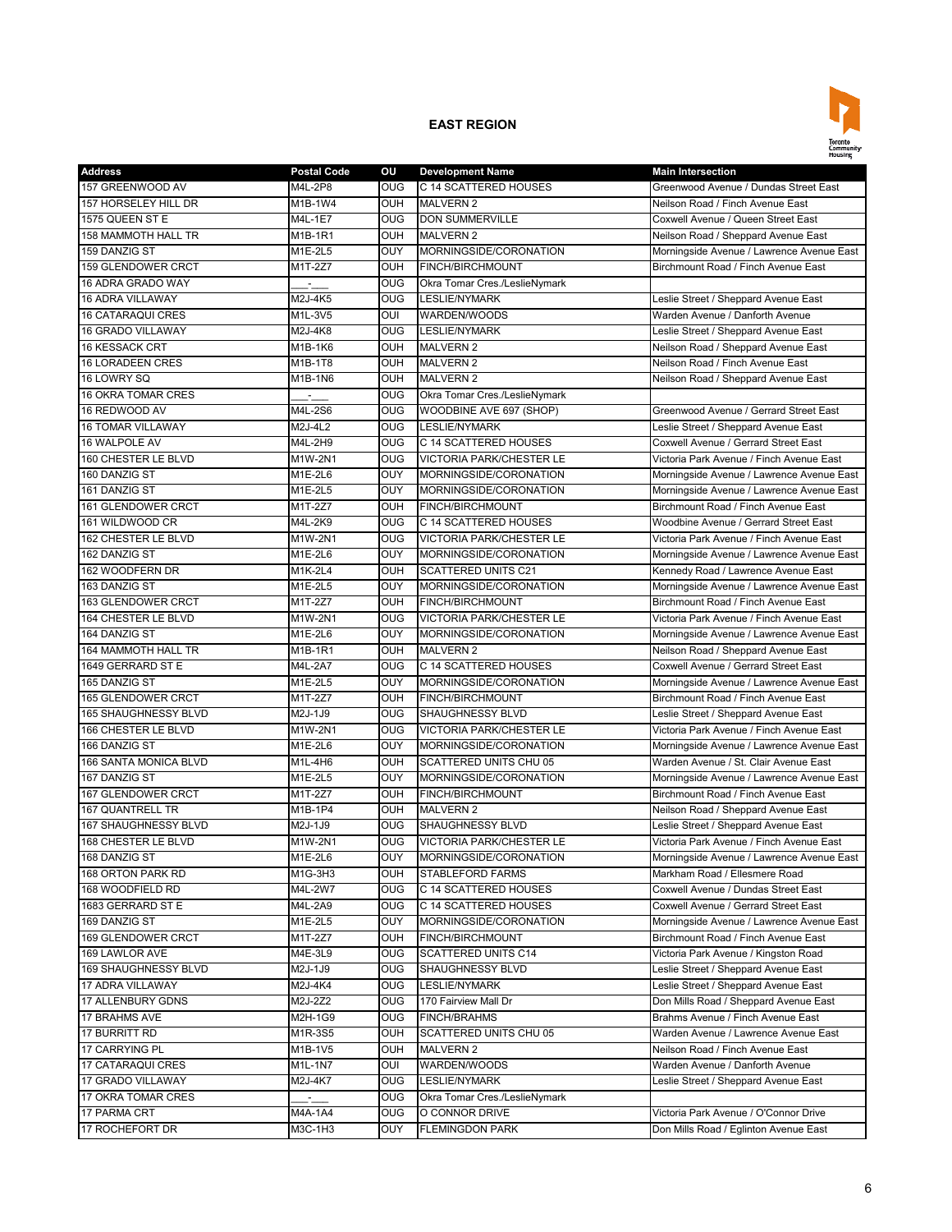## EAST REGION

| Address | Postal Code | OU | Development Name | Main Intersection |
|---|---|---|---|---|
| 157 GREENWOOD AV | M4L-2P8 | OUG | C 14 SCATTERED HOUSES | Greenwood Avenue / Dundas Street East |
| 157 HORSELEY HILL DR | M1B-1W4 | OUH | MALVERN 2 | Neilson Road / Finch Avenue East |
| 1575 QUEEN ST E | M4L-1E7 | OUG | DON SUMMERVILLE | Coxwell Avenue / Queen Street East |
| 158 MAMMOTH HALL TR | M1B-1R1 | OUH | MALVERN 2 | Neilson Road / Sheppard Avenue East |
| 159 DANZIG ST | M1E-2L5 | OUY | MORNINGSIDE/CORONATION | Morningside Avenue / Lawrence Avenue East |
| 159 GLENDOWER CRCT | M1T-2Z7 | OUH | FINCH/BIRCHMOUNT | Birchmount Road / Finch Avenue East |
| 16 ADRA GRADO WAY | \_\_\_-\_\_\_ | OUG | Okra Tomar Cres./LeslieNymark | |
| 16 ADRA VILLAWAY | M2J-4K5 | OUG | LESLIE/NYMARK | Leslie Street / Sheppard Avenue East |
| 16 CATARAQUI CRES | M1L-3V5 | OUI | WARDEN/WOODS | Warden Avenue / Danforth Avenue |
| 16 GRADO VILLAWAY | M2J-4K8 | OUG | LESLIE/NYMARK | Leslie Street / Sheppard Avenue East |
| 16 KESSACK CRT | M1B-1K6 | OUH | MALVERN 2 | Neilson Road / Sheppard Avenue East |
| 16 LORADEEN CRES | M1B-1T8 | OUH | MALVERN 2 | Neilson Road / Finch Avenue East |
| 16 LOWRY SQ | M1B-1N6 | OUH | MALVERN 2 | Neilson Road / Sheppard Avenue East |
| 16 OKRA TOMAR CRES | \_\_\_-\_\_\_ | OUG | Okra Tomar Cres./LeslieNymark | |
| 16 REDWOOD AV | M4L-2S6 | OUG | WOODBINE AVE 697 (SHOP) | Greenwood Avenue / Gerrard Street East |
| 16 TOMAR VILLAWAY | M2J-4L2 | OUG | LESLIE/NYMARK | Leslie Street / Sheppard Avenue East |
| 16 WALPOLE AV | M4L-2H9 | OUG | C 14 SCATTERED HOUSES | Coxwell Avenue / Gerrard Street East |
| 160 CHESTER LE BLVD | M1W-2N1 | OUG | VICTORIA PARK/CHESTER LE | Victoria Park Avenue / Finch Avenue East |
| 160 DANZIG ST | M1E-2L6 | OUY | MORNINGSIDE/CORONATION | Morningside Avenue / Lawrence Avenue East |
| 161 DANZIG ST | M1E-2L5 | OUY | MORNINGSIDE/CORONATION | Morningside Avenue / Lawrence Avenue East |
| 161 GLENDOWER CRCT | M1T-2Z7 | OUH | FINCH/BIRCHMOUNT | Birchmount Road / Finch Avenue East |
| 161 WILDWOOD CR | M4L-2K9 | OUG | C 14 SCATTERED HOUSES | Woodbine Avenue / Gerrard Street East |
| 162 CHESTER LE BLVD | M1W-2N1 | OUG | VICTORIA PARK/CHESTER LE | Victoria Park Avenue / Finch Avenue East |
| 162 DANZIG ST | M1E-2L6 | OUY | MORNINGSIDE/CORONATION | Morningside Avenue / Lawrence Avenue East |
| 162 WOODFERN DR | M1K-2L4 | OUH | SCATTERED UNITS C21 | Kennedy Road / Lawrence Avenue East |
| 163 DANZIG ST | M1E-2L5 | OUY | MORNINGSIDE/CORONATION | Morningside Avenue / Lawrence Avenue East |
| 163 GLENDOWER CRCT | M1T-2Z7 | OUH | FINCH/BIRCHMOUNT | Birchmount Road / Finch Avenue East |
| 164 CHESTER LE BLVD | M1W-2N1 | OUG | VICTORIA PARK/CHESTER LE | Victoria Park Avenue / Finch Avenue East |
| 164 DANZIG ST | M1E-2L6 | OUY | MORNINGSIDE/CORONATION | Morningside Avenue / Lawrence Avenue East |
| 164 MAMMOTH HALL TR | M1B-1R1 | OUH | MALVERN 2 | Neilson Road / Sheppard Avenue East |
| 1649 GERRARD ST E | M4L-2A7 | OUG | C 14 SCATTERED HOUSES | Coxwell Avenue / Gerrard Street East |
| 165 DANZIG ST | M1E-2L5 | OUY | MORNINGSIDE/CORONATION | Morningside Avenue / Lawrence Avenue East |
| 165 GLENDOWER CRCT | M1T-2Z7 | OUH | FINCH/BIRCHMOUNT | Birchmount Road / Finch Avenue East |
| 165 SHAUGHNESSY BLVD | M2J-1J9 | OUG | SHAUGHNESSY BLVD | Leslie Street / Sheppard Avenue East |
| 166 CHESTER LE BLVD | M1W-2N1 | OUG | VICTORIA PARK/CHESTER LE | Victoria Park Avenue / Finch Avenue East |
| 166 DANZIG ST | M1E-2L6 | OUY | MORNINGSIDE/CORONATION | Morningside Avenue / Lawrence Avenue East |
| 166 SANTA MONICA BLVD | M1L-4H6 | OUH | SCATTERED UNITS CHU 05 | Warden Avenue / St. Clair Avenue East |
| 167 DANZIG ST | M1E-2L5 | OUY | MORNINGSIDE/CORONATION | Morningside Avenue / Lawrence Avenue East |
| 167 GLENDOWER CRCT | M1T-2Z7 | OUH | FINCH/BIRCHMOUNT | Birchmount Road / Finch Avenue East |
| 167 QUANTRELL TR | M1B-1P4 | OUH | MALVERN 2 | Neilson Road / Sheppard Avenue East |
| 167 SHAUGHNESSY BLVD | M2J-1J9 | OUG | SHAUGHNESSY BLVD | Leslie Street / Sheppard Avenue East |
| 168 CHESTER LE BLVD | M1W-2N1 | OUG | VICTORIA PARK/CHESTER LE | Victoria Park Avenue / Finch Avenue East |
| 168 DANZIG ST | M1E-2L6 | OUY | MORNINGSIDE/CORONATION | Morningside Avenue / Lawrence Avenue East |
| 168 ORTON PARK RD | M1G-3H3 | OUH | STABLEFORD FARMS | Markham Road / Ellesmere Road |
| 168 WOODFIELD RD | M4L-2W7 | OUG | C 14 SCATTERED HOUSES | Coxwell Avenue / Dundas Street East |
| 1683 GERRARD ST E | M4L-2A9 | OUG | C 14 SCATTERED HOUSES | Coxwell Avenue / Gerrard Street East |
| 169 DANZIG ST | M1E-2L5 | OUY | MORNINGSIDE/CORONATION | Morningside Avenue / Lawrence Avenue East |
| 169 GLENDOWER CRCT | M1T-2Z7 | OUH | FINCH/BIRCHMOUNT | Birchmount Road / Finch Avenue East |
| 169 LAWLOR AVE | M4E-3L9 | OUG | SCATTERED UNITS C14 | Victoria Park Avenue / Kingston Road |
| 169 SHAUGHNESSY BLVD | M2J-1J9 | OUG | SHAUGHNESSY BLVD | Leslie Street / Sheppard Avenue East |
| 17 ADRA VILLAWAY | M2J-4K4 | OUG | LESLIE/NYMARK | Leslie Street / Sheppard Avenue East |
| 17 ALLENBURY GDNS | M2J-2Z2 | OUG | 170 Fairview Mall Dr | Don Mills Road / Sheppard Avenue East |
| 17 BRAHMS AVE | M2H-1G9 | OUG | FINCH/BRAHMS | Brahms Avenue / Finch Avenue East |
| 17 BURRITT RD | M1R-3S5 | OUH | SCATTERED UNITS CHU 05 | Warden Avenue / Lawrence Avenue East |
| 17 CARRYING PL | M1B-1V5 | OUH | MALVERN 2 | Neilson Road / Finch Avenue East |
| 17 CATARAQUI CRES | M1L-1N7 | OUI | WARDEN/WOODS | Warden Avenue / Danforth Avenue |
| 17 GRADO VILLAWAY | M2J-4K7 | OUG | LESLIE/NYMARK | Leslie Street / Sheppard Avenue East |
| 17 OKRA TOMAR CRES | \_\_\_-\_\_\_ | OUG | Okra Tomar Cres./LeslieNymark | |
| 17 PARMA CRT | M4A-1A4 | OUG | O CONNOR DRIVE | Victoria Park Avenue / O'Connor Drive |
| 17 ROCHEFORT DR | M3C-1H3 | OUY | FLEMINGDON PARK | Don Mills Road / Eglinton Avenue East |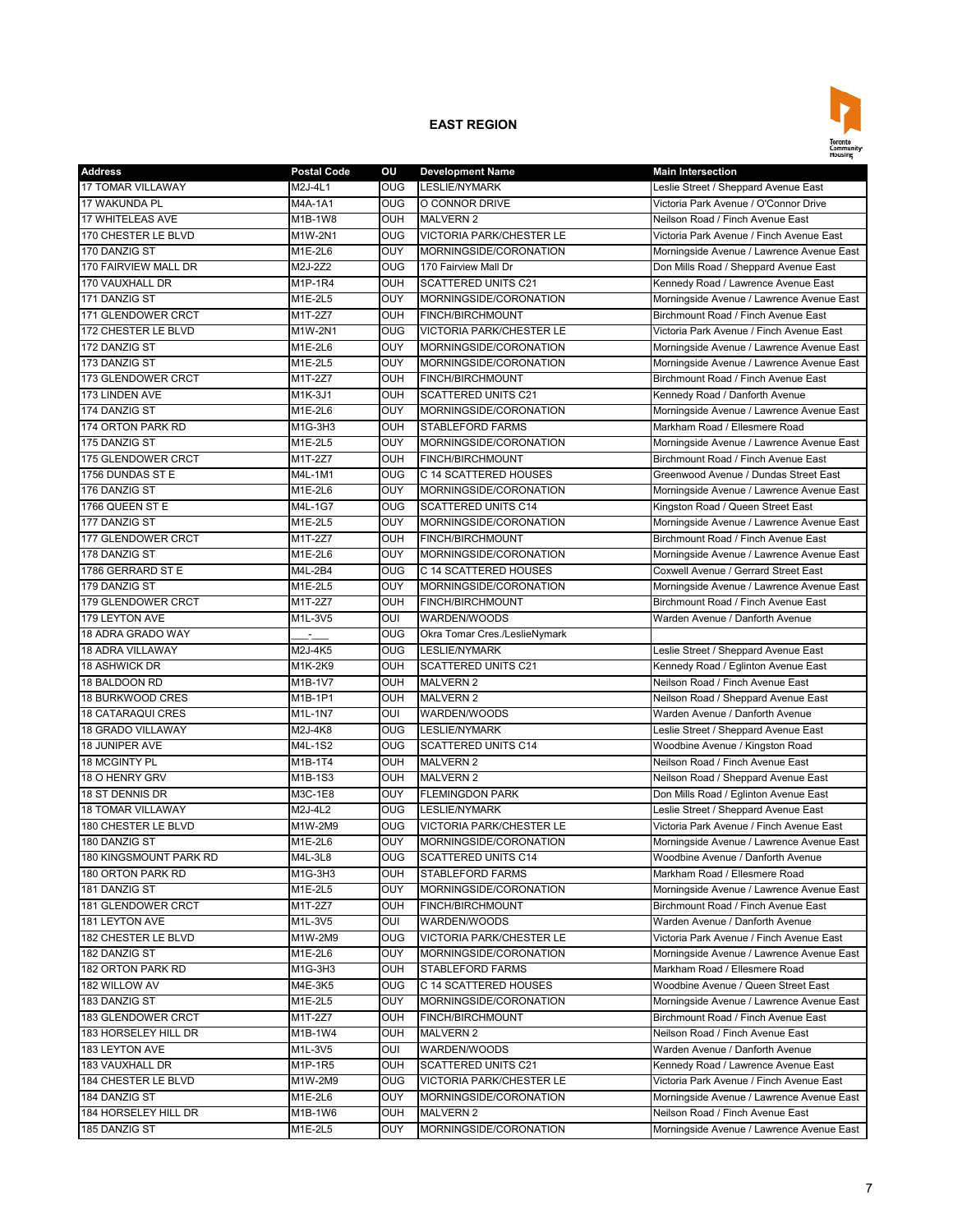## EAST REGION

| Address | Postal Code | OU | Development Name | Main Intersection |
|---|---|---|---|---|
| 17 TOMAR VILLAWAY | M2J-4L1 | OUG | LESLIE/NYMARK | Leslie Street / Sheppard Avenue East |
| 17 WAKUNDA PL | M4A-1A1 | OUG | O CONNOR DRIVE | Victoria Park Avenue / O'Connor Drive |
| 17 WHITELEAS AVE | M1B-1W8 | OUH | MALVERN 2 | Neilson Road / Finch Avenue East |
| 170 CHESTER LE BLVD | M1W-2N1 | OUG | VICTORIA PARK/CHESTER LE | Victoria Park Avenue / Finch Avenue East |
| 170 DANZIG ST | M1E-2L6 | OUY | MORNINGSIDE/CORONATION | Morningside Avenue / Lawrence Avenue East |
| 170 FAIRVIEW MALL DR | M2J-2Z2 | OUG | 170 Fairview Mall Dr | Don Mills Road / Sheppard Avenue East |
| 170 VAUXHALL DR | M1P-1R4 | OUH | SCATTERED UNITS C21 | Kennedy Road / Lawrence Avenue East |
| 171 DANZIG ST | M1E-2L5 | OUY | MORNINGSIDE/CORONATION | Morningside Avenue / Lawrence Avenue East |
| 171 GLENDOWER CRCT | M1T-2Z7 | OUH | FINCH/BIRCHMOUNT | Birchmount Road / Finch Avenue East |
| 172 CHESTER LE BLVD | M1W-2N1 | OUG | VICTORIA PARK/CHESTER LE | Victoria Park Avenue / Finch Avenue East |
| 172 DANZIG ST | M1E-2L6 | OUY | MORNINGSIDE/CORONATION | Morningside Avenue / Lawrence Avenue East |
| 173 DANZIG ST | M1E-2L5 | OUY | MORNINGSIDE/CORONATION | Morningside Avenue / Lawrence Avenue East |
| 173 GLENDOWER CRCT | M1T-2Z7 | OUH | FINCH/BIRCHMOUNT | Birchmount Road / Finch Avenue East |
| 173 LINDEN AVE | M1K-3J1 | OUH | SCATTERED UNITS C21 | Kennedy Road / Danforth Avenue |
| 174 DANZIG ST | M1E-2L6 | OUY | MORNINGSIDE/CORONATION | Morningside Avenue / Lawrence Avenue East |
| 174 ORTON PARK RD | M1G-3H3 | OUH | STABLEFORD FARMS | Markham Road / Ellesmere Road |
| 175 DANZIG ST | M1E-2L5 | OUY | MORNINGSIDE/CORONATION | Morningside Avenue / Lawrence Avenue East |
| 175 GLENDOWER CRCT | M1T-2Z7 | OUH | FINCH/BIRCHMOUNT | Birchmount Road / Finch Avenue East |
| 1756 DUNDAS ST E | M4L-1M1 | OUG | C 14 SCATTERED HOUSES | Greenwood Avenue / Dundas Street East |
| 176 DANZIG ST | M1E-2L6 | OUY | MORNINGSIDE/CORONATION | Morningside Avenue / Lawrence Avenue East |
| 1766 QUEEN ST E | M4L-1G7 | OUG | SCATTERED UNITS C14 | Kingston Road / Queen Street East |
| 177 DANZIG ST | M1E-2L5 | OUY | MORNINGSIDE/CORONATION | Morningside Avenue / Lawrence Avenue East |
| 177 GLENDOWER CRCT | M1T-2Z7 | OUH | FINCH/BIRCHMOUNT | Birchmount Road / Finch Avenue East |
| 178 DANZIG ST | M1E-2L6 | OUY | MORNINGSIDE/CORONATION | Morningside Avenue / Lawrence Avenue East |
| 1786 GERRARD ST E | M4L-2B4 | OUG | C 14 SCATTERED HOUSES | Coxwell Avenue / Gerrard Street East |
| 179 DANZIG ST | M1E-2L5 | OUY | MORNINGSIDE/CORONATION | Morningside Avenue / Lawrence Avenue East |
| 179 GLENDOWER CRCT | M1T-2Z7 | OUH | FINCH/BIRCHMOUNT | Birchmount Road / Finch Avenue East |
| 179 LEYTON AVE | M1L-3V5 | OUI | WARDEN/WOODS | Warden Avenue / Danforth Avenue |
| 18 ADRA GRADO WAY | ___-___ | OUG | Okra Tomar Cres./LeslieNymark | |
| 18 ADRA VILLAWAY | M2J-4K5 | OUG | LESLIE/NYMARK | Leslie Street / Sheppard Avenue East |
| 18 ASHWICK DR | M1K-2K9 | OUH | SCATTERED UNITS C21 | Kennedy Road / Eglinton Avenue East |
| 18 BALDOON RD | M1B-1V7 | OUH | MALVERN 2 | Neilson Road / Finch Avenue East |
| 18 BURKWOOD CRES | M1B-1P1 | OUH | MALVERN 2 | Neilson Road / Sheppard Avenue East |
| 18 CATARAQUI CRES | M1L-1N7 | OUI | WARDEN/WOODS | Warden Avenue / Danforth Avenue |
| 18 GRADO VILLAWAY | M2J-4K8 | OUG | LESLIE/NYMARK | Leslie Street / Sheppard Avenue East |
| 18 JUNIPER AVE | M4L-1S2 | OUG | SCATTERED UNITS C14 | Woodbine Avenue / Kingston Road |
| 18 MCGINTY PL | M1B-1T4 | OUH | MALVERN 2 | Neilson Road / Finch Avenue East |
| 18 O HENRY GRV | M1B-1S3 | OUH | MALVERN 2 | Neilson Road / Sheppard Avenue East |
| 18 ST DENNIS DR | M3C-1E8 | OUY | FLEMINGDON PARK | Don Mills Road / Eglinton Avenue East |
| 18 TOMAR VILLAWAY | M2J-4L2 | OUG | LESLIE/NYMARK | Leslie Street / Sheppard Avenue East |
| 180 CHESTER LE BLVD | M1W-2M9 | OUG | VICTORIA PARK/CHESTER LE | Victoria Park Avenue / Finch Avenue East |
| 180 DANZIG ST | M1E-2L6 | OUY | MORNINGSIDE/CORONATION | Morningside Avenue / Lawrence Avenue East |
| 180 KINGSMOUNT PARK RD | M4L-3L8 | OUG | SCATTERED UNITS C14 | Woodbine Avenue / Danforth Avenue |
| 180 ORTON PARK RD | M1G-3H3 | OUH | STABLEFORD FARMS | Markham Road / Ellesmere Road |
| 181 DANZIG ST | M1E-2L5 | OUY | MORNINGSIDE/CORONATION | Morningside Avenue / Lawrence Avenue East |
| 181 GLENDOWER CRCT | M1T-2Z7 | OUH | FINCH/BIRCHMOUNT | Birchmount Road / Finch Avenue East |
| 181 LEYTON AVE | M1L-3V5 | OUI | WARDEN/WOODS | Warden Avenue / Danforth Avenue |
| 182 CHESTER LE BLVD | M1W-2M9 | OUG | VICTORIA PARK/CHESTER LE | Victoria Park Avenue / Finch Avenue East |
| 182 DANZIG ST | M1E-2L6 | OUY | MORNINGSIDE/CORONATION | Morningside Avenue / Lawrence Avenue East |
| 182 ORTON PARK RD | M1G-3H3 | OUH | STABLEFORD FARMS | Markham Road / Ellesmere Road |
| 182 WILLOW AV | M4E-3K5 | OUG | C 14 SCATTERED HOUSES | Woodbine Avenue / Queen Street East |
| 183 DANZIG ST | M1E-2L5 | OUY | MORNINGSIDE/CORONATION | Morningside Avenue / Lawrence Avenue East |
| 183 GLENDOWER CRCT | M1T-2Z7 | OUH | FINCH/BIRCHMOUNT | Birchmount Road / Finch Avenue East |
| 183 HORSELEY HILL DR | M1B-1W4 | OUH | MALVERN 2 | Neilson Road / Finch Avenue East |
| 183 LEYTON AVE | M1L-3V5 | OUI | WARDEN/WOODS | Warden Avenue / Danforth Avenue |
| 183 VAUXHALL DR | M1P-1R5 | OUH | SCATTERED UNITS C21 | Kennedy Road / Lawrence Avenue East |
| 184 CHESTER LE BLVD | M1W-2M9 | OUG | VICTORIA PARK/CHESTER LE | Victoria Park Avenue / Finch Avenue East |
| 184 DANZIG ST | M1E-2L6 | OUY | MORNINGSIDE/CORONATION | Morningside Avenue / Lawrence Avenue East |
| 184 HORSELEY HILL DR | M1B-1W6 | OUH | MALVERN 2 | Neilson Road / Finch Avenue East |
| 185 DANZIG ST | M1E-2L5 | OUY | MORNINGSIDE/CORONATION | Morningside Avenue / Lawrence Avenue East |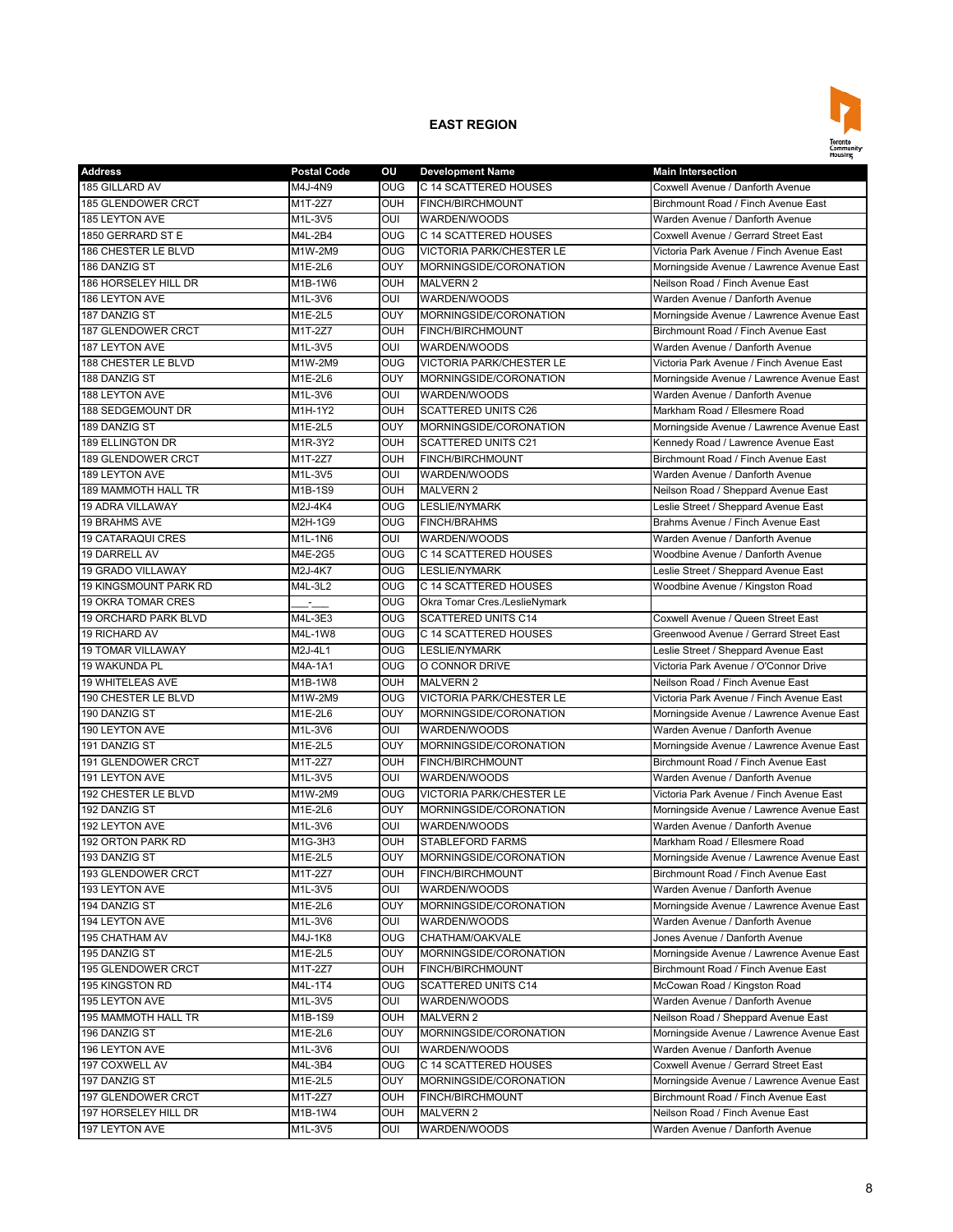## EAST REGION

| Address | Postal Code | OU | Development Name | Main Intersection |
|---|---|---|---|---|
| 185 GILLARD AV | M4J-4N9 | OUG | C 14 SCATTERED HOUSES | Coxwell Avenue / Danforth Avenue |
| 185 GLENDOWER CRCT | M1T-2Z7 | OUH | FINCH/BIRCHMOUNT | Birchmount Road / Finch Avenue East |
| 185 LEYTON AVE | M1L-3V5 | OUI | WARDEN/WOODS | Warden Avenue / Danforth Avenue |
| 1850 GERRARD ST E | M4L-2B4 | OUG | C 14 SCATTERED HOUSES | Coxwell Avenue / Gerrard Street East |
| 186 CHESTER LE BLVD | M1W-2M9 | OUG | VICTORIA PARK/CHESTER LE | Victoria Park Avenue / Finch Avenue East |
| 186 DANZIG ST | M1E-2L6 | OUY | MORNINGSIDE/CORONATION | Morningside Avenue / Lawrence Avenue East |
| 186 HORSELEY HILL DR | M1B-1W6 | OUH | MALVERN 2 | Neilson Road / Finch Avenue East |
| 186 LEYTON AVE | M1L-3V6 | OUI | WARDEN/WOODS | Warden Avenue / Danforth Avenue |
| 187 DANZIG ST | M1E-2L5 | OUY | MORNINGSIDE/CORONATION | Morningside Avenue / Lawrence Avenue East |
| 187 GLENDOWER CRCT | M1T-2Z7 | OUH | FINCH/BIRCHMOUNT | Birchmount Road / Finch Avenue East |
| 187 LEYTON AVE | M1L-3V5 | OUI | WARDEN/WOODS | Warden Avenue / Danforth Avenue |
| 188 CHESTER LE BLVD | M1W-2M9 | OUG | VICTORIA PARK/CHESTER LE | Victoria Park Avenue / Finch Avenue East |
| 188 DANZIG ST | M1E-2L6 | OUY | MORNINGSIDE/CORONATION | Morningside Avenue / Lawrence Avenue East |
| 188 LEYTON AVE | M1L-3V6 | OUI | WARDEN/WOODS | Warden Avenue / Danforth Avenue |
| 188 SEDGEMOUNT DR | M1H-1Y2 | OUH | SCATTERED UNITS C26 | Markham Road / Ellesmere Road |
| 189 DANZIG ST | M1E-2L5 | OUY | MORNINGSIDE/CORONATION | Morningside Avenue / Lawrence Avenue East |
| 189 ELLINGTON DR | M1R-3Y2 | OUH | SCATTERED UNITS C21 | Kennedy Road / Lawrence Avenue East |
| 189 GLENDOWER CRCT | M1T-2Z7 | OUH | FINCH/BIRCHMOUNT | Birchmount Road / Finch Avenue East |
| 189 LEYTON AVE | M1L-3V5 | OUI | WARDEN/WOODS | Warden Avenue / Danforth Avenue |
| 189 MAMMOTH HALL TR | M1B-1S9 | OUH | MALVERN 2 | Neilson Road / Sheppard Avenue East |
| 19 ADRA VILLAWAY | M2J-4K4 | OUG | LESLIE/NYMARK | Leslie Street / Sheppard Avenue East |
| 19 BRAHMS AVE | M2H-1G9 | OUG | FINCH/BRAHMS | Brahms Avenue / Finch Avenue East |
| 19 CATARAQUI CRES | M1L-1N6 | OUI | WARDEN/WOODS | Warden Avenue / Danforth Avenue |
| 19 DARRELL AV | M4E-2G5 | OUG | C 14 SCATTERED HOUSES | Woodbine Avenue / Danforth Avenue |
| 19 GRADO VILLAWAY | M2J-4K7 | OUG | LESLIE/NYMARK | Leslie Street / Sheppard Avenue East |
| 19 KINGSMOUNT PARK RD | M4L-3L2 | OUG | C 14 SCATTERED HOUSES | Woodbine Avenue / Kingston Road |
| 19 OKRA TOMAR CRES | ___-___ | OUG | Okra Tomar Cres./LeslieNymark | |
| 19 ORCHARD PARK BLVD | M4L-3E3 | OUG | SCATTERED UNITS C14 | Coxwell Avenue / Queen Street East |
| 19 RICHARD AV | M4L-1W8 | OUG | C 14 SCATTERED HOUSES | Greenwood Avenue / Gerrard Street East |
| 19 TOMAR VILLAWAY | M2J-4L1 | OUG | LESLIE/NYMARK | Leslie Street / Sheppard Avenue East |
| 19 WAKUNDA PL | M4A-1A1 | OUG | O CONNOR DRIVE | Victoria Park Avenue / O'Connor Drive |
| 19 WHITELEAS AVE | M1B-1W8 | OUH | MALVERN 2 | Neilson Road / Finch Avenue East |
| 190 CHESTER LE BLVD | M1W-2M9 | OUG | VICTORIA PARK/CHESTER LE | Victoria Park Avenue / Finch Avenue East |
| 190 DANZIG ST | M1E-2L6 | OUY | MORNINGSIDE/CORONATION | Morningside Avenue / Lawrence Avenue East |
| 190 LEYTON AVE | M1L-3V6 | OUI | WARDEN/WOODS | Warden Avenue / Danforth Avenue |
| 191 DANZIG ST | M1E-2L5 | OUY | MORNINGSIDE/CORONATION | Morningside Avenue / Lawrence Avenue East |
| 191 GLENDOWER CRCT | M1T-2Z7 | OUH | FINCH/BIRCHMOUNT | Birchmount Road / Finch Avenue East |
| 191 LEYTON AVE | M1L-3V5 | OUI | WARDEN/WOODS | Warden Avenue / Danforth Avenue |
| 192 CHESTER LE BLVD | M1W-2M9 | OUG | VICTORIA PARK/CHESTER LE | Victoria Park Avenue / Finch Avenue East |
| 192 DANZIG ST | M1E-2L6 | OUY | MORNINGSIDE/CORONATION | Morningside Avenue / Lawrence Avenue East |
| 192 LEYTON AVE | M1L-3V6 | OUI | WARDEN/WOODS | Warden Avenue / Danforth Avenue |
| 192 ORTON PARK RD | M1G-3H3 | OUH | STABLEFORD FARMS | Markham Road / Ellesmere Road |
| 193 DANZIG ST | M1E-2L5 | OUY | MORNINGSIDE/CORONATION | Morningside Avenue / Lawrence Avenue East |
| 193 GLENDOWER CRCT | M1T-2Z7 | OUH | FINCH/BIRCHMOUNT | Birchmount Road / Finch Avenue East |
| 193 LEYTON AVE | M1L-3V5 | OUI | WARDEN/WOODS | Warden Avenue / Danforth Avenue |
| 194 DANZIG ST | M1E-2L6 | OUY | MORNINGSIDE/CORONATION | Morningside Avenue / Lawrence Avenue East |
| 194 LEYTON AVE | M1L-3V6 | OUI | WARDEN/WOODS | Warden Avenue / Danforth Avenue |
| 195 CHATHAM AV | M4J-1K8 | OUG | CHATHAM/OAKVALE | Jones Avenue / Danforth Avenue |
| 195 DANZIG ST | M1E-2L5 | OUY | MORNINGSIDE/CORONATION | Morningside Avenue / Lawrence Avenue East |
| 195 GLENDOWER CRCT | M1T-2Z7 | OUH | FINCH/BIRCHMOUNT | Birchmount Road / Finch Avenue East |
| 195 KINGSTON RD | M4L-1T4 | OUG | SCATTERED UNITS C14 | McCowan Road / Kingston Road |
| 195 LEYTON AVE | M1L-3V5 | OUI | WARDEN/WOODS | Warden Avenue / Danforth Avenue |
| 195 MAMMOTH HALL TR | M1B-1S9 | OUH | MALVERN 2 | Neilson Road / Sheppard Avenue East |
| 196 DANZIG ST | M1E-2L6 | OUY | MORNINGSIDE/CORONATION | Morningside Avenue / Lawrence Avenue East |
| 196 LEYTON AVE | M1L-3V6 | OUI | WARDEN/WOODS | Warden Avenue / Danforth Avenue |
| 197 COXWELL AV | M4L-3B4 | OUG | C 14 SCATTERED HOUSES | Coxwell Avenue / Gerrard Street East |
| 197 DANZIG ST | M1E-2L5 | OUY | MORNINGSIDE/CORONATION | Morningside Avenue / Lawrence Avenue East |
| 197 GLENDOWER CRCT | M1T-2Z7 | OUH | FINCH/BIRCHMOUNT | Birchmount Road / Finch Avenue East |
| 197 HORSELEY HILL DR | M1B-1W4 | OUH | MALVERN 2 | Neilson Road / Finch Avenue East |
| 197 LEYTON AVE | M1L-3V5 | OUI | WARDEN/WOODS | Warden Avenue / Danforth Avenue |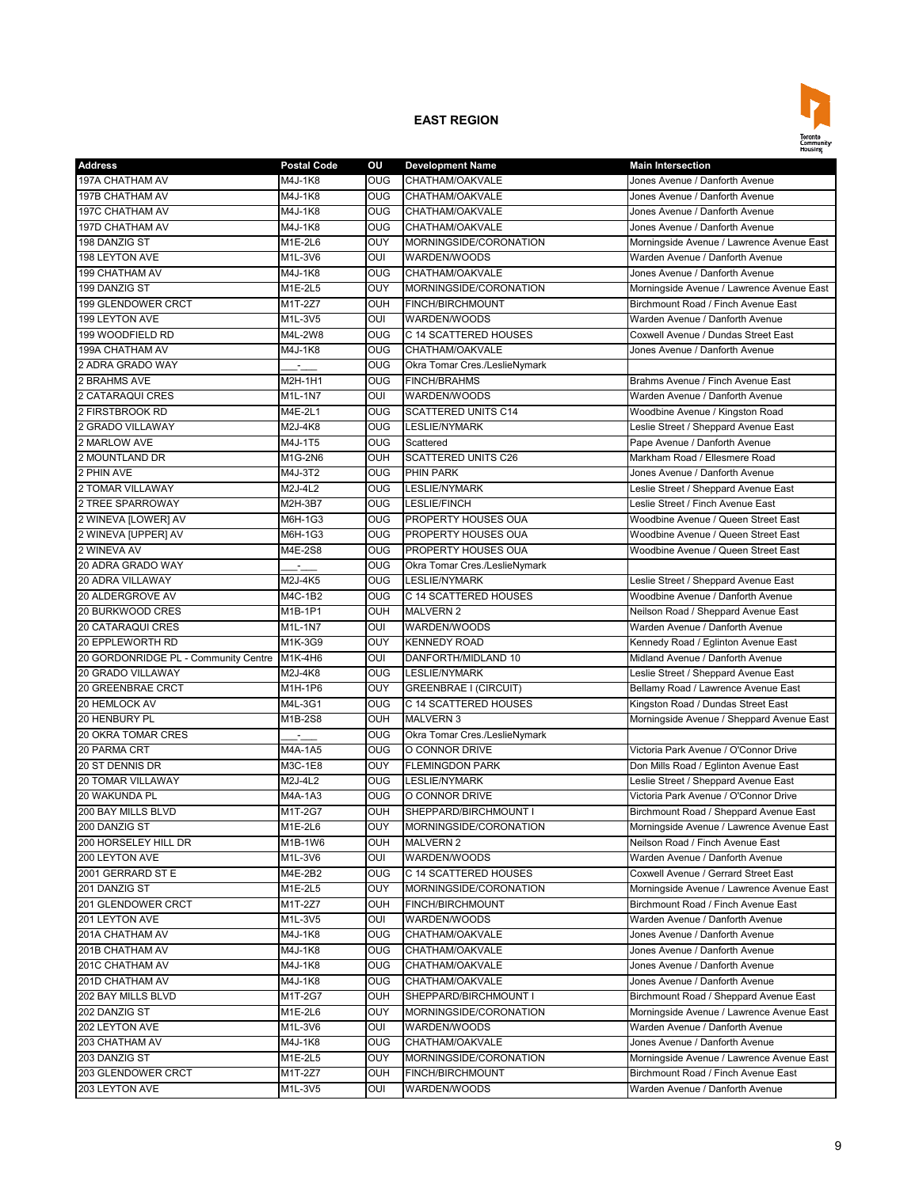## EAST REGION

| Address | Postal Code | OU | Development Name | Main Intersection |
|---|---|---|---|---|
| 197A CHATHAM AV | M4J-1K8 | OUG | CHATHAM/OAKVALE | Jones Avenue / Danforth Avenue |
| 197B CHATHAM AV | M4J-1K8 | OUG | CHATHAM/OAKVALE | Jones Avenue / Danforth Avenue |
| 197C CHATHAM AV | M4J-1K8 | OUG | CHATHAM/OAKVALE | Jones Avenue / Danforth Avenue |
| 197D CHATHAM AV | M4J-1K8 | OUG | CHATHAM/OAKVALE | Jones Avenue / Danforth Avenue |
| 198 DANZIG ST | M1E-2L6 | OUY | MORNINGSIDE/CORONATION | Morningside Avenue / Lawrence Avenue East |
| 198 LEYTON AVE | M1L-3V6 | OUI | WARDEN/WOODS | Warden Avenue / Danforth Avenue |
| 199 CHATHAM AV | M4J-1K8 | OUG | CHATHAM/OAKVALE | Jones Avenue / Danforth Avenue |
| 199 DANZIG ST | M1E-2L5 | OUY | MORNINGSIDE/CORONATION | Morningside Avenue / Lawrence Avenue East |
| 199 GLENDOWER CRCT | M1T-2Z7 | OUH | FINCH/BIRCHMOUNT | Birchmount Road / Finch Avenue East |
| 199 LEYTON AVE | M1L-3V5 | OUI | WARDEN/WOODS | Warden Avenue / Danforth Avenue |
| 199 WOODFIELD RD | M4L-2W8 | OUG | C 14 SCATTERED HOUSES | Coxwell Avenue / Dundas Street East |
| 199A CHATHAM AV | M4J-1K8 | OUG | CHATHAM/OAKVALE | Jones Avenue / Danforth Avenue |
| 2 ADRA GRADO WAY | ___-___ | OUG | Okra Tomar Cres./LeslieNymark | |
| 2 BRAHMS AVE | M2H-1H1 | OUG | FINCH/BRAHMS | Brahms Avenue / Finch Avenue East |
| 2 CATARAQUI CRES | M1L-1N7 | OUI | WARDEN/WOODS | Warden Avenue / Danforth Avenue |
| 2 FIRSTBROOK RD | M4E-2L1 | OUG | SCATTERED UNITS C14 | Woodbine Avenue / Kingston Road |
| 2 GRADO VILLAWAY | M2J-4K8 | OUG | LESLIE/NYMARK | Leslie Street / Sheppard Avenue East |
| 2 MARLOW AVE | M4J-1T5 | OUG | Scattered | Pape Avenue / Danforth Avenue |
| 2 MOUNTLAND DR | M1G-2N6 | OUH | SCATTERED UNITS C26 | Markham Road / Ellesmere Road |
| 2 PHIN AVE | M4J-3T2 | OUG | PHIN PARK | Jones Avenue / Danforth Avenue |
| 2 TOMAR VILLAWAY | M2J-4L2 | OUG | LESLIE/NYMARK | Leslie Street / Sheppard Avenue East |
| 2 TREE SPARROWAY | M2H-3B7 | OUG | LESLIE/FINCH | Leslie Street / Finch Avenue East |
| 2 WINEVA [LOWER] AV | M6H-1G3 | OUG | PROPERTY HOUSES OUA | Woodbine Avenue / Queen Street East |
| 2 WINEVA [UPPER] AV | M6H-1G3 | OUG | PROPERTY HOUSES OUA | Woodbine Avenue / Queen Street East |
| 2 WINEVA AV | M4E-2S8 | OUG | PROPERTY HOUSES OUA | Woodbine Avenue / Queen Street East |
| 20 ADRA GRADO WAY | ___-___ | OUG | Okra Tomar Cres./LeslieNymark | |
| 20 ADRA VILLAWAY | M2J-4K5 | OUG | LESLIE/NYMARK | Leslie Street / Sheppard Avenue East |
| 20 ALDERGROVE AV | M4C-1B2 | OUG | C 14 SCATTERED HOUSES | Woodbine Avenue / Danforth Avenue |
| 20 BURKWOOD CRES | M1B-1P1 | OUH | MALVERN 2 | Neilson Road / Sheppard Avenue East |
| 20 CATARAQUI CRES | M1L-1N7 | OUI | WARDEN/WOODS | Warden Avenue / Danforth Avenue |
| 20 EPPLEWORTH RD | M1K-3G9 | OUY | KENNEDY ROAD | Kennedy Road / Eglinton Avenue East |
| 20 GORDONRIDGE PL - Community Centre | M1K-4H6 | OUI | DANFORTH/MIDLAND 10 | Midland Avenue / Danforth Avenue |
| 20 GRADO VILLAWAY | M2J-4K8 | OUG | LESLIE/NYMARK | Leslie Street / Sheppard Avenue East |
| 20 GREENBRAE CRCT | M1H-1P6 | OUY | GREENBRAE I (CIRCUIT) | Bellamy Road / Lawrence Avenue East |
| 20 HEMLOCK AV | M4L-3G1 | OUG | C 14 SCATTERED HOUSES | Kingston Road / Dundas Street East |
| 20 HENBURY PL | M1B-2S8 | OUH | MALVERN 3 | Morningside Avenue / Sheppard Avenue East |
| 20 OKRA TOMAR CRES | ___-___ | OUG | Okra Tomar Cres./LeslieNymark | |
| 20 PARMA CRT | M4A-1A5 | OUG | O CONNOR DRIVE | Victoria Park Avenue / O'Connor Drive |
| 20 ST DENNIS DR | M3C-1E8 | OUY | FLEMINGDON PARK | Don Mills Road / Eglinton Avenue East |
| 20 TOMAR VILLAWAY | M2J-4L2 | OUG | LESLIE/NYMARK | Leslie Street / Sheppard Avenue East |
| 20 WAKUNDA PL | M4A-1A3 | OUG | O CONNOR DRIVE | Victoria Park Avenue / O'Connor Drive |
| 200 BAY MILLS BLVD | M1T-2G7 | OUH | SHEPPARD/BIRCHMOUNT I | Birchmount Road / Sheppard Avenue East |
| 200 DANZIG ST | M1E-2L6 | OUY | MORNINGSIDE/CORONATION | Morningside Avenue / Lawrence Avenue East |
| 200 HORSELEY HILL DR | M1B-1W6 | OUH | MALVERN 2 | Neilson Road / Finch Avenue East |
| 200 LEYTON AVE | M1L-3V6 | OUI | WARDEN/WOODS | Warden Avenue / Danforth Avenue |
| 2001 GERRARD ST E | M4E-2B2 | OUG | C 14 SCATTERED HOUSES | Coxwell Avenue / Gerrard Street East |
| 201 DANZIG ST | M1E-2L5 | OUY | MORNINGSIDE/CORONATION | Morningside Avenue / Lawrence Avenue East |
| 201 GLENDOWER CRCT | M1T-2Z7 | OUH | FINCH/BIRCHMOUNT | Birchmount Road / Finch Avenue East |
| 201 LEYTON AVE | M1L-3V5 | OUI | WARDEN/WOODS | Warden Avenue / Danforth Avenue |
| 201A CHATHAM AV | M4J-1K8 | OUG | CHATHAM/OAKVALE | Jones Avenue / Danforth Avenue |
| 201B CHATHAM AV | M4J-1K8 | OUG | CHATHAM/OAKVALE | Jones Avenue / Danforth Avenue |
| 201C CHATHAM AV | M4J-1K8 | OUG | CHATHAM/OAKVALE | Jones Avenue / Danforth Avenue |
| 201D CHATHAM AV | M4J-1K8 | OUG | CHATHAM/OAKVALE | Jones Avenue / Danforth Avenue |
| 202 BAY MILLS BLVD | M1T-2G7 | OUH | SHEPPARD/BIRCHMOUNT I | Birchmount Road / Sheppard Avenue East |
| 202 DANZIG ST | M1E-2L6 | OUY | MORNINGSIDE/CORONATION | Morningside Avenue / Lawrence Avenue East |
| 202 LEYTON AVE | M1L-3V6 | OUI | WARDEN/WOODS | Warden Avenue / Danforth Avenue |
| 203 CHATHAM AV | M4J-1K8 | OUG | CHATHAM/OAKVALE | Jones Avenue / Danforth Avenue |
| 203 DANZIG ST | M1E-2L5 | OUY | MORNINGSIDE/CORONATION | Morningside Avenue / Lawrence Avenue East |
| 203 GLENDOWER CRCT | M1T-2Z7 | OUH | FINCH/BIRCHMOUNT | Birchmount Road / Finch Avenue East |
| 203 LEYTON AVE | M1L-3V5 | OUI | WARDEN/WOODS | Warden Avenue / Danforth Avenue |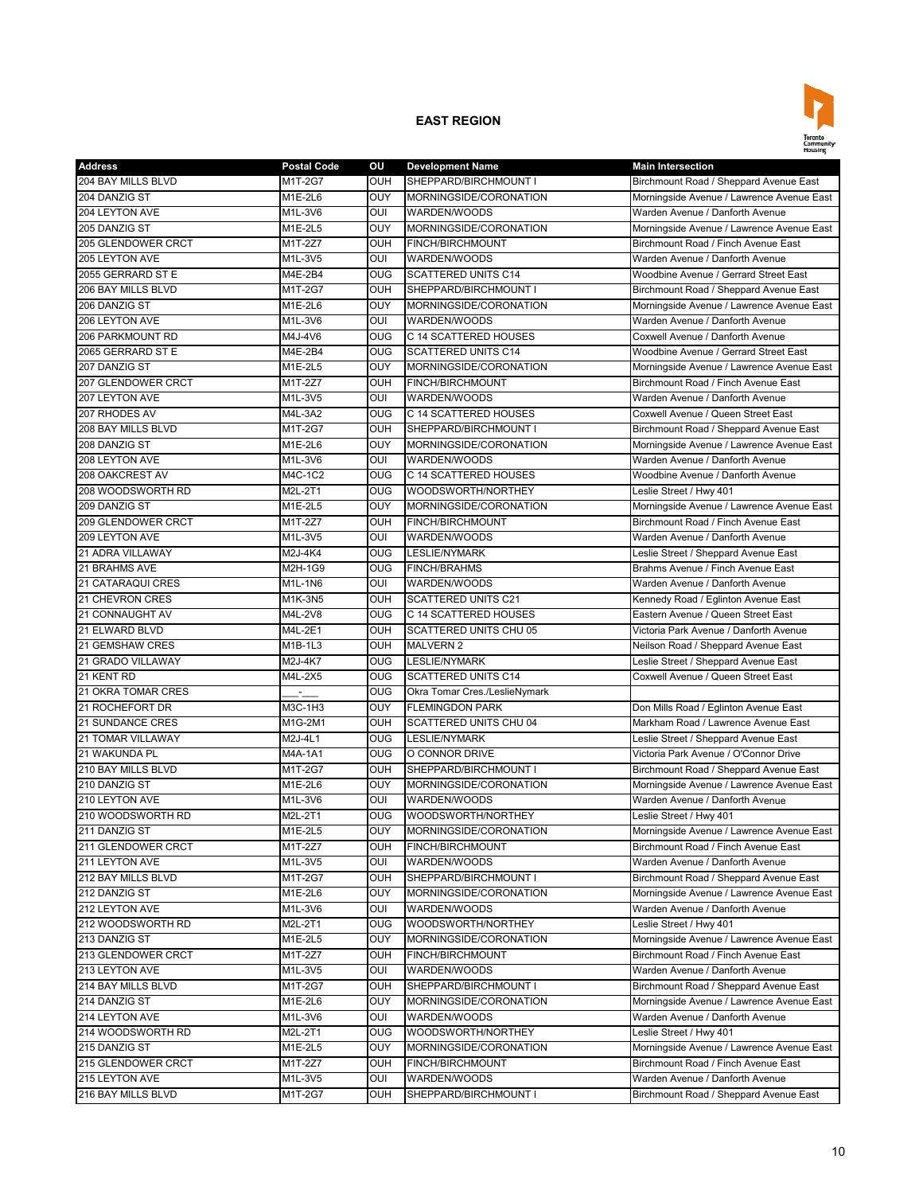## EAST REGION

| Address | Postal Code | OU | Development Name | Main Intersection |
|---|---|---|---|---|
| 204 BAY MILLS BLVD | M1T-2G7 | OUH | SHEPPARD/BIRCHMOUNT I | Birchmount Road / Sheppard Avenue East |
| 204 DANZIG ST | M1E-2L6 | OUY | MORNINGSIDE/CORONATION | Morningside Avenue / Lawrence Avenue East |
| 204 LEYTON AVE | M1L-3V6 | OUI | WARDEN/WOODS | Warden Avenue / Danforth Avenue |
| 205 DANZIG ST | M1E-2L5 | OUY | MORNINGSIDE/CORONATION | Morningside Avenue / Lawrence Avenue East |
| 205 GLENDOWER CRCT | M1T-2Z7 | OUH | FINCH/BIRCHMOUNT | Birchmount Road / Finch Avenue East |
| 205 LEYTON AVE | M1L-3V5 | OUI | WARDEN/WOODS | Warden Avenue / Danforth Avenue |
| 2055 GERRARD ST E | M4E-2B4 | OUG | SCATTERED UNITS C14 | Woodbine Avenue / Gerrard Street East |
| 206 BAY MILLS BLVD | M1T-2G7 | OUH | SHEPPARD/BIRCHMOUNT I | Birchmount Road / Sheppard Avenue East |
| 206 DANZIG ST | M1E-2L6 | OUY | MORNINGSIDE/CORONATION | Morningside Avenue / Lawrence Avenue East |
| 206 LEYTON AVE | M1L-3V6 | OUI | WARDEN/WOODS | Warden Avenue / Danforth Avenue |
| 206 PARKMOUNT RD | M4J-4V6 | OUG | C 14 SCATTERED HOUSES | Coxwell Avenue / Danforth Avenue |
| 2065 GERRARD ST E | M4E-2B4 | OUG | SCATTERED UNITS C14 | Woodbine Avenue / Gerrard Street East |
| 207 DANZIG ST | M1E-2L5 | OUY | MORNINGSIDE/CORONATION | Morningside Avenue / Lawrence Avenue East |
| 207 GLENDOWER CRCT | M1T-2Z7 | OUH | FINCH/BIRCHMOUNT | Birchmount Road / Finch Avenue East |
| 207 LEYTON AVE | M1L-3V5 | OUI | WARDEN/WOODS | Warden Avenue / Danforth Avenue |
| 207 RHODES AV | M4L-3A2 | OUG | C 14 SCATTERED HOUSES | Coxwell Avenue / Queen Street East |
| 208 BAY MILLS BLVD | M1T-2G7 | OUH | SHEPPARD/BIRCHMOUNT I | Birchmount Road / Sheppard Avenue East |
| 208 DANZIG ST | M1E-2L6 | OUY | MORNINGSIDE/CORONATION | Morningside Avenue / Lawrence Avenue East |
| 208 LEYTON AVE | M1L-3V6 | OUI | WARDEN/WOODS | Warden Avenue / Danforth Avenue |
| 208 OAKCREST AV | M4C-1C2 | OUG | C 14 SCATTERED HOUSES | Woodbine Avenue / Danforth Avenue |
| 208 WOODSWORTH RD | M2L-2T1 | OUG | WOODSWORTH/NORTHEY | Leslie Street / Hwy 401 |
| 209 DANZIG ST | M1E-2L5 | OUY | MORNINGSIDE/CORONATION | Morningside Avenue / Lawrence Avenue East |
| 209 GLENDOWER CRCT | M1T-2Z7 | OUH | FINCH/BIRCHMOUNT | Birchmount Road / Finch Avenue East |
| 209 LEYTON AVE | M1L-3V5 | OUI | WARDEN/WOODS | Warden Avenue / Danforth Avenue |
| 21 ADRA VILLAWAY | M2J-4K4 | OUG | LESLIE/NYMARK | Leslie Street / Sheppard Avenue East |
| 21 BRAHMS AVE | M2H-1G9 | OUG | FINCH/BRAHMS | Brahms Avenue / Finch Avenue East |
| 21 CATARAQUI CRES | M1L-1N6 | OUI | WARDEN/WOODS | Warden Avenue / Danforth Avenue |
| 21 CHEVRON CRES | M1K-3N5 | OUH | SCATTERED UNITS C21 | Kennedy Road / Eglinton Avenue East |
| 21 CONNAUGHT AV | M4L-2V8 | OUG | C 14 SCATTERED HOUSES | Eastern Avenue / Queen Street East |
| 21 ELWARD BLVD | M4L-2E1 | OUH | SCATTERED UNITS CHU 05 | Victoria Park Avenue / Danforth Avenue |
| 21 GEMSHAW CRES | M1B-1L3 | OUH | MALVERN 2 | Neilson Road / Sheppard Avenue East |
| 21 GRADO VILLAWAY | M2J-4K7 | OUG | LESLIE/NYMARK | Leslie Street / Sheppard Avenue East |
| 21 KENT RD | M4L-2X5 | OUG | SCATTERED UNITS C14 | Coxwell Avenue / Queen Street East |
| 21 OKRA TOMAR CRES | ___-___ | OUG | Okra Tomar Cres./LeslieNymark | |
| 21 ROCHEFORT DR | M3C-1H3 | OUY | FLEMINGDON PARK | Don Mills Road / Eglinton Avenue East |
| 21 SUNDANCE CRES | M1G-2M1 | OUH | SCATTERED UNITS CHU 04 | Markham Road / Lawrence Avenue East |
| 21 TOMAR VILLAWAY | M2J-4L1 | OUG | LESLIE/NYMARK | Leslie Street / Sheppard Avenue East |
| 21 WAKUNDA PL | M4A-1A1 | OUG | O CONNOR DRIVE | Victoria Park Avenue / O'Connor Drive |
| 210 BAY MILLS BLVD | M1T-2G7 | OUH | SHEPPARD/BIRCHMOUNT I | Birchmount Road / Sheppard Avenue East |
| 210 DANZIG ST | M1E-2L6 | OUY | MORNINGSIDE/CORONATION | Morningside Avenue / Lawrence Avenue East |
| 210 LEYTON AVE | M1L-3V6 | OUI | WARDEN/WOODS | Warden Avenue / Danforth Avenue |
| 210 WOODSWORTH RD | M2L-2T1 | OUG | WOODSWORTH/NORTHEY | Leslie Street / Hwy 401 |
| 211 DANZIG ST | M1E-2L5 | OUY | MORNINGSIDE/CORONATION | Morningside Avenue / Lawrence Avenue East |
| 211 GLENDOWER CRCT | M1T-2Z7 | OUH | FINCH/BIRCHMOUNT | Birchmount Road / Finch Avenue East |
| 211 LEYTON AVE | M1L-3V5 | OUI | WARDEN/WOODS | Warden Avenue / Danforth Avenue |
| 212 BAY MILLS BLVD | M1T-2G7 | OUH | SHEPPARD/BIRCHMOUNT I | Birchmount Road / Sheppard Avenue East |
| 212 DANZIG ST | M1E-2L6 | OUY | MORNINGSIDE/CORONATION | Morningside Avenue / Lawrence Avenue East |
| 212 LEYTON AVE | M1L-3V6 | OUI | WARDEN/WOODS | Warden Avenue / Danforth Avenue |
| 212 WOODSWORTH RD | M2L-2T1 | OUG | WOODSWORTH/NORTHEY | Leslie Street / Hwy 401 |
| 213 DANZIG ST | M1E-2L5 | OUY | MORNINGSIDE/CORONATION | Morningside Avenue / Lawrence Avenue East |
| 213 GLENDOWER CRCT | M1T-2Z7 | OUH | FINCH/BIRCHMOUNT | Birchmount Road / Finch Avenue East |
| 213 LEYTON AVE | M1L-3V5 | OUI | WARDEN/WOODS | Warden Avenue / Danforth Avenue |
| 214 BAY MILLS BLVD | M1T-2G7 | OUH | SHEPPARD/BIRCHMOUNT I | Birchmount Road / Sheppard Avenue East |
| 214 DANZIG ST | M1E-2L6 | OUY | MORNINGSIDE/CORONATION | Morningside Avenue / Lawrence Avenue East |
| 214 LEYTON AVE | M1L-3V6 | OUI | WARDEN/WOODS | Warden Avenue / Danforth Avenue |
| 214 WOODSWORTH RD | M2L-2T1 | OUG | WOODSWORTH/NORTHEY | Leslie Street / Hwy 401 |
| 215 DANZIG ST | M1E-2L5 | OUY | MORNINGSIDE/CORONATION | Morningside Avenue / Lawrence Avenue East |
| 215 GLENDOWER CRCT | M1T-2Z7 | OUH | FINCH/BIRCHMOUNT | Birchmount Road / Finch Avenue East |
| 215 LEYTON AVE | M1L-3V5 | OUI | WARDEN/WOODS | Warden Avenue / Danforth Avenue |
| 216 BAY MILLS BLVD | M1T-2G7 | OUH | SHEPPARD/BIRCHMOUNT I | Birchmount Road / Sheppard Avenue East |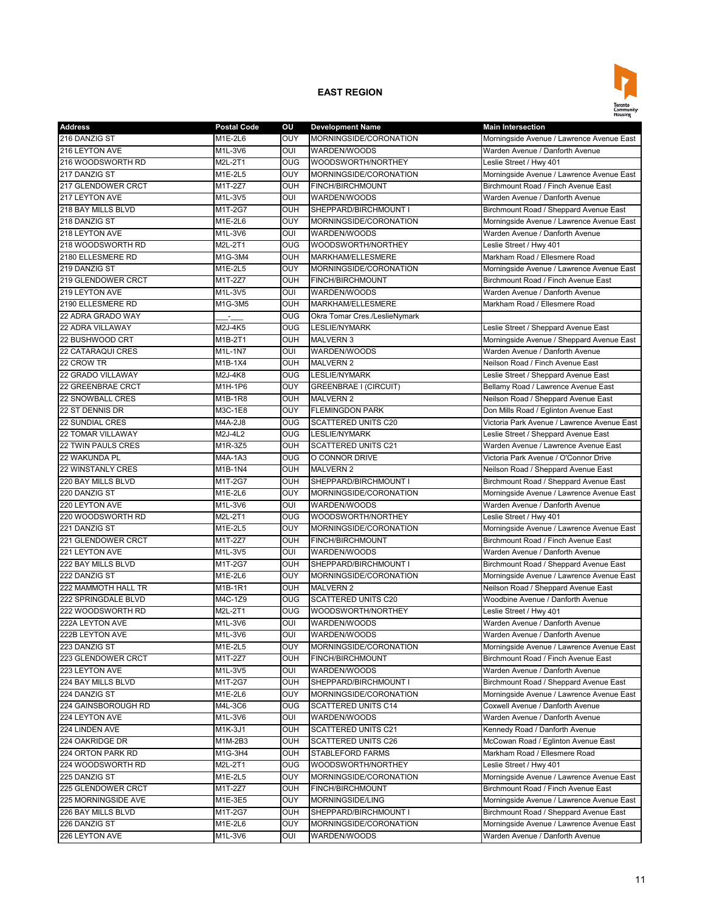## EAST REGION

| Address | Postal Code | OU | Development Name | Main Intersection |
|---|---|---|---|---|
| 216 DANZIG ST | M1E-2L6 | OUY | MORNINGSIDE/CORONATION | Morningside Avenue / Lawrence Avenue East |
| 216 LEYTON AVE | M1L-3V6 | OUI | WARDEN/WOODS | Warden Avenue / Danforth Avenue |
| 216 WOODSWORTH RD | M2L-2T1 | OUG | WOODSWORTH/NORTHEY | Leslie Street / Hwy 401 |
| 217 DANZIG ST | M1E-2L5 | OUY | MORNINGSIDE/CORONATION | Morningside Avenue / Lawrence Avenue East |
| 217 GLENDOWER CRCT | M1T-2Z7 | OUH | FINCH/BIRCHMOUNT | Birchmount Road / Finch Avenue East |
| 217 LEYTON AVE | M1L-3V5 | OUI | WARDEN/WOODS | Warden Avenue / Danforth Avenue |
| 218 BAY MILLS BLVD | M1T-2G7 | OUH | SHEPPARD/BIRCHMOUNT I | Birchmount Road / Sheppard Avenue East |
| 218 DANZIG ST | M1E-2L6 | OUY | MORNINGSIDE/CORONATION | Morningside Avenue / Lawrence Avenue East |
| 218 LEYTON AVE | M1L-3V6 | OUI | WARDEN/WOODS | Warden Avenue / Danforth Avenue |
| 218 WOODSWORTH RD | M2L-2T1 | OUG | WOODSWORTH/NORTHEY | Leslie Street / Hwy 401 |
| 2180 ELLESMERE RD | M1G-3M4 | OUH | MARKHAM/ELLESMERE | Markham Road / Ellesmere Road |
| 219 DANZIG ST | M1E-2L5 | OUY | MORNINGSIDE/CORONATION | Morningside Avenue / Lawrence Avenue East |
| 219 GLENDOWER CRCT | M1T-2Z7 | OUH | FINCH/BIRCHMOUNT | Birchmount Road / Finch Avenue East |
| 219 LEYTON AVE | M1L-3V5 | OUI | WARDEN/WOODS | Warden Avenue / Danforth Avenue |
| 2190 ELLESMERE RD | M1G-3M5 | OUH | MARKHAM/ELLESMERE | Markham Road / Ellesmere Road |
| 22 ADRA GRADO WAY | ___-___ | OUG | Okra Tomar Cres./LeslieNymark | |
| 22 ADRA VILLAWAY | M2J-4K5 | OUG | LESLIE/NYMARK | Leslie Street / Sheppard Avenue East |
| 22 BUSHWOOD CRT | M1B-2T1 | OUH | MALVERN 3 | Morningside Avenue / Sheppard Avenue East |
| 22 CATARAQUI CRES | M1L-1N7 | OUI | WARDEN/WOODS | Warden Avenue / Danforth Avenue |
| 22 CROW TR | M1B-1X4 | OUH | MALVERN 2 | Neilson Road / Finch Avenue East |
| 22 GRADO VILLAWAY | M2J-4K8 | OUG | LESLIE/NYMARK | Leslie Street / Sheppard Avenue East |
| 22 GREENBRAE CRCT | M1H-1P6 | OUY | GREENBRAE I (CIRCUIT) | Bellamy Road / Lawrence Avenue East |
| 22 SNOWBALL CRES | M1B-1R8 | OUH | MALVERN 2 | Neilson Road / Sheppard Avenue East |
| 22 ST DENNIS DR | M3C-1E8 | OUY | FLEMINGDON PARK | Don Mills Road / Eglinton Avenue East |
| 22 SUNDIAL CRES | M4A-2J8 | OUG | SCATTERED UNITS C20 | Victoria Park Avenue / Lawrence Avenue East |
| 22 TOMAR VILLAWAY | M2J-4L2 | OUG | LESLIE/NYMARK | Leslie Street / Sheppard Avenue East |
| 22 TWIN PAULS CRES | M1R-3Z5 | OUH | SCATTERED UNITS C21 | Warden Avenue / Lawrence Avenue East |
| 22 WAKUNDA PL | M4A-1A3 | OUG | O CONNOR DRIVE | Victoria Park Avenue / O'Connor Drive |
| 22 WINSTANLY CRES | M1B-1N4 | OUH | MALVERN 2 | Neilson Road / Sheppard Avenue East |
| 220 BAY MILLS BLVD | M1T-2G7 | OUH | SHEPPARD/BIRCHMOUNT I | Birchmount Road / Sheppard Avenue East |
| 220 DANZIG ST | M1E-2L6 | OUY | MORNINGSIDE/CORONATION | Morningside Avenue / Lawrence Avenue East |
| 220 LEYTON AVE | M1L-3V6 | OUI | WARDEN/WOODS | Warden Avenue / Danforth Avenue |
| 220 WOODSWORTH RD | M2L-2T1 | OUG | WOODSWORTH/NORTHEY | Leslie Street / Hwy 401 |
| 221 DANZIG ST | M1E-2L5 | OUY | MORNINGSIDE/CORONATION | Morningside Avenue / Lawrence Avenue East |
| 221 GLENDOWER CRCT | M1T-2Z7 | OUH | FINCH/BIRCHMOUNT | Birchmount Road / Finch Avenue East |
| 221 LEYTON AVE | M1L-3V5 | OUI | WARDEN/WOODS | Warden Avenue / Danforth Avenue |
| 222 BAY MILLS BLVD | M1T-2G7 | OUH | SHEPPARD/BIRCHMOUNT I | Birchmount Road / Sheppard Avenue East |
| 222 DANZIG ST | M1E-2L6 | OUY | MORNINGSIDE/CORONATION | Morningside Avenue / Lawrence Avenue East |
| 222 MAMMOTH HALL TR | M1B-1R1 | OUH | MALVERN 2 | Neilson Road / Sheppard Avenue East |
| 222 SPRINGDALE BLVD | M4C-1Z9 | OUG | SCATTERED UNITS C20 | Woodbine Avenue / Danforth Avenue |
| 222 WOODSWORTH RD | M2L-2T1 | OUG | WOODSWORTH/NORTHEY | Leslie Street / Hwy 401 |
| 222A LEYTON AVE | M1L-3V6 | OUI | WARDEN/WOODS | Warden Avenue / Danforth Avenue |
| 222B LEYTON AVE | M1L-3V6 | OUI | WARDEN/WOODS | Warden Avenue / Danforth Avenue |
| 223 DANZIG ST | M1E-2L5 | OUY | MORNINGSIDE/CORONATION | Morningside Avenue / Lawrence Avenue East |
| 223 GLENDOWER CRCT | M1T-2Z7 | OUH | FINCH/BIRCHMOUNT | Birchmount Road / Finch Avenue East |
| 223 LEYTON AVE | M1L-3V5 | OUI | WARDEN/WOODS | Warden Avenue / Danforth Avenue |
| 224 BAY MILLS BLVD | M1T-2G7 | OUH | SHEPPARD/BIRCHMOUNT I | Birchmount Road / Sheppard Avenue East |
| 224 DANZIG ST | M1E-2L6 | OUY | MORNINGSIDE/CORONATION | Morningside Avenue / Lawrence Avenue East |
| 224 GAINSBOROUGH RD | M4L-3C6 | OUG | SCATTERED UNITS C14 | Coxwell Avenue / Danforth Avenue |
| 224 LEYTON AVE | M1L-3V6 | OUI | WARDEN/WOODS | Warden Avenue / Danforth Avenue |
| 224 LINDEN AVE | M1K-3J1 | OUH | SCATTERED UNITS C21 | Kennedy Road / Danforth Avenue |
| 224 OAKRIDGE DR | M1M-2B3 | OUH | SCATTERED UNITS C26 | McCowan Road / Eglinton Avenue East |
| 224 ORTON PARK RD | M1G-3H4 | OUH | STABLEFORD FARMS | Markham Road / Ellesmere Road |
| 224 WOODSWORTH RD | M2L-2T1 | OUG | WOODSWORTH/NORTHEY | Leslie Street / Hwy 401 |
| 225 DANZIG ST | M1E-2L5 | OUY | MORNINGSIDE/CORONATION | Morningside Avenue / Lawrence Avenue East |
| 225 GLENDOWER CRCT | M1T-2Z7 | OUH | FINCH/BIRCHMOUNT | Birchmount Road / Finch Avenue East |
| 225 MORNINGSIDE AVE | M1E-3E5 | OUY | MORNINGSIDE/LING | Morningside Avenue / Lawrence Avenue East |
| 226 BAY MILLS BLVD | M1T-2G7 | OUH | SHEPPARD/BIRCHMOUNT I | Birchmount Road / Sheppard Avenue East |
| 226 DANZIG ST | M1E-2L6 | OUY | MORNINGSIDE/CORONATION | Morningside Avenue / Lawrence Avenue East |
| 226 LEYTON AVE | M1L-3V6 | OUI | WARDEN/WOODS | Warden Avenue / Danforth Avenue |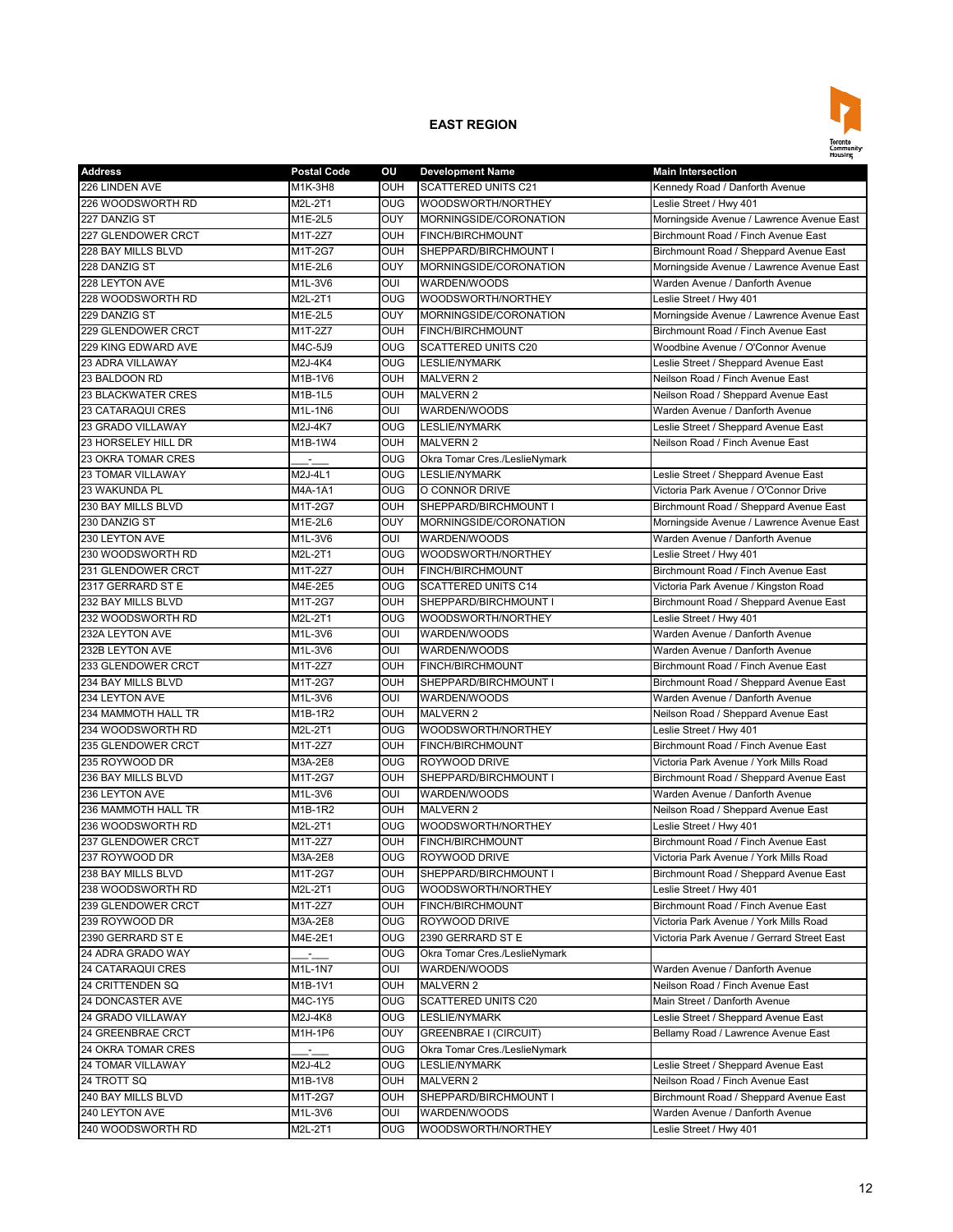## EAST REGION

| Address | Postal Code | OU | Development Name | Main Intersection |
|---|---|---|---|---|
| 226 LINDEN AVE | M1K-3H8 | OUH | SCATTERED UNITS C21 | Kennedy Road / Danforth Avenue |
| 226 WOODSWORTH RD | M2L-2T1 | OUG | WOODSWORTH/NORTHEY | Leslie Street / Hwy 401 |
| 227 DANZIG ST | M1E-2L5 | OUY | MORNINGSIDE/CORONATION | Morningside Avenue / Lawrence Avenue East |
| 227 GLENDOWER CRCT | M1T-2Z7 | OUH | FINCH/BIRCHMOUNT | Birchmount Road / Finch Avenue East |
| 228 BAY MILLS BLVD | M1T-2G7 | OUH | SHEPPARD/BIRCHMOUNT I | Birchmount Road / Sheppard Avenue East |
| 228 DANZIG ST | M1E-2L6 | OUY | MORNINGSIDE/CORONATION | Morningside Avenue / Lawrence Avenue East |
| 228 LEYTON AVE | M1L-3V6 | OUI | WARDEN/WOODS | Warden Avenue / Danforth Avenue |
| 228 WOODSWORTH RD | M2L-2T1 | OUG | WOODSWORTH/NORTHEY | Leslie Street / Hwy 401 |
| 229 DANZIG ST | M1E-2L5 | OUY | MORNINGSIDE/CORONATION | Morningside Avenue / Lawrence Avenue East |
| 229 GLENDOWER CRCT | M1T-2Z7 | OUH | FINCH/BIRCHMOUNT | Birchmount Road / Finch Avenue East |
| 229 KING EDWARD AVE | M4C-5J9 | OUG | SCATTERED UNITS C20 | Woodbine Avenue / O'Connor Avenue |
| 23 ADRA VILLAWAY | M2J-4K4 | OUG | LESLIE/NYMARK | Leslie Street / Sheppard Avenue East |
| 23 BALDOON RD | M1B-1V6 | OUH | MALVERN 2 | Neilson Road / Finch Avenue East |
| 23 BLACKWATER CRES | M1B-1L5 | OUH | MALVERN 2 | Neilson Road / Sheppard Avenue East |
| 23 CATARAQUI CRES | M1L-1N6 | OUI | WARDEN/WOODS | Warden Avenue / Danforth Avenue |
| 23 GRADO VILLAWAY | M2J-4K7 | OUG | LESLIE/NYMARK | Leslie Street / Sheppard Avenue East |
| 23 HORSELEY HILL DR | M1B-1W4 | OUH | MALVERN 2 | Neilson Road / Finch Avenue East |
| 23 OKRA TOMAR CRES | ___-___ | OUG | Okra Tomar Cres./LeslieNymark | |
| 23 TOMAR VILLAWAY | M2J-4L1 | OUG | LESLIE/NYMARK | Leslie Street / Sheppard Avenue East |
| 23 WAKUNDA PL | M4A-1A1 | OUG | O CONNOR DRIVE | Victoria Park Avenue / O'Connor Drive |
| 230 BAY MILLS BLVD | M1T-2G7 | OUH | SHEPPARD/BIRCHMOUNT I | Birchmount Road / Sheppard Avenue East |
| 230 DANZIG ST | M1E-2L6 | OUY | MORNINGSIDE/CORONATION | Morningside Avenue / Lawrence Avenue East |
| 230 LEYTON AVE | M1L-3V6 | OUI | WARDEN/WOODS | Warden Avenue / Danforth Avenue |
| 230 WOODSWORTH RD | M2L-2T1 | OUG | WOODSWORTH/NORTHEY | Leslie Street / Hwy 401 |
| 231 GLENDOWER CRCT | M1T-2Z7 | OUH | FINCH/BIRCHMOUNT | Birchmount Road / Finch Avenue East |
| 2317 GERRARD ST E | M4E-2E5 | OUG | SCATTERED UNITS C14 | Victoria Park Avenue / Kingston Road |
| 232 BAY MILLS BLVD | M1T-2G7 | OUH | SHEPPARD/BIRCHMOUNT I | Birchmount Road / Sheppard Avenue East |
| 232 WOODSWORTH RD | M2L-2T1 | OUG | WOODSWORTH/NORTHEY | Leslie Street / Hwy 401 |
| 232A LEYTON AVE | M1L-3V6 | OUI | WARDEN/WOODS | Warden Avenue / Danforth Avenue |
| 232B LEYTON AVE | M1L-3V6 | OUI | WARDEN/WOODS | Warden Avenue / Danforth Avenue |
| 233 GLENDOWER CRCT | M1T-2Z7 | OUH | FINCH/BIRCHMOUNT | Birchmount Road / Finch Avenue East |
| 234 BAY MILLS BLVD | M1T-2G7 | OUH | SHEPPARD/BIRCHMOUNT I | Birchmount Road / Sheppard Avenue East |
| 234 LEYTON AVE | M1L-3V6 | OUI | WARDEN/WOODS | Warden Avenue / Danforth Avenue |
| 234 MAMMOTH HALL TR | M1B-1R2 | OUH | MALVERN 2 | Neilson Road / Sheppard Avenue East |
| 234 WOODSWORTH RD | M2L-2T1 | OUG | WOODSWORTH/NORTHEY | Leslie Street / Hwy 401 |
| 235 GLENDOWER CRCT | M1T-2Z7 | OUH | FINCH/BIRCHMOUNT | Birchmount Road / Finch Avenue East |
| 235 ROYWOOD DR | M3A-2E8 | OUG | ROYWOOD DRIVE | Victoria Park Avenue / York Mills Road |
| 236 BAY MILLS BLVD | M1T-2G7 | OUH | SHEPPARD/BIRCHMOUNT I | Birchmount Road / Sheppard Avenue East |
| 236 LEYTON AVE | M1L-3V6 | OUI | WARDEN/WOODS | Warden Avenue / Danforth Avenue |
| 236 MAMMOTH HALL TR | M1B-1R2 | OUH | MALVERN 2 | Neilson Road / Sheppard Avenue East |
| 236 WOODSWORTH RD | M2L-2T1 | OUG | WOODSWORTH/NORTHEY | Leslie Street / Hwy 401 |
| 237 GLENDOWER CRCT | M1T-2Z7 | OUH | FINCH/BIRCHMOUNT | Birchmount Road / Finch Avenue East |
| 237 ROYWOOD DR | M3A-2E8 | OUG | ROYWOOD DRIVE | Victoria Park Avenue / York Mills Road |
| 238 BAY MILLS BLVD | M1T-2G7 | OUH | SHEPPARD/BIRCHMOUNT I | Birchmount Road / Sheppard Avenue East |
| 238 WOODSWORTH RD | M2L-2T1 | OUG | WOODSWORTH/NORTHEY | Leslie Street / Hwy 401 |
| 239 GLENDOWER CRCT | M1T-2Z7 | OUH | FINCH/BIRCHMOUNT | Birchmount Road / Finch Avenue East |
| 239 ROYWOOD DR | M3A-2E8 | OUG | ROYWOOD DRIVE | Victoria Park Avenue / York Mills Road |
| 2390 GERRARD ST E | M4E-2E1 | OUG | 2390 GERRARD ST E | Victoria Park Avenue / Gerrard Street East |
| 24 ADRA GRADO WAY | ___-___ | OUG | Okra Tomar Cres./LeslieNymark | |
| 24 CATARAQUI CRES | M1L-1N7 | OUI | WARDEN/WOODS | Warden Avenue / Danforth Avenue |
| 24 CRITTENDEN SQ | M1B-1V1 | OUH | MALVERN 2 | Neilson Road / Finch Avenue East |
| 24 DONCASTER AVE | M4C-1Y5 | OUG | SCATTERED UNITS C20 | Main Street / Danforth Avenue |
| 24 GRADO VILLAWAY | M2J-4K8 | OUG | LESLIE/NYMARK | Leslie Street / Sheppard Avenue East |
| 24 GREENBRAE CRCT | M1H-1P6 | OUY | GREENBRAE I (CIRCUIT) | Bellamy Road / Lawrence Avenue East |
| 24 OKRA TOMAR CRES | ___-___ | OUG | Okra Tomar Cres./LeslieNymark | |
| 24 TOMAR VILLAWAY | M2J-4L2 | OUG | LESLIE/NYMARK | Leslie Street / Sheppard Avenue East |
| 24 TROTT SQ | M1B-1V8 | OUH | MALVERN 2 | Neilson Road / Finch Avenue East |
| 240 BAY MILLS BLVD | M1T-2G7 | OUH | SHEPPARD/BIRCHMOUNT I | Birchmount Road / Sheppard Avenue East |
| 240 LEYTON AVE | M1L-3V6 | OUI | WARDEN/WOODS | Warden Avenue / Danforth Avenue |
| 240 WOODSWORTH RD | M2L-2T1 | OUG | WOODSWORTH/NORTHEY | Leslie Street / Hwy 401 |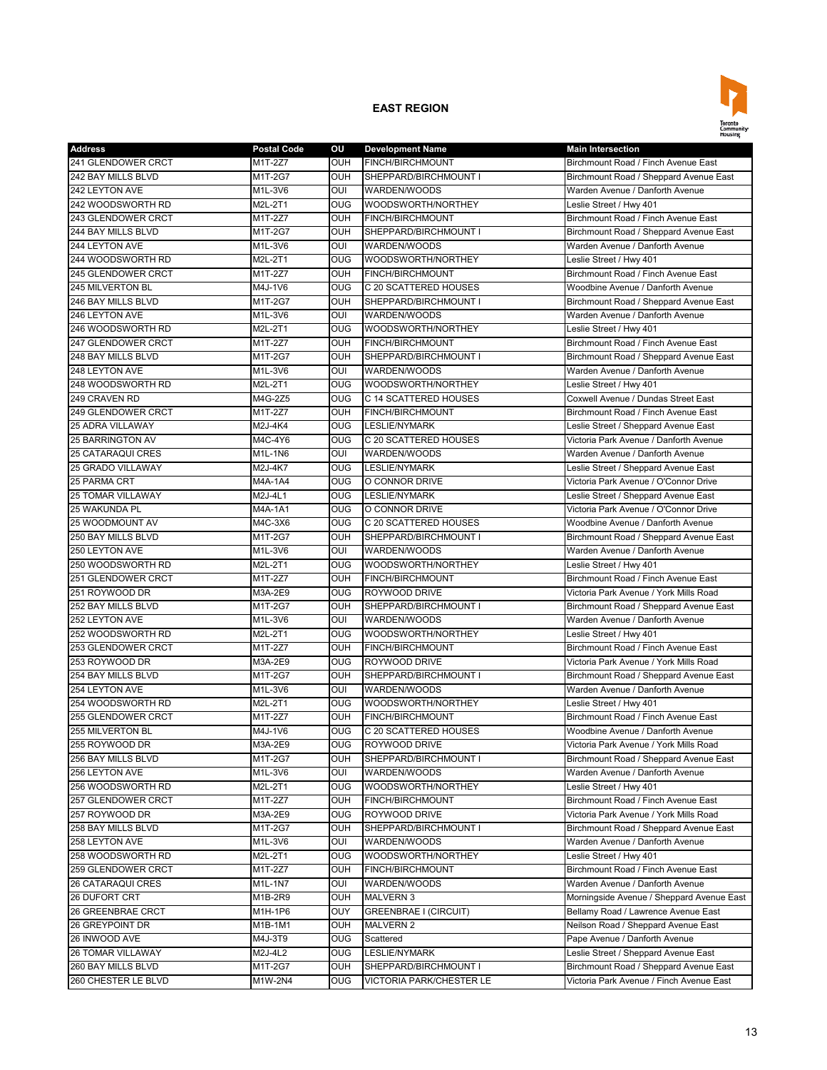## EAST REGION

| Address | Postal Code | OU | Development Name | Main Intersection |
|---|---|---|---|---|
| 241 GLENDOWER CRCT | M1T-2Z7 | OUH | FINCH/BIRCHMOUNT | Birchmount Road / Finch Avenue East |
| 242 BAY MILLS BLVD | M1T-2G7 | OUH | SHEPPARD/BIRCHMOUNT I | Birchmount Road / Sheppard Avenue East |
| 242 LEYTON AVE | M1L-3V6 | OUI | WARDEN/WOODS | Warden Avenue / Danforth Avenue |
| 242 WOODSWORTH RD | M2L-2T1 | OUG | WOODSWORTH/NORTHEY | Leslie Street / Hwy 401 |
| 243 GLENDOWER CRCT | M1T-2Z7 | OUH | FINCH/BIRCHMOUNT | Birchmount Road / Finch Avenue East |
| 244 BAY MILLS BLVD | M1T-2G7 | OUH | SHEPPARD/BIRCHMOUNT I | Birchmount Road / Sheppard Avenue East |
| 244 LEYTON AVE | M1L-3V6 | OUI | WARDEN/WOODS | Warden Avenue / Danforth Avenue |
| 244 WOODSWORTH RD | M2L-2T1 | OUG | WOODSWORTH/NORTHEY | Leslie Street / Hwy 401 |
| 245 GLENDOWER CRCT | M1T-2Z7 | OUH | FINCH/BIRCHMOUNT | Birchmount Road / Finch Avenue East |
| 245 MILVERTON BL | M4J-1V6 | OUG | C 20 SCATTERED HOUSES | Woodbine Avenue / Danforth Avenue |
| 246 BAY MILLS BLVD | M1T-2G7 | OUH | SHEPPARD/BIRCHMOUNT I | Birchmount Road / Sheppard Avenue East |
| 246 LEYTON AVE | M1L-3V6 | OUI | WARDEN/WOODS | Warden Avenue / Danforth Avenue |
| 246 WOODSWORTH RD | M2L-2T1 | OUG | WOODSWORTH/NORTHEY | Leslie Street / Hwy 401 |
| 247 GLENDOWER CRCT | M1T-2Z7 | OUH | FINCH/BIRCHMOUNT | Birchmount Road / Finch Avenue East |
| 248 BAY MILLS BLVD | M1T-2G7 | OUH | SHEPPARD/BIRCHMOUNT I | Birchmount Road / Sheppard Avenue East |
| 248 LEYTON AVE | M1L-3V6 | OUI | WARDEN/WOODS | Warden Avenue / Danforth Avenue |
| 248 WOODSWORTH RD | M2L-2T1 | OUG | WOODSWORTH/NORTHEY | Leslie Street / Hwy 401 |
| 249 CRAVEN RD | M4G-2Z5 | OUG | C 14 SCATTERED HOUSES | Coxwell Avenue / Dundas Street East |
| 249 GLENDOWER CRCT | M1T-2Z7 | OUH | FINCH/BIRCHMOUNT | Birchmount Road / Finch Avenue East |
| 25 ADRA VILLAWAY | M2J-4K4 | OUG | LESLIE/NYMARK | Leslie Street / Sheppard Avenue East |
| 25 BARRINGTON AV | M4C-4Y6 | OUG | C 20 SCATTERED HOUSES | Victoria Park Avenue / Danforth Avenue |
| 25 CATARAQUI CRES | M1L-1N6 | OUI | WARDEN/WOODS | Warden Avenue / Danforth Avenue |
| 25 GRADO VILLAWAY | M2J-4K7 | OUG | LESLIE/NYMARK | Leslie Street / Sheppard Avenue East |
| 25 PARMA CRT | M4A-1A4 | OUG | O CONNOR DRIVE | Victoria Park Avenue / O'Connor Drive |
| 25 TOMAR VILLAWAY | M2J-4L1 | OUG | LESLIE/NYMARK | Leslie Street / Sheppard Avenue East |
| 25 WAKUNDA PL | M4A-1A1 | OUG | O CONNOR DRIVE | Victoria Park Avenue / O'Connor Drive |
| 25 WOODMOUNT AV | M4C-3X6 | OUG | C 20 SCATTERED HOUSES | Woodbine Avenue / Danforth Avenue |
| 250 BAY MILLS BLVD | M1T-2G7 | OUH | SHEPPARD/BIRCHMOUNT I | Birchmount Road / Sheppard Avenue East |
| 250 LEYTON AVE | M1L-3V6 | OUI | WARDEN/WOODS | Warden Avenue / Danforth Avenue |
| 250 WOODSWORTH RD | M2L-2T1 | OUG | WOODSWORTH/NORTHEY | Leslie Street / Hwy 401 |
| 251 GLENDOWER CRCT | M1T-2Z7 | OUH | FINCH/BIRCHMOUNT | Birchmount Road / Finch Avenue East |
| 251 ROYWOOD DR | M3A-2E9 | OUG | ROYWOOD DRIVE | Victoria Park Avenue / York Mills Road |
| 252 BAY MILLS BLVD | M1T-2G7 | OUH | SHEPPARD/BIRCHMOUNT I | Birchmount Road / Sheppard Avenue East |
| 252 LEYTON AVE | M1L-3V6 | OUI | WARDEN/WOODS | Warden Avenue / Danforth Avenue |
| 252 WOODSWORTH RD | M2L-2T1 | OUG | WOODSWORTH/NORTHEY | Leslie Street / Hwy 401 |
| 253 GLENDOWER CRCT | M1T-2Z7 | OUH | FINCH/BIRCHMOUNT | Birchmount Road / Finch Avenue East |
| 253 ROYWOOD DR | M3A-2E9 | OUG | ROYWOOD DRIVE | Victoria Park Avenue / York Mills Road |
| 254 BAY MILLS BLVD | M1T-2G7 | OUH | SHEPPARD/BIRCHMOUNT I | Birchmount Road / Sheppard Avenue East |
| 254 LEYTON AVE | M1L-3V6 | OUI | WARDEN/WOODS | Warden Avenue / Danforth Avenue |
| 254 WOODSWORTH RD | M2L-2T1 | OUG | WOODSWORTH/NORTHEY | Leslie Street / Hwy 401 |
| 255 GLENDOWER CRCT | M1T-2Z7 | OUH | FINCH/BIRCHMOUNT | Birchmount Road / Finch Avenue East |
| 255 MILVERTON BL | M4J-1V6 | OUG | C 20 SCATTERED HOUSES | Woodbine Avenue / Danforth Avenue |
| 255 ROYWOOD DR | M3A-2E9 | OUG | ROYWOOD DRIVE | Victoria Park Avenue / York Mills Road |
| 256 BAY MILLS BLVD | M1T-2G7 | OUH | SHEPPARD/BIRCHMOUNT I | Birchmount Road / Sheppard Avenue East |
| 256 LEYTON AVE | M1L-3V6 | OUI | WARDEN/WOODS | Warden Avenue / Danforth Avenue |
| 256 WOODSWORTH RD | M2L-2T1 | OUG | WOODSWORTH/NORTHEY | Leslie Street / Hwy 401 |
| 257 GLENDOWER CRCT | M1T-2Z7 | OUH | FINCH/BIRCHMOUNT | Birchmount Road / Finch Avenue East |
| 257 ROYWOOD DR | M3A-2E9 | OUG | ROYWOOD DRIVE | Victoria Park Avenue / York Mills Road |
| 258 BAY MILLS BLVD | M1T-2G7 | OUH | SHEPPARD/BIRCHMOUNT I | Birchmount Road / Sheppard Avenue East |
| 258 LEYTON AVE | M1L-3V6 | OUI | WARDEN/WOODS | Warden Avenue / Danforth Avenue |
| 258 WOODSWORTH RD | M2L-2T1 | OUG | WOODSWORTH/NORTHEY | Leslie Street / Hwy 401 |
| 259 GLENDOWER CRCT | M1T-2Z7 | OUH | FINCH/BIRCHMOUNT | Birchmount Road / Finch Avenue East |
| 26 CATARAQUI CRES | M1L-1N7 | OUI | WARDEN/WOODS | Warden Avenue / Danforth Avenue |
| 26 DUFORT CRT | M1B-2R9 | OUH | MALVERN 3 | Morningside Avenue / Sheppard Avenue East |
| 26 GREENBRAE CRCT | M1H-1P6 | OUY | GREENBRAE I (CIRCUIT) | Bellamy Road / Lawrence Avenue East |
| 26 GREYPOINT DR | M1B-1M1 | OUH | MALVERN 2 | Neilson Road / Sheppard Avenue East |
| 26 INWOOD AVE | M4J-3T9 | OUG | Scattered | Pape Avenue / Danforth Avenue |
| 26 TOMAR VILLAWAY | M2J-4L2 | OUG | LESLIE/NYMARK | Leslie Street / Sheppard Avenue East |
| 260 BAY MILLS BLVD | M1T-2G7 | OUH | SHEPPARD/BIRCHMOUNT I | Birchmount Road / Sheppard Avenue East |
| 260 CHESTER LE BLVD | M1W-2N4 | OUG | VICTORIA PARK/CHESTER LE | Victoria Park Avenue / Finch Avenue East |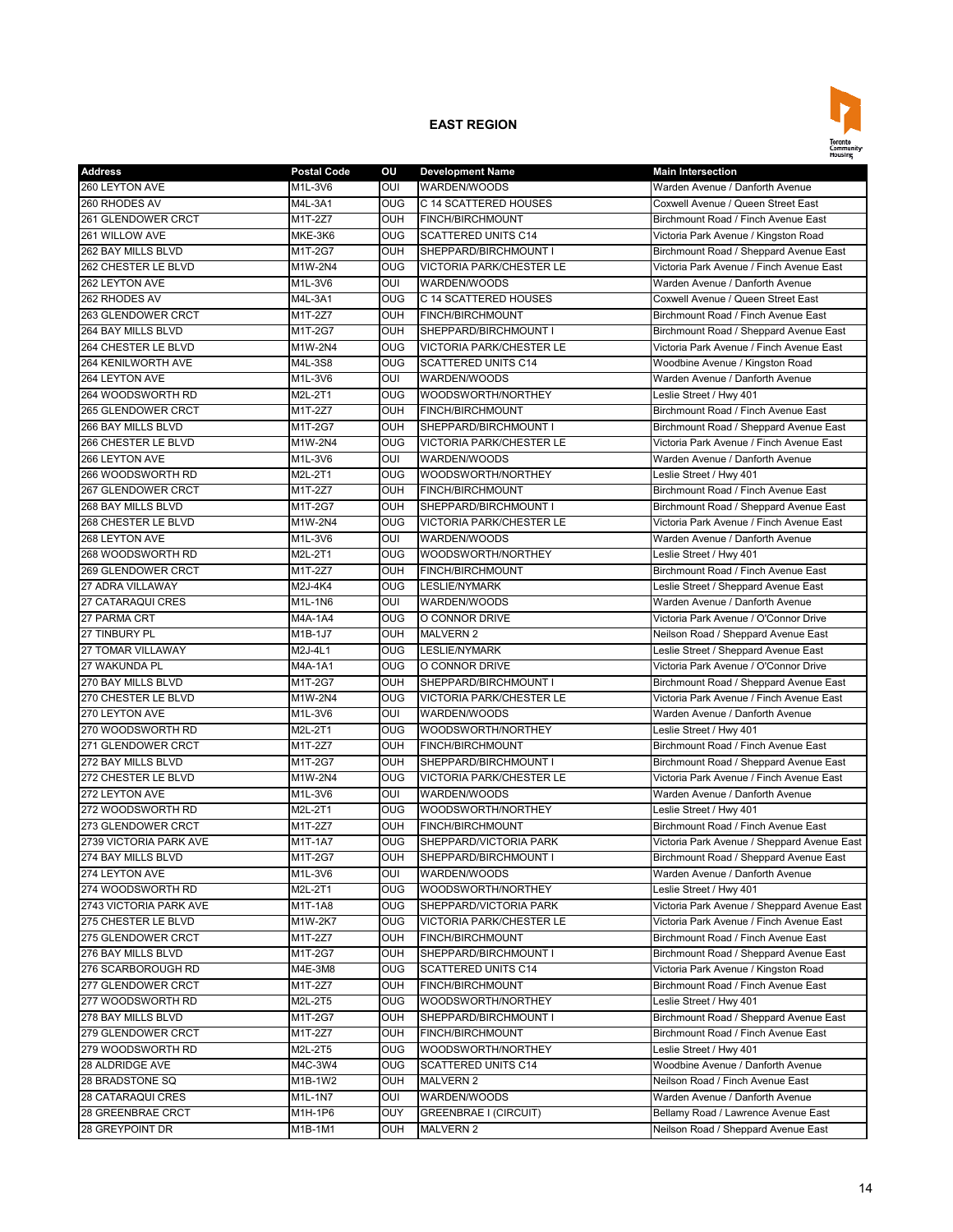## EAST REGION

| Address | Postal Code | OU | Development Name | Main Intersection |
|---|---|---|---|---|
| 260 LEYTON AVE | M1L-3V6 | OUI | WARDEN/WOODS | Warden Avenue / Danforth Avenue |
| 260 RHODES AV | M4L-3A1 | OUG | C 14 SCATTERED HOUSES | Coxwell Avenue / Queen Street East |
| 261 GLENDOWER CRCT | M1T-2Z7 | OUH | FINCH/BIRCHMOUNT | Birchmount Road / Finch Avenue East |
| 261 WILLOW AVE | MKE-3K6 | OUG | SCATTERED UNITS C14 | Victoria Park Avenue / Kingston Road |
| 262 BAY MILLS BLVD | M1T-2G7 | OUH | SHEPPARD/BIRCHMOUNT I | Birchmount Road / Sheppard Avenue East |
| 262 CHESTER LE BLVD | M1W-2N4 | OUG | VICTORIA PARK/CHESTER LE | Victoria Park Avenue / Finch Avenue East |
| 262 LEYTON AVE | M1L-3V6 | OUI | WARDEN/WOODS | Warden Avenue / Danforth Avenue |
| 262 RHODES AV | M4L-3A1 | OUG | C 14 SCATTERED HOUSES | Coxwell Avenue / Queen Street East |
| 263 GLENDOWER CRCT | M1T-2Z7 | OUH | FINCH/BIRCHMOUNT | Birchmount Road / Finch Avenue East |
| 264 BAY MILLS BLVD | M1T-2G7 | OUH | SHEPPARD/BIRCHMOUNT I | Birchmount Road / Sheppard Avenue East |
| 264 CHESTER LE BLVD | M1W-2N4 | OUG | VICTORIA PARK/CHESTER LE | Victoria Park Avenue / Finch Avenue East |
| 264 KENILWORTH AVE | M4L-3S8 | OUG | SCATTERED UNITS C14 | Woodbine Avenue / Kingston Road |
| 264 LEYTON AVE | M1L-3V6 | OUI | WARDEN/WOODS | Warden Avenue / Danforth Avenue |
| 264 WOODSWORTH RD | M2L-2T1 | OUG | WOODSWORTH/NORTHEY | Leslie Street / Hwy 401 |
| 265 GLENDOWER CRCT | M1T-2Z7 | OUH | FINCH/BIRCHMOUNT | Birchmount Road / Finch Avenue East |
| 266 BAY MILLS BLVD | M1T-2G7 | OUH | SHEPPARD/BIRCHMOUNT I | Birchmount Road / Sheppard Avenue East |
| 266 CHESTER LE BLVD | M1W-2N4 | OUG | VICTORIA PARK/CHESTER LE | Victoria Park Avenue / Finch Avenue East |
| 266 LEYTON AVE | M1L-3V6 | OUI | WARDEN/WOODS | Warden Avenue / Danforth Avenue |
| 266 WOODSWORTH RD | M2L-2T1 | OUG | WOODSWORTH/NORTHEY | Leslie Street / Hwy 401 |
| 267 GLENDOWER CRCT | M1T-2Z7 | OUH | FINCH/BIRCHMOUNT | Birchmount Road / Finch Avenue East |
| 268 BAY MILLS BLVD | M1T-2G7 | OUH | SHEPPARD/BIRCHMOUNT I | Birchmount Road / Sheppard Avenue East |
| 268 CHESTER LE BLVD | M1W-2N4 | OUG | VICTORIA PARK/CHESTER LE | Victoria Park Avenue / Finch Avenue East |
| 268 LEYTON AVE | M1L-3V6 | OUI | WARDEN/WOODS | Warden Avenue / Danforth Avenue |
| 268 WOODSWORTH RD | M2L-2T1 | OUG | WOODSWORTH/NORTHEY | Leslie Street / Hwy 401 |
| 269 GLENDOWER CRCT | M1T-2Z7 | OUH | FINCH/BIRCHMOUNT | Birchmount Road / Finch Avenue East |
| 27 ADRA VILLAWAY | M2J-4K4 | OUG | LESLIE/NYMARK | Leslie Street / Sheppard Avenue East |
| 27 CATARAQUI CRES | M1L-1N6 | OUI | WARDEN/WOODS | Warden Avenue / Danforth Avenue |
| 27 PARMA CRT | M4A-1A4 | OUG | O CONNOR DRIVE | Victoria Park Avenue / O'Connor Drive |
| 27 TINBURY PL | M1B-1J7 | OUH | MALVERN 2 | Neilson Road / Sheppard Avenue East |
| 27 TOMAR VILLAWAY | M2J-4L1 | OUG | LESLIE/NYMARK | Leslie Street / Sheppard Avenue East |
| 27 WAKUNDA PL | M4A-1A1 | OUG | O CONNOR DRIVE | Victoria Park Avenue / O'Connor Drive |
| 270 BAY MILLS BLVD | M1T-2G7 | OUH | SHEPPARD/BIRCHMOUNT I | Birchmount Road / Sheppard Avenue East |
| 270 CHESTER LE BLVD | M1W-2N4 | OUG | VICTORIA PARK/CHESTER LE | Victoria Park Avenue / Finch Avenue East |
| 270 LEYTON AVE | M1L-3V6 | OUI | WARDEN/WOODS | Warden Avenue / Danforth Avenue |
| 270 WOODSWORTH RD | M2L-2T1 | OUG | WOODSWORTH/NORTHEY | Leslie Street / Hwy 401 |
| 271 GLENDOWER CRCT | M1T-2Z7 | OUH | FINCH/BIRCHMOUNT | Birchmount Road / Finch Avenue East |
| 272 BAY MILLS BLVD | M1T-2G7 | OUH | SHEPPARD/BIRCHMOUNT I | Birchmount Road / Sheppard Avenue East |
| 272 CHESTER LE BLVD | M1W-2N4 | OUG | VICTORIA PARK/CHESTER LE | Victoria Park Avenue / Finch Avenue East |
| 272 LEYTON AVE | M1L-3V6 | OUI | WARDEN/WOODS | Warden Avenue / Danforth Avenue |
| 272 WOODSWORTH RD | M2L-2T1 | OUG | WOODSWORTH/NORTHEY | Leslie Street / Hwy 401 |
| 273 GLENDOWER CRCT | M1T-2Z7 | OUH | FINCH/BIRCHMOUNT | Birchmount Road / Finch Avenue East |
| 2739 VICTORIA PARK AVE | M1T-1A7 | OUG | SHEPPARD/VICTORIA PARK | Victoria Park Avenue / Sheppard Avenue East |
| 274 BAY MILLS BLVD | M1T-2G7 | OUH | SHEPPARD/BIRCHMOUNT I | Birchmount Road / Sheppard Avenue East |
| 274 LEYTON AVE | M1L-3V6 | OUI | WARDEN/WOODS | Warden Avenue / Danforth Avenue |
| 274 WOODSWORTH RD | M2L-2T1 | OUG | WOODSWORTH/NORTHEY | Leslie Street / Hwy 401 |
| 2743 VICTORIA PARK AVE | M1T-1A8 | OUG | SHEPPARD/VICTORIA PARK | Victoria Park Avenue / Sheppard Avenue East |
| 275 CHESTER LE BLVD | M1W-2K7 | OUG | VICTORIA PARK/CHESTER LE | Victoria Park Avenue / Finch Avenue East |
| 275 GLENDOWER CRCT | M1T-2Z7 | OUH | FINCH/BIRCHMOUNT | Birchmount Road / Finch Avenue East |
| 276 BAY MILLS BLVD | M1T-2G7 | OUH | SHEPPARD/BIRCHMOUNT I | Birchmount Road / Sheppard Avenue East |
| 276 SCARBOROUGH RD | M4E-3M8 | OUG | SCATTERED UNITS C14 | Victoria Park Avenue / Kingston Road |
| 277 GLENDOWER CRCT | M1T-2Z7 | OUH | FINCH/BIRCHMOUNT | Birchmount Road / Finch Avenue East |
| 277 WOODSWORTH RD | M2L-2T5 | OUG | WOODSWORTH/NORTHEY | Leslie Street / Hwy 401 |
| 278 BAY MILLS BLVD | M1T-2G7 | OUH | SHEPPARD/BIRCHMOUNT I | Birchmount Road / Sheppard Avenue East |
| 279 GLENDOWER CRCT | M1T-2Z7 | OUH | FINCH/BIRCHMOUNT | Birchmount Road / Finch Avenue East |
| 279 WOODSWORTH RD | M2L-2T5 | OUG | WOODSWORTH/NORTHEY | Leslie Street / Hwy 401 |
| 28 ALDRIDGE AVE | M4C-3W4 | OUG | SCATTERED UNITS C14 | Woodbine Avenue / Danforth Avenue |
| 28 BRADSTONE SQ | M1B-1W2 | OUH | MALVERN 2 | Neilson Road / Finch Avenue East |
| 28 CATARAQUI CRES | M1L-1N7 | OUI | WARDEN/WOODS | Warden Avenue / Danforth Avenue |
| 28 GREENBRAE CRCT | M1H-1P6 | OUY | GREENBRAE I (CIRCUIT) | Bellamy Road / Lawrence Avenue East |
| 28 GREYPOINT DR | M1B-1M1 | OUH | MALVERN 2 | Neilson Road / Sheppard Avenue East |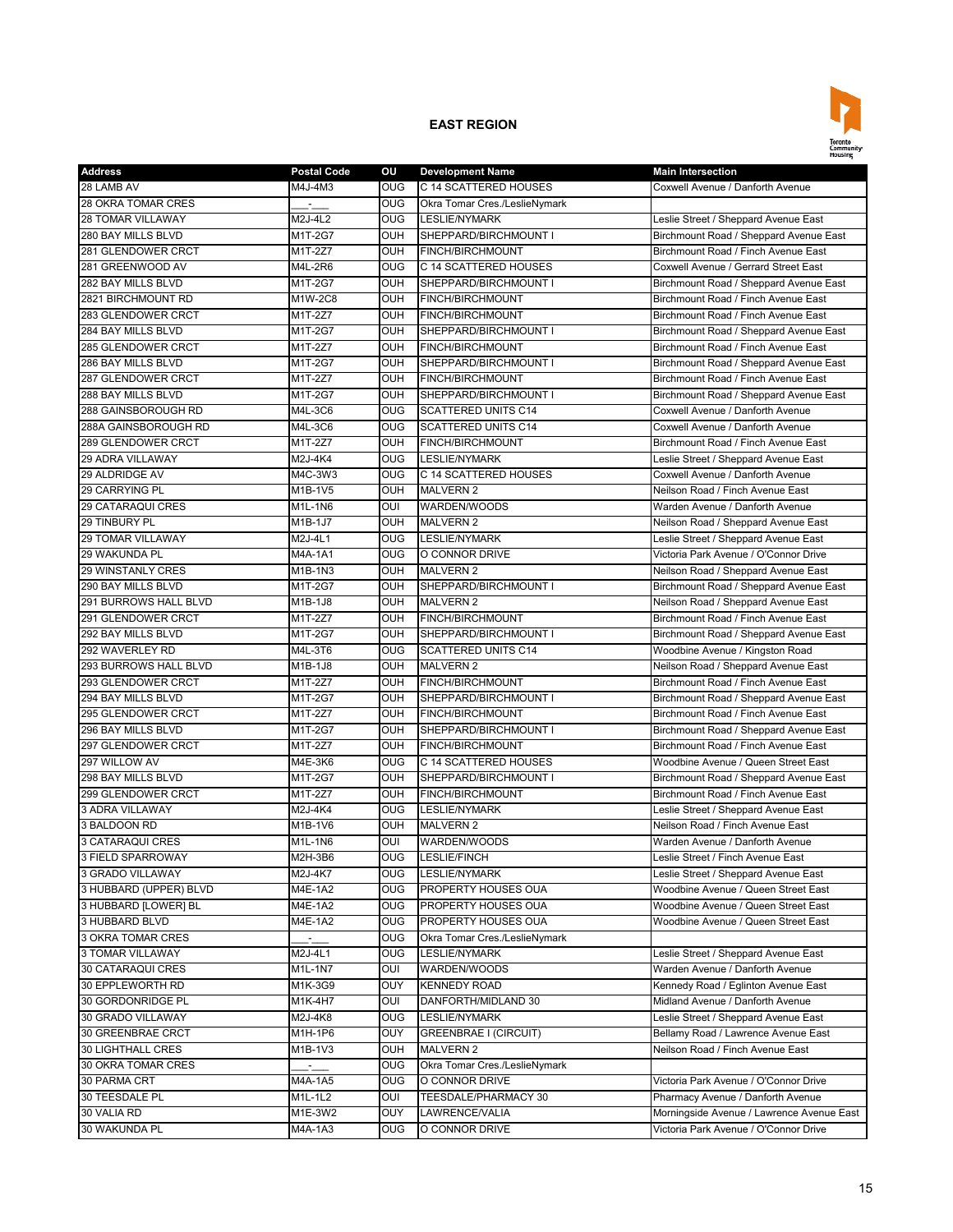## EAST REGION

| Address | Postal Code | OU | Development Name | Main Intersection |
|---|---|---|---|---|
| 28 LAMB AV | M4J-4M3 | OUG | C 14 SCATTERED HOUSES | Coxwell Avenue / Danforth Avenue |
| 28 OKRA TOMAR CRES | ___-___ | OUG | Okra Tomar Cres./LeslieNymark | |
| 28 TOMAR VILLAWAY | M2J-4L2 | OUG | LESLIE/NYMARK | Leslie Street / Sheppard Avenue East |
| 280 BAY MILLS BLVD | M1T-2G7 | OUH | SHEPPARD/BIRCHMOUNT I | Birchmount Road / Sheppard Avenue East |
| 281 GLENDOWER CRCT | M1T-2Z7 | OUH | FINCH/BIRCHMOUNT | Birchmount Road / Finch Avenue East |
| 281 GREENWOOD AV | M4L-2R6 | OUG | C 14 SCATTERED HOUSES | Coxwell Avenue / Gerrard Street East |
| 282 BAY MILLS BLVD | M1T-2G7 | OUH | SHEPPARD/BIRCHMOUNT I | Birchmount Road / Sheppard Avenue East |
| 2821 BIRCHMOUNT RD | M1W-2C8 | OUH | FINCH/BIRCHMOUNT | Birchmount Road / Finch Avenue East |
| 283 GLENDOWER CRCT | M1T-2Z7 | OUH | FINCH/BIRCHMOUNT | Birchmount Road / Finch Avenue East |
| 284 BAY MILLS BLVD | M1T-2G7 | OUH | SHEPPARD/BIRCHMOUNT I | Birchmount Road / Sheppard Avenue East |
| 285 GLENDOWER CRCT | M1T-2Z7 | OUH | FINCH/BIRCHMOUNT | Birchmount Road / Finch Avenue East |
| 286 BAY MILLS BLVD | M1T-2G7 | OUH | SHEPPARD/BIRCHMOUNT I | Birchmount Road / Sheppard Avenue East |
| 287 GLENDOWER CRCT | M1T-2Z7 | OUH | FINCH/BIRCHMOUNT | Birchmount Road / Finch Avenue East |
| 288 BAY MILLS BLVD | M1T-2G7 | OUH | SHEPPARD/BIRCHMOUNT I | Birchmount Road / Sheppard Avenue East |
| 288 GAINSBOROUGH RD | M4L-3C6 | OUG | SCATTERED UNITS C14 | Coxwell Avenue / Danforth Avenue |
| 288A GAINSBOROUGH RD | M4L-3C6 | OUG | SCATTERED UNITS C14 | Coxwell Avenue / Danforth Avenue |
| 289 GLENDOWER CRCT | M1T-2Z7 | OUH | FINCH/BIRCHMOUNT | Birchmount Road / Finch Avenue East |
| 29 ADRA VILLAWAY | M2J-4K4 | OUG | LESLIE/NYMARK | Leslie Street / Sheppard Avenue East |
| 29 ALDRIDGE AV | M4C-3W3 | OUG | C 14 SCATTERED HOUSES | Coxwell Avenue / Danforth Avenue |
| 29 CARRYING PL | M1B-1V5 | OUH | MALVERN 2 | Neilson Road / Finch Avenue East |
| 29 CATARAQUI CRES | M1L-1N6 | OUI | WARDEN/WOODS | Warden Avenue / Danforth Avenue |
| 29 TINBURY PL | M1B-1J7 | OUH | MALVERN 2 | Neilson Road / Sheppard Avenue East |
| 29 TOMAR VILLAWAY | M2J-4L1 | OUG | LESLIE/NYMARK | Leslie Street / Sheppard Avenue East |
| 29 WAKUNDA PL | M4A-1A1 | OUG | O CONNOR DRIVE | Victoria Park Avenue / O'Connor Drive |
| 29 WINSTANLY CRES | M1B-1N3 | OUH | MALVERN 2 | Neilson Road / Sheppard Avenue East |
| 290 BAY MILLS BLVD | M1T-2G7 | OUH | SHEPPARD/BIRCHMOUNT I | Birchmount Road / Sheppard Avenue East |
| 291 BURROWS HALL BLVD | M1B-1J8 | OUH | MALVERN 2 | Neilson Road / Sheppard Avenue East |
| 291 GLENDOWER CRCT | M1T-2Z7 | OUH | FINCH/BIRCHMOUNT | Birchmount Road / Finch Avenue East |
| 292 BAY MILLS BLVD | M1T-2G7 | OUH | SHEPPARD/BIRCHMOUNT I | Birchmount Road / Sheppard Avenue East |
| 292 WAVERLEY RD | M4L-3T6 | OUG | SCATTERED UNITS C14 | Woodbine Avenue / Kingston Road |
| 293 BURROWS HALL BLVD | M1B-1J8 | OUH | MALVERN 2 | Neilson Road / Sheppard Avenue East |
| 293 GLENDOWER CRCT | M1T-2Z7 | OUH | FINCH/BIRCHMOUNT | Birchmount Road / Finch Avenue East |
| 294 BAY MILLS BLVD | M1T-2G7 | OUH | SHEPPARD/BIRCHMOUNT I | Birchmount Road / Sheppard Avenue East |
| 295 GLENDOWER CRCT | M1T-2Z7 | OUH | FINCH/BIRCHMOUNT | Birchmount Road / Finch Avenue East |
| 296 BAY MILLS BLVD | M1T-2G7 | OUH | SHEPPARD/BIRCHMOUNT I | Birchmount Road / Sheppard Avenue East |
| 297 GLENDOWER CRCT | M1T-2Z7 | OUH | FINCH/BIRCHMOUNT | Birchmount Road / Finch Avenue East |
| 297 WILLOW AV | M4E-3K6 | OUG | C 14 SCATTERED HOUSES | Woodbine Avenue / Queen Street East |
| 298 BAY MILLS BLVD | M1T-2G7 | OUH | SHEPPARD/BIRCHMOUNT I | Birchmount Road / Sheppard Avenue East |
| 299 GLENDOWER CRCT | M1T-2Z7 | OUH | FINCH/BIRCHMOUNT | Birchmount Road / Finch Avenue East |
| 3 ADRA VILLAWAY | M2J-4K4 | OUG | LESLIE/NYMARK | Leslie Street / Sheppard Avenue East |
| 3 BALDOON RD | M1B-1V6 | OUH | MALVERN 2 | Neilson Road / Finch Avenue East |
| 3 CATARAQUI CRES | M1L-1N6 | OUI | WARDEN/WOODS | Warden Avenue / Danforth Avenue |
| 3 FIELD SPARROWAY | M2H-3B6 | OUG | LESLIE/FINCH | Leslie Street / Finch Avenue East |
| 3 GRADO VILLAWAY | M2J-4K7 | OUG | LESLIE/NYMARK | Leslie Street / Sheppard Avenue East |
| 3 HUBBARD (UPPER) BLVD | M4E-1A2 | OUG | PROPERTY HOUSES OUA | Woodbine Avenue / Queen Street East |
| 3 HUBBARD [LOWER] BL | M4E-1A2 | OUG | PROPERTY HOUSES OUA | Woodbine Avenue / Queen Street East |
| 3 HUBBARD BLVD | M4E-1A2 | OUG | PROPERTY HOUSES OUA | Woodbine Avenue / Queen Street East |
| 3 OKRA TOMAR CRES | ___-___ | OUG | Okra Tomar Cres./LeslieNymark | |
| 3 TOMAR VILLAWAY | M2J-4L1 | OUG | LESLIE/NYMARK | Leslie Street / Sheppard Avenue East |
| 30 CATARAQUI CRES | M1L-1N7 | OUI | WARDEN/WOODS | Warden Avenue / Danforth Avenue |
| 30 EPPLEWORTH RD | M1K-3G9 | OUY | KENNEDY ROAD | Kennedy Road / Eglinton Avenue East |
| 30 GORDONRIDGE PL | M1K-4H7 | OUI | DANFORTH/MIDLAND 30 | Midland Avenue / Danforth Avenue |
| 30 GRADO VILLAWAY | M2J-4K8 | OUG | LESLIE/NYMARK | Leslie Street / Sheppard Avenue East |
| 30 GREENBRAE CRCT | M1H-1P6 | OUY | GREENBRAE I (CIRCUIT) | Bellamy Road / Lawrence Avenue East |
| 30 LIGHTHALL CRES | M1B-1V3 | OUH | MALVERN 2 | Neilson Road / Finch Avenue East |
| 30 OKRA TOMAR CRES | ___-___ | OUG | Okra Tomar Cres./LeslieNymark | |
| 30 PARMA CRT | M4A-1A5 | OUG | O CONNOR DRIVE | Victoria Park Avenue / O'Connor Drive |
| 30 TEESDALE PL | M1L-1L2 | OUI | TEESDALE/PHARMACY 30 | Pharmacy Avenue / Danforth Avenue |
| 30 VALIA RD | M1E-3W2 | OUY | LAWRENCE/VALIA | Morningside Avenue / Lawrence Avenue East |
| 30 WAKUNDA PL | M4A-1A3 | OUG | O CONNOR DRIVE | Victoria Park Avenue / O'Connor Drive |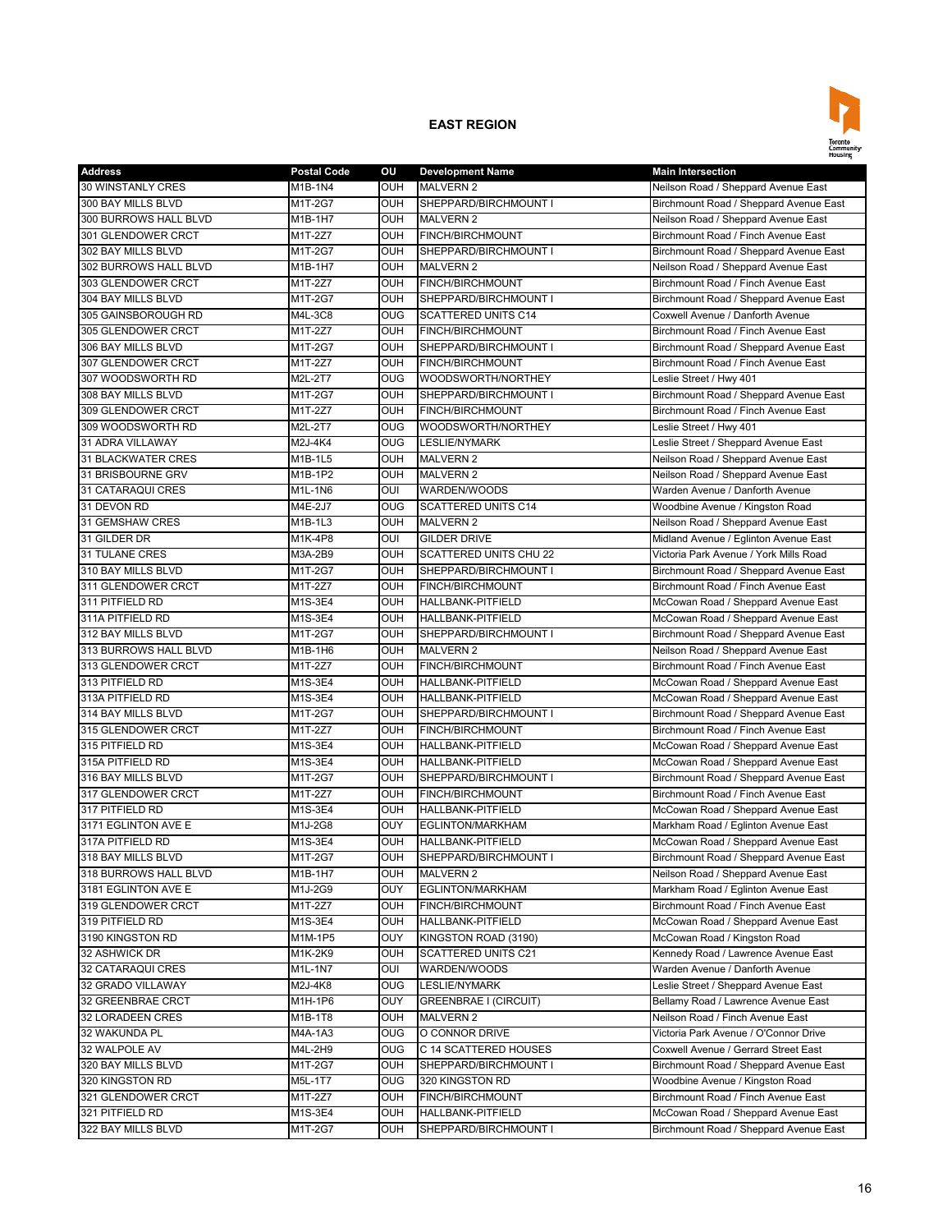## EAST REGION

| Address | Postal Code | OU | Development Name | Main Intersection |
|---|---|---|---|---|
| 30 WINSTANLY CRES | M1B-1N4 | OUH | MALVERN 2 | Neilson Road / Sheppard Avenue East |
| 300 BAY MILLS BLVD | M1T-2G7 | OUH | SHEPPARD/BIRCHMOUNT I | Birchmount Road / Sheppard Avenue East |
| 300 BURROWS HALL BLVD | M1B-1H7 | OUH | MALVERN 2 | Neilson Road / Sheppard Avenue East |
| 301 GLENDOWER CRCT | M1T-2Z7 | OUH | FINCH/BIRCHMOUNT | Birchmount Road / Finch Avenue East |
| 302 BAY MILLS BLVD | M1T-2G7 | OUH | SHEPPARD/BIRCHMOUNT I | Birchmount Road / Sheppard Avenue East |
| 302 BURROWS HALL BLVD | M1B-1H7 | OUH | MALVERN 2 | Neilson Road / Sheppard Avenue East |
| 303 GLENDOWER CRCT | M1T-2Z7 | OUH | FINCH/BIRCHMOUNT | Birchmount Road / Finch Avenue East |
| 304 BAY MILLS BLVD | M1T-2G7 | OUH | SHEPPARD/BIRCHMOUNT I | Birchmount Road / Sheppard Avenue East |
| 305 GAINSBOROUGH RD | M4L-3C8 | OUG | SCATTERED UNITS C14 | Coxwell Avenue / Danforth Avenue |
| 305 GLENDOWER CRCT | M1T-2Z7 | OUH | FINCH/BIRCHMOUNT | Birchmount Road / Finch Avenue East |
| 306 BAY MILLS BLVD | M1T-2G7 | OUH | SHEPPARD/BIRCHMOUNT I | Birchmount Road / Sheppard Avenue East |
| 307 GLENDOWER CRCT | M1T-2Z7 | OUH | FINCH/BIRCHMOUNT | Birchmount Road / Finch Avenue East |
| 307 WOODSWORTH RD | M2L-2T7 | OUG | WOODSWORTH/NORTHEY | Leslie Street / Hwy 401 |
| 308 BAY MILLS BLVD | M1T-2G7 | OUH | SHEPPARD/BIRCHMOUNT I | Birchmount Road / Sheppard Avenue East |
| 309 GLENDOWER CRCT | M1T-2Z7 | OUH | FINCH/BIRCHMOUNT | Birchmount Road / Finch Avenue East |
| 309 WOODSWORTH RD | M2L-2T7 | OUG | WOODSWORTH/NORTHEY | Leslie Street / Hwy 401 |
| 31 ADRA VILLAWAY | M2J-4K4 | OUG | LESLIE/NYMARK | Leslie Street / Sheppard Avenue East |
| 31 BLACKWATER CRES | M1B-1L5 | OUH | MALVERN 2 | Neilson Road / Sheppard Avenue East |
| 31 BRISBOURNE GRV | M1B-1P2 | OUH | MALVERN 2 | Neilson Road / Sheppard Avenue East |
| 31 CATARAQUI CRES | M1L-1N6 | OUI | WARDEN/WOODS | Warden Avenue / Danforth Avenue |
| 31 DEVON RD | M4E-2J7 | OUG | SCATTERED UNITS C14 | Woodbine Avenue / Kingston Road |
| 31 GEMSHAW CRES | M1B-1L3 | OUH | MALVERN 2 | Neilson Road / Sheppard Avenue East |
| 31 GILDER DR | M1K-4P8 | OUI | GILDER DRIVE | Midland Avenue / Eglinton Avenue East |
| 31 TULANE CRES | M3A-2B9 | OUH | SCATTERED UNITS CHU 22 | Victoria Park Avenue / York Mills Road |
| 310 BAY MILLS BLVD | M1T-2G7 | OUH | SHEPPARD/BIRCHMOUNT I | Birchmount Road / Sheppard Avenue East |
| 311 GLENDOWER CRCT | M1T-2Z7 | OUH | FINCH/BIRCHMOUNT | Birchmount Road / Finch Avenue East |
| 311 PITFIELD RD | M1S-3E4 | OUH | HALLBANK-PITFIELD | McCowan Road / Sheppard Avenue East |
| 311A PITFIELD RD | M1S-3E4 | OUH | HALLBANK-PITFIELD | McCowan Road / Sheppard Avenue East |
| 312 BAY MILLS BLVD | M1T-2G7 | OUH | SHEPPARD/BIRCHMOUNT I | Birchmount Road / Sheppard Avenue East |
| 313 BURROWS HALL BLVD | M1B-1H6 | OUH | MALVERN 2 | Neilson Road / Sheppard Avenue East |
| 313 GLENDOWER CRCT | M1T-2Z7 | OUH | FINCH/BIRCHMOUNT | Birchmount Road / Finch Avenue East |
| 313 PITFIELD RD | M1S-3E4 | OUH | HALLBANK-PITFIELD | McCowan Road / Sheppard Avenue East |
| 313A PITFIELD RD | M1S-3E4 | OUH | HALLBANK-PITFIELD | McCowan Road / Sheppard Avenue East |
| 314 BAY MILLS BLVD | M1T-2G7 | OUH | SHEPPARD/BIRCHMOUNT I | Birchmount Road / Sheppard Avenue East |
| 315 GLENDOWER CRCT | M1T-2Z7 | OUH | FINCH/BIRCHMOUNT | Birchmount Road / Finch Avenue East |
| 315 PITFIELD RD | M1S-3E4 | OUH | HALLBANK-PITFIELD | McCowan Road / Sheppard Avenue East |
| 315A PITFIELD RD | M1S-3E4 | OUH | HALLBANK-PITFIELD | McCowan Road / Sheppard Avenue East |
| 316 BAY MILLS BLVD | M1T-2G7 | OUH | SHEPPARD/BIRCHMOUNT I | Birchmount Road / Sheppard Avenue East |
| 317 GLENDOWER CRCT | M1T-2Z7 | OUH | FINCH/BIRCHMOUNT | Birchmount Road / Finch Avenue East |
| 317 PITFIELD RD | M1S-3E4 | OUH | HALLBANK-PITFIELD | McCowan Road / Sheppard Avenue East |
| 3171 EGLINTON AVE E | M1J-2G8 | OUY | EGLINTON/MARKHAM | Markham Road / Eglinton Avenue East |
| 317A PITFIELD RD | M1S-3E4 | OUH | HALLBANK-PITFIELD | McCowan Road / Sheppard Avenue East |
| 318 BAY MILLS BLVD | M1T-2G7 | OUH | SHEPPARD/BIRCHMOUNT I | Birchmount Road / Sheppard Avenue East |
| 318 BURROWS HALL BLVD | M1B-1H7 | OUH | MALVERN 2 | Neilson Road / Sheppard Avenue East |
| 3181 EGLINTON AVE E | M1J-2G9 | OUY | EGLINTON/MARKHAM | Markham Road / Eglinton Avenue East |
| 319 GLENDOWER CRCT | M1T-2Z7 | OUH | FINCH/BIRCHMOUNT | Birchmount Road / Finch Avenue East |
| 319 PITFIELD RD | M1S-3E4 | OUH | HALLBANK-PITFIELD | McCowan Road / Sheppard Avenue East |
| 3190 KINGSTON RD | M1M-1P5 | OUY | KINGSTON ROAD (3190) | McCowan Road / Kingston Road |
| 32 ASHWICK DR | M1K-2K9 | OUH | SCATTERED UNITS C21 | Kennedy Road / Lawrence Avenue East |
| 32 CATARAQUI CRES | M1L-1N7 | OUI | WARDEN/WOODS | Warden Avenue / Danforth Avenue |
| 32 GRADO VILLAWAY | M2J-4K8 | OUG | LESLIE/NYMARK | Leslie Street / Sheppard Avenue East |
| 32 GREENBRAE CRCT | M1H-1P6 | OUY | GREENBRAE I (CIRCUIT) | Bellamy Road / Lawrence Avenue East |
| 32 LORADEEN CRES | M1B-1T8 | OUH | MALVERN 2 | Neilson Road / Finch Avenue East |
| 32 WAKUNDA PL | M4A-1A3 | OUG | O CONNOR DRIVE | Victoria Park Avenue / O'Connor Drive |
| 32 WALPOLE AV | M4L-2H9 | OUG | C 14 SCATTERED HOUSES | Coxwell Avenue / Gerrard Street East |
| 320 BAY MILLS BLVD | M1T-2G7 | OUH | SHEPPARD/BIRCHMOUNT I | Birchmount Road / Sheppard Avenue East |
| 320 KINGSTON RD | M5L-1T7 | OUG | 320 KINGSTON RD | Woodbine Avenue / Kingston Road |
| 321 GLENDOWER CRCT | M1T-2Z7 | OUH | FINCH/BIRCHMOUNT | Birchmount Road / Finch Avenue East |
| 321 PITFIELD RD | M1S-3E4 | OUH | HALLBANK-PITFIELD | McCowan Road / Sheppard Avenue East |
| 322 BAY MILLS BLVD | M1T-2G7 | OUH | SHEPPARD/BIRCHMOUNT I | Birchmount Road / Sheppard Avenue East |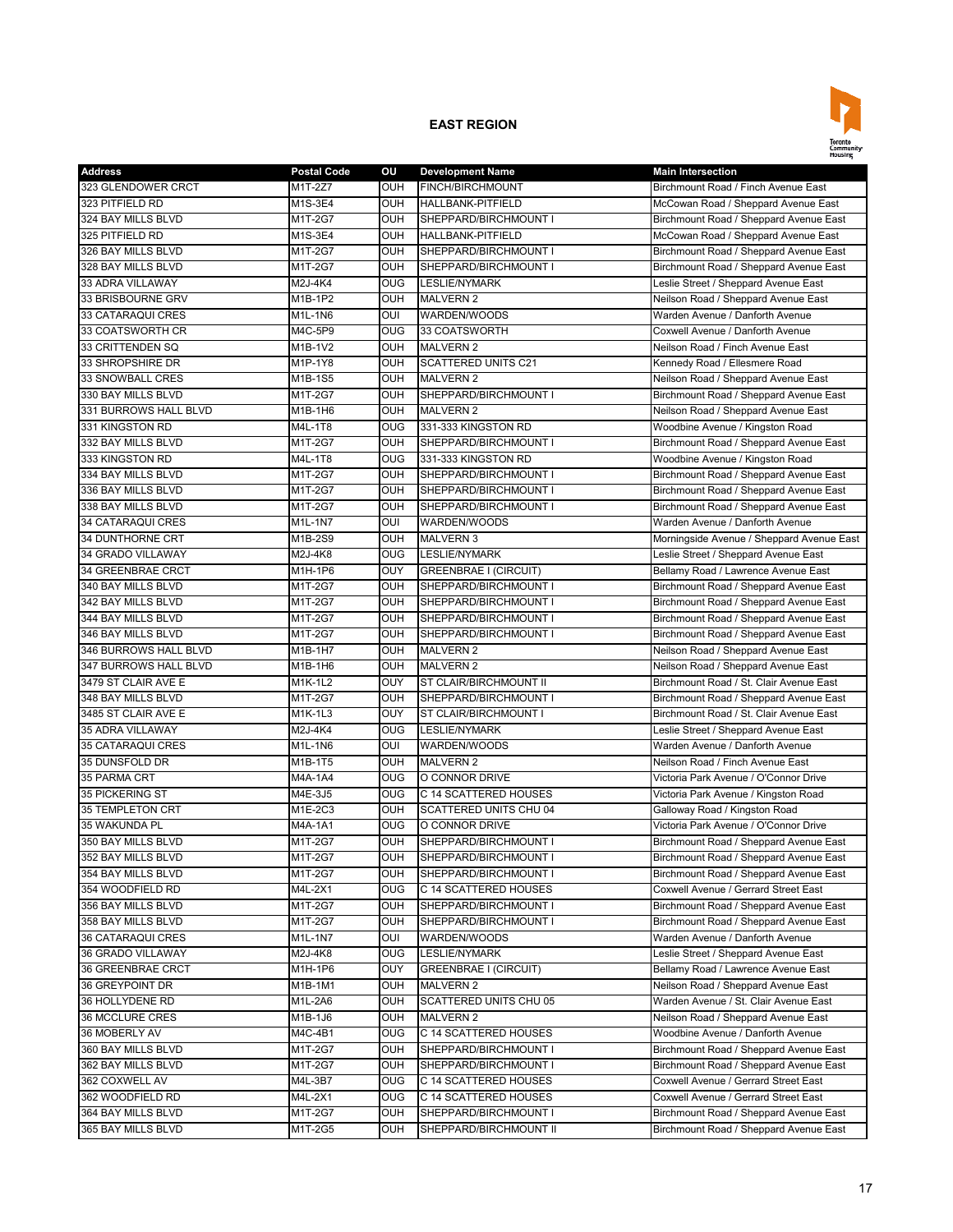## EAST REGION

| Address | Postal Code | OU | Development Name | Main Intersection |
|---|---|---|---|---|
| 323 GLENDOWER CRCT | M1T-2Z7 | OUH | FINCH/BIRCHMOUNT | Birchmount Road / Finch Avenue East |
| 323 PITFIELD RD | M1S-3E4 | OUH | HALLBANK-PITFIELD | McCowan Road / Sheppard Avenue East |
| 324 BAY MILLS BLVD | M1T-2G7 | OUH | SHEPPARD/BIRCHMOUNT I | Birchmount Road / Sheppard Avenue East |
| 325 PITFIELD RD | M1S-3E4 | OUH | HALLBANK-PITFIELD | McCowan Road / Sheppard Avenue East |
| 326 BAY MILLS BLVD | M1T-2G7 | OUH | SHEPPARD/BIRCHMOUNT I | Birchmount Road / Sheppard Avenue East |
| 328 BAY MILLS BLVD | M1T-2G7 | OUH | SHEPPARD/BIRCHMOUNT I | Birchmount Road / Sheppard Avenue East |
| 33 ADRA VILLAWAY | M2J-4K4 | OUG | LESLIE/NYMARK | Leslie Street / Sheppard Avenue East |
| 33 BRISBOURNE GRV | M1B-1P2 | OUH | MALVERN 2 | Neilson Road / Sheppard Avenue East |
| 33 CATARAQUI CRES | M1L-1N6 | OUI | WARDEN/WOODS | Warden Avenue / Danforth Avenue |
| 33 COATSWORTH CR | M4C-5P9 | OUG | 33 COATSWORTH | Coxwell Avenue / Danforth Avenue |
| 33 CRITTENDEN SQ | M1B-1V2 | OUH | MALVERN 2 | Neilson Road / Finch Avenue East |
| 33 SHROPSHIRE DR | M1P-1Y8 | OUH | SCATTERED UNITS C21 | Kennedy Road / Ellesmere Road |
| 33 SNOWBALL CRES | M1B-1S5 | OUH | MALVERN 2 | Neilson Road / Sheppard Avenue East |
| 330 BAY MILLS BLVD | M1T-2G7 | OUH | SHEPPARD/BIRCHMOUNT I | Birchmount Road / Sheppard Avenue East |
| 331 BURROWS HALL BLVD | M1B-1H6 | OUH | MALVERN 2 | Neilson Road / Sheppard Avenue East |
| 331 KINGSTON RD | M4L-1T8 | OUG | 331-333 KINGSTON RD | Woodbine Avenue / Kingston Road |
| 332 BAY MILLS BLVD | M1T-2G7 | OUH | SHEPPARD/BIRCHMOUNT I | Birchmount Road / Sheppard Avenue East |
| 333 KINGSTON RD | M4L-1T8 | OUG | 331-333 KINGSTON RD | Woodbine Avenue / Kingston Road |
| 334 BAY MILLS BLVD | M1T-2G7 | OUH | SHEPPARD/BIRCHMOUNT I | Birchmount Road / Sheppard Avenue East |
| 336 BAY MILLS BLVD | M1T-2G7 | OUH | SHEPPARD/BIRCHMOUNT I | Birchmount Road / Sheppard Avenue East |
| 338 BAY MILLS BLVD | M1T-2G7 | OUH | SHEPPARD/BIRCHMOUNT I | Birchmount Road / Sheppard Avenue East |
| 34 CATARAQUI CRES | M1L-1N7 | OUI | WARDEN/WOODS | Warden Avenue / Danforth Avenue |
| 34 DUNTHORNE CRT | M1B-2S9 | OUH | MALVERN 3 | Morningside Avenue / Sheppard Avenue East |
| 34 GRADO VILLAWAY | M2J-4K8 | OUG | LESLIE/NYMARK | Leslie Street / Sheppard Avenue East |
| 34 GREENBRAE CRCT | M1H-1P6 | OUY | GREENBRAE I (CIRCUIT) | Bellamy Road / Lawrence Avenue East |
| 340 BAY MILLS BLVD | M1T-2G7 | OUH | SHEPPARD/BIRCHMOUNT I | Birchmount Road / Sheppard Avenue East |
| 342 BAY MILLS BLVD | M1T-2G7 | OUH | SHEPPARD/BIRCHMOUNT I | Birchmount Road / Sheppard Avenue East |
| 344 BAY MILLS BLVD | M1T-2G7 | OUH | SHEPPARD/BIRCHMOUNT I | Birchmount Road / Sheppard Avenue East |
| 346 BAY MILLS BLVD | M1T-2G7 | OUH | SHEPPARD/BIRCHMOUNT I | Birchmount Road / Sheppard Avenue East |
| 346 BURROWS HALL BLVD | M1B-1H7 | OUH | MALVERN 2 | Neilson Road / Sheppard Avenue East |
| 347 BURROWS HALL BLVD | M1B-1H6 | OUH | MALVERN 2 | Neilson Road / Sheppard Avenue East |
| 3479 ST CLAIR AVE E | M1K-1L2 | OUY | ST CLAIR/BIRCHMOUNT II | Birchmount Road / St. Clair Avenue East |
| 348 BAY MILLS BLVD | M1T-2G7 | OUH | SHEPPARD/BIRCHMOUNT I | Birchmount Road / Sheppard Avenue East |
| 3485 ST CLAIR AVE E | M1K-1L3 | OUY | ST CLAIR/BIRCHMOUNT I | Birchmount Road / St. Clair Avenue East |
| 35 ADRA VILLAWAY | M2J-4K4 | OUG | LESLIE/NYMARK | Leslie Street / Sheppard Avenue East |
| 35 CATARAQUI CRES | M1L-1N6 | OUI | WARDEN/WOODS | Warden Avenue / Danforth Avenue |
| 35 DUNSFOLD DR | M1B-1T5 | OUH | MALVERN 2 | Neilson Road / Finch Avenue East |
| 35 PARMA CRT | M4A-1A4 | OUG | O CONNOR DRIVE | Victoria Park Avenue / O'Connor Drive |
| 35 PICKERING ST | M4E-3J5 | OUG | C 14 SCATTERED HOUSES | Victoria Park Avenue / Kingston Road |
| 35 TEMPLETON CRT | M1E-2C3 | OUH | SCATTERED UNITS CHU 04 | Galloway Road / Kingston Road |
| 35 WAKUNDA PL | M4A-1A1 | OUG | O CONNOR DRIVE | Victoria Park Avenue / O'Connor Drive |
| 350 BAY MILLS BLVD | M1T-2G7 | OUH | SHEPPARD/BIRCHMOUNT I | Birchmount Road / Sheppard Avenue East |
| 352 BAY MILLS BLVD | M1T-2G7 | OUH | SHEPPARD/BIRCHMOUNT I | Birchmount Road / Sheppard Avenue East |
| 354 BAY MILLS BLVD | M1T-2G7 | OUH | SHEPPARD/BIRCHMOUNT I | Birchmount Road / Sheppard Avenue East |
| 354 WOODFIELD RD | M4L-2X1 | OUG | C 14 SCATTERED HOUSES | Coxwell Avenue / Gerrard Street East |
| 356 BAY MILLS BLVD | M1T-2G7 | OUH | SHEPPARD/BIRCHMOUNT I | Birchmount Road / Sheppard Avenue East |
| 358 BAY MILLS BLVD | M1T-2G7 | OUH | SHEPPARD/BIRCHMOUNT I | Birchmount Road / Sheppard Avenue East |
| 36 CATARAQUI CRES | M1L-1N7 | OUI | WARDEN/WOODS | Warden Avenue / Danforth Avenue |
| 36 GRADO VILLAWAY | M2J-4K8 | OUG | LESLIE/NYMARK | Leslie Street / Sheppard Avenue East |
| 36 GREENBRAE CRCT | M1H-1P6 | OUY | GREENBRAE I (CIRCUIT) | Bellamy Road / Lawrence Avenue East |
| 36 GREYPOINT DR | M1B-1M1 | OUH | MALVERN 2 | Neilson Road / Sheppard Avenue East |
| 36 HOLLYDENE RD | M1L-2A6 | OUH | SCATTERED UNITS CHU 05 | Warden Avenue / St. Clair Avenue East |
| 36 MCCLURE CRES | M1B-1J6 | OUH | MALVERN 2 | Neilson Road / Sheppard Avenue East |
| 36 MOBERLY AV | M4C-4B1 | OUG | C 14 SCATTERED HOUSES | Woodbine Avenue / Danforth Avenue |
| 360 BAY MILLS BLVD | M1T-2G7 | OUH | SHEPPARD/BIRCHMOUNT I | Birchmount Road / Sheppard Avenue East |
| 362 BAY MILLS BLVD | M1T-2G7 | OUH | SHEPPARD/BIRCHMOUNT I | Birchmount Road / Sheppard Avenue East |
| 362 COXWELL AV | M4L-3B7 | OUG | C 14 SCATTERED HOUSES | Coxwell Avenue / Gerrard Street East |
| 362 WOODFIELD RD | M4L-2X1 | OUG | C 14 SCATTERED HOUSES | Coxwell Avenue / Gerrard Street East |
| 364 BAY MILLS BLVD | M1T-2G7 | OUH | SHEPPARD/BIRCHMOUNT I | Birchmount Road / Sheppard Avenue East |
| 365 BAY MILLS BLVD | M1T-2G5 | OUH | SHEPPARD/BIRCHMOUNT II | Birchmount Road / Sheppard Avenue East |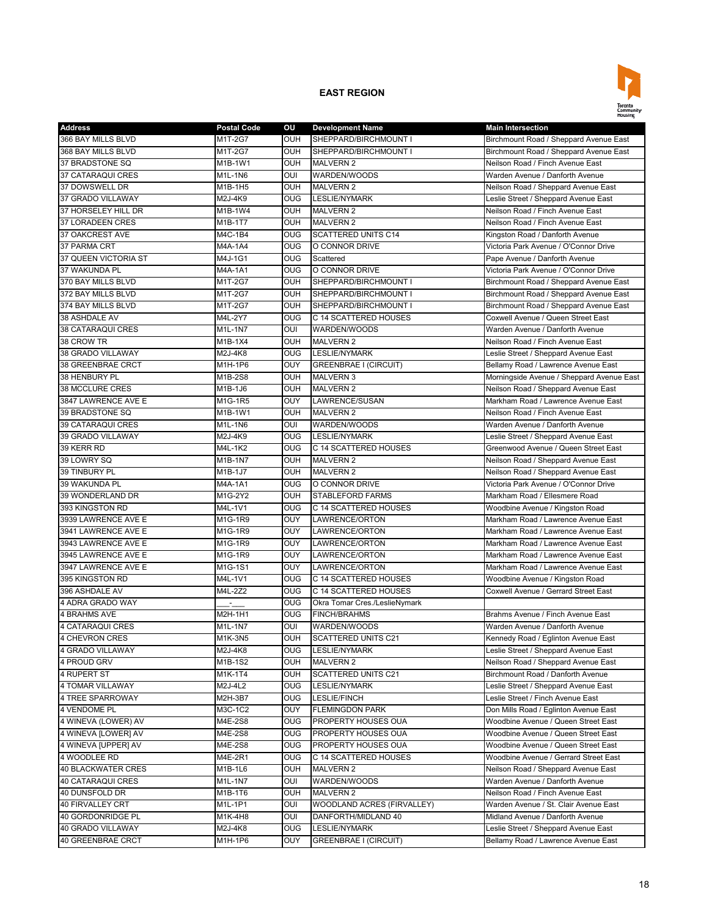## EAST REGION

| Address | Postal Code | OU | Development Name | Main Intersection |
|---|---|---|---|---|
| 366 BAY MILLS BLVD | M1T-2G7 | OUH | SHEPPARD/BIRCHMOUNT I | Birchmount Road / Sheppard Avenue East |
| 368 BAY MILLS BLVD | M1T-2G7 | OUH | SHEPPARD/BIRCHMOUNT I | Birchmount Road / Sheppard Avenue East |
| 37 BRADSTONE SQ | M1B-1W1 | OUH | MALVERN 2 | Neilson Road / Finch Avenue East |
| 37 CATARAQUI CRES | M1L-1N6 | OUI | WARDEN/WOODS | Warden Avenue / Danforth Avenue |
| 37 DOWSWELL DR | M1B-1H5 | OUH | MALVERN 2 | Neilson Road / Sheppard Avenue East |
| 37 GRADO VILLAWAY | M2J-4K9 | OUG | LESLIE/NYMARK | Leslie Street / Sheppard Avenue East |
| 37 HORSELEY HILL DR | M1B-1W4 | OUH | MALVERN 2 | Neilson Road / Finch Avenue East |
| 37 LORADEEN CRES | M1B-1T7 | OUH | MALVERN 2 | Neilson Road / Finch Avenue East |
| 37 OAKCREST AVE | M4C-1B4 | OUG | SCATTERED UNITS C14 | Kingston Road / Danforth Avenue |
| 37 PARMA CRT | M4A-1A4 | OUG | O CONNOR DRIVE | Victoria Park Avenue / O'Connor Drive |
| 37 QUEEN VICTORIA ST | M4J-1G1 | OUG | Scattered | Pape Avenue / Danforth Avenue |
| 37 WAKUNDA PL | M4A-1A1 | OUG | O CONNOR DRIVE | Victoria Park Avenue / O'Connor Drive |
| 370 BAY MILLS BLVD | M1T-2G7 | OUH | SHEPPARD/BIRCHMOUNT I | Birchmount Road / Sheppard Avenue East |
| 372 BAY MILLS BLVD | M1T-2G7 | OUH | SHEPPARD/BIRCHMOUNT I | Birchmount Road / Sheppard Avenue East |
| 374 BAY MILLS BLVD | M1T-2G7 | OUH | SHEPPARD/BIRCHMOUNT I | Birchmount Road / Sheppard Avenue East |
| 38 ASHDALE AV | M4L-2Y7 | OUG | C 14 SCATTERED HOUSES | Coxwell Avenue / Queen Street East |
| 38 CATARAQUI CRES | M1L-1N7 | OUI | WARDEN/WOODS | Warden Avenue / Danforth Avenue |
| 38 CROW TR | M1B-1X4 | OUH | MALVERN 2 | Neilson Road / Finch Avenue East |
| 38 GRADO VILLAWAY | M2J-4K8 | OUG | LESLIE/NYMARK | Leslie Street / Sheppard Avenue East |
| 38 GREENBRAE CRCT | M1H-1P6 | OUY | GREENBRAE I (CIRCUIT) | Bellamy Road / Lawrence Avenue East |
| 38 HENBURY PL | M1B-2S8 | OUH | MALVERN 3 | Morningside Avenue / Sheppard Avenue East |
| 38 MCCLURE CRES | M1B-1J6 | OUH | MALVERN 2 | Neilson Road / Sheppard Avenue East |
| 3847 LAWRENCE AVE E | M1G-1R5 | OUY | LAWRENCE/SUSAN | Markham Road / Lawrence Avenue East |
| 39 BRADSTONE SQ | M1B-1W1 | OUH | MALVERN 2 | Neilson Road / Finch Avenue East |
| 39 CATARAQUI CRES | M1L-1N6 | OUI | WARDEN/WOODS | Warden Avenue / Danforth Avenue |
| 39 GRADO VILLAWAY | M2J-4K9 | OUG | LESLIE/NYMARK | Leslie Street / Sheppard Avenue East |
| 39 KERR RD | M4L-1K2 | OUG | C 14 SCATTERED HOUSES | Greenwood Avenue / Queen Street East |
| 39 LOWRY SQ | M1B-1N7 | OUH | MALVERN 2 | Neilson Road / Sheppard Avenue East |
| 39 TINBURY PL | M1B-1J7 | OUH | MALVERN 2 | Neilson Road / Sheppard Avenue East |
| 39 WAKUNDA PL | M4A-1A1 | OUG | O CONNOR DRIVE | Victoria Park Avenue / O'Connor Drive |
| 39 WONDERLAND DR | M1G-2Y2 | OUH | STABLEFORD FARMS | Markham Road / Ellesmere Road |
| 393 KINGSTON RD | M4L-1V1 | OUG | C 14 SCATTERED HOUSES | Woodbine Avenue / Kingston Road |
| 3939 LAWRENCE AVE E | M1G-1R9 | OUY | LAWRENCE/ORTON | Markham Road / Lawrence Avenue East |
| 3941 LAWRENCE AVE E | M1G-1R9 | OUY | LAWRENCE/ORTON | Markham Road / Lawrence Avenue East |
| 3943 LAWRENCE AVE E | M1G-1R9 | OUY | LAWRENCE/ORTON | Markham Road / Lawrence Avenue East |
| 3945 LAWRENCE AVE E | M1G-1R9 | OUY | LAWRENCE/ORTON | Markham Road / Lawrence Avenue East |
| 3947 LAWRENCE AVE E | M1G-1S1 | OUY | LAWRENCE/ORTON | Markham Road / Lawrence Avenue East |
| 395 KINGSTON RD | M4L-1V1 | OUG | C 14 SCATTERED HOUSES | Woodbine Avenue / Kingston Road |
| 396 ASHDALE AV | M4L-2Z2 | OUG | C 14 SCATTERED HOUSES | Coxwell Avenue / Gerrard Street East |
| 4 ADRA GRADO WAY | ___-___ | OUG | Okra Tomar Cres./LeslieNymark | |
| 4 BRAHMS AVE | M2H-1H1 | OUG | FINCH/BRAHMS | Brahms Avenue / Finch Avenue East |
| 4 CATARAQUI CRES | M1L-1N7 | OUI | WARDEN/WOODS | Warden Avenue / Danforth Avenue |
| 4 CHEVRON CRES | M1K-3N5 | OUH | SCATTERED UNITS C21 | Kennedy Road / Eglinton Avenue East |
| 4 GRADO VILLAWAY | M2J-4K8 | OUG | LESLIE/NYMARK | Leslie Street / Sheppard Avenue East |
| 4 PROUD GRV | M1B-1S2 | OUH | MALVERN 2 | Neilson Road / Sheppard Avenue East |
| 4 RUPERT ST | M1K-1T4 | OUH | SCATTERED UNITS C21 | Birchmount Road / Danforth Avenue |
| 4 TOMAR VILLAWAY | M2J-4L2 | OUG | LESLIE/NYMARK | Leslie Street / Sheppard Avenue East |
| 4 TREE SPARROWAY | M2H-3B7 | OUG | LESLIE/FINCH | Leslie Street / Finch Avenue East |
| 4 VENDOME PL | M3C-1C2 | OUY | FLEMINGDON PARK | Don Mills Road / Eglinton Avenue East |
| 4 WINEVA (LOWER) AV | M4E-2S8 | OUG | PROPERTY HOUSES OUA | Woodbine Avenue / Queen Street East |
| 4 WINEVA [LOWER] AV | M4E-2S8 | OUG | PROPERTY HOUSES OUA | Woodbine Avenue / Queen Street East |
| 4 WINEVA [UPPER] AV | M4E-2S8 | OUG | PROPERTY HOUSES OUA | Woodbine Avenue / Queen Street East |
| 4 WOODLEE RD | M4E-2R1 | OUG | C 14 SCATTERED HOUSES | Woodbine Avenue / Gerrard Street East |
| 40 BLACKWATER CRES | M1B-1L6 | OUH | MALVERN 2 | Neilson Road / Sheppard Avenue East |
| 40 CATARAQUI CRES | M1L-1N7 | OUI | WARDEN/WOODS | Warden Avenue / Danforth Avenue |
| 40 DUNSFOLD DR | M1B-1T6 | OUH | MALVERN 2 | Neilson Road / Finch Avenue East |
| 40 FIRVALLEY CRT | M1L-1P1 | OUI | WOODLAND ACRES (FIRVALLEY) | Warden Avenue / St. Clair Avenue East |
| 40 GORDONRIDGE PL | M1K-4H8 | OUI | DANFORTH/MIDLAND 40 | Midland Avenue / Danforth Avenue |
| 40 GRADO VILLAWAY | M2J-4K8 | OUG | LESLIE/NYMARK | Leslie Street / Sheppard Avenue East |
| 40 GREENBRAE CRCT | M1H-1P6 | OUY | GREENBRAE I (CIRCUIT) | Bellamy Road / Lawrence Avenue East |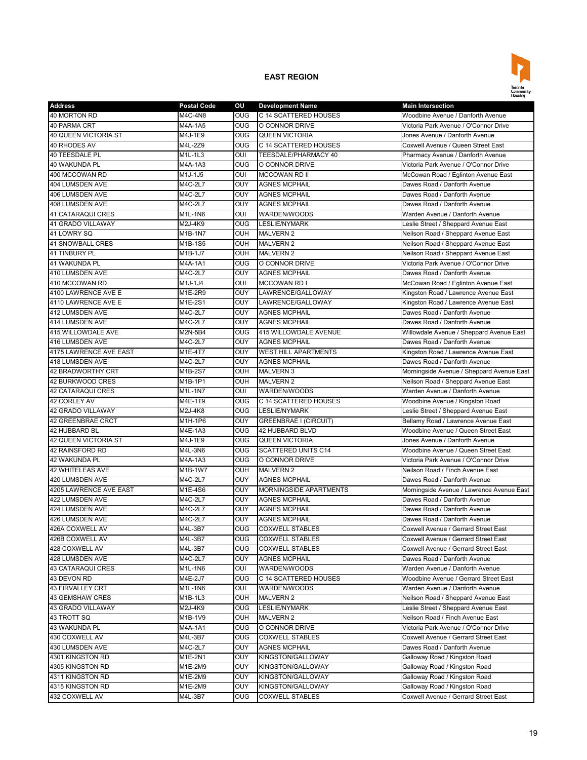## EAST REGION

| Address | Postal Code | OU | Development Name | Main Intersection |
|---|---|---|---|---|
| 40 MORTON RD | M4C-4N8 | OUG | C 14 SCATTERED HOUSES | Woodbine Avenue / Danforth Avenue |
| 40 PARMA CRT | M4A-1A5 | OUG | O CONNOR DRIVE | Victoria Park Avenue / O'Connor Drive |
| 40 QUEEN VICTORIA ST | M4J-1E9 | OUG | QUEEN VICTORIA | Jones Avenue / Danforth Avenue |
| 40 RHODES AV | M4L-2Z9 | OUG | C 14 SCATTERED HOUSES | Coxwell Avenue / Queen Street East |
| 40 TEESDALE PL | M1L-1L3 | OUI | TEESDALE/PHARMACY 40 | Pharmacy Avenue / Danforth Avenue |
| 40 WAKUNDA PL | M4A-1A3 | OUG | O CONNOR DRIVE | Victoria Park Avenue / O'Connor Drive |
| 400 MCCOWAN RD | M1J-1J5 | OUI | MCCOWAN RD II | McCowan Road / Eglinton Avenue East |
| 404 LUMSDEN AVE | M4C-2L7 | OUY | AGNES MCPHAIL | Dawes Road / Danforth Avenue |
| 406 LUMSDEN AVE | M4C-2L7 | OUY | AGNES MCPHAIL | Dawes Road / Danforth Avenue |
| 408 LUMSDEN AVE | M4C-2L7 | OUY | AGNES MCPHAIL | Dawes Road / Danforth Avenue |
| 41 CATARAQUI CRES | M1L-1N6 | OUI | WARDEN/WOODS | Warden Avenue / Danforth Avenue |
| 41 GRADO VILLAWAY | M2J-4K9 | OUG | LESLIE/NYMARK | Leslie Street / Sheppard Avenue East |
| 41 LOWRY SQ | M1B-1N7 | OUH | MALVERN 2 | Neilson Road / Sheppard Avenue East |
| 41 SNOWBALL CRES | M1B-1S5 | OUH | MALVERN 2 | Neilson Road / Sheppard Avenue East |
| 41 TINBURY PL | M1B-1J7 | OUH | MALVERN 2 | Neilson Road / Sheppard Avenue East |
| 41 WAKUNDA PL | M4A-1A1 | OUG | O CONNOR DRIVE | Victoria Park Avenue / O'Connor Drive |
| 410 LUMSDEN AVE | M4C-2L7 | OUY | AGNES MCPHAIL | Dawes Road / Danforth Avenue |
| 410 MCCOWAN RD | M1J-1J4 | OUI | MCCOWAN RD I | McCowan Road / Eglinton Avenue East |
| 4100 LAWRENCE AVE E | M1E-2R9 | OUY | LAWRENCE/GALLOWAY | Kingston Road / Lawrence Avenue East |
| 4110 LAWRENCE AVE E | M1E-2S1 | OUY | LAWRENCE/GALLOWAY | Kingston Road / Lawrence Avenue East |
| 412 LUMSDEN AVE | M4C-2L7 | OUY | AGNES MCPHAIL | Dawes Road / Danforth Avenue |
| 414 LUMSDEN AVE | M4C-2L7 | OUY | AGNES MCPHAIL | Dawes Road / Danforth Avenue |
| 415 WILLOWDALE AVE | M2N-5B4 | OUG | 415 WILLOWDALE AVENUE | Willowdale Avenue / Sheppard Avenue East |
| 416 LUMSDEN AVE | M4C-2L7 | OUY | AGNES MCPHAIL | Dawes Road / Danforth Avenue |
| 4175 LAWRENCE AVE EAST | M1E-4T7 | OUY | WEST HILL APARTMENTS | Kingston Road / Lawrence Avenue East |
| 418 LUMSDEN AVE | M4C-2L7 | OUY | AGNES MCPHAIL | Dawes Road / Danforth Avenue |
| 42 BRADWORTHY CRT | M1B-2S7 | OUH | MALVERN 3 | Morningside Avenue / Sheppard Avenue East |
| 42 BURKWOOD CRES | M1B-1P1 | OUH | MALVERN 2 | Neilson Road / Sheppard Avenue East |
| 42 CATARAQUI CRES | M1L-1N7 | OUI | WARDEN/WOODS | Warden Avenue / Danforth Avenue |
| 42 CORLEY AV | M4E-1T9 | OUG | C 14 SCATTERED HOUSES | Woodbine Avenue / Kingston Road |
| 42 GRADO VILLAWAY | M2J-4K8 | OUG | LESLIE/NYMARK | Leslie Street / Sheppard Avenue East |
| 42 GREENBRAE CRCT | M1H-1P6 | OUY | GREENBRAE I (CIRCUIT) | Bellamy Road / Lawrence Avenue East |
| 42 HUBBARD BL | M4E-1A3 | OUG | 42 HUBBARD BLVD | Woodbine Avenue / Queen Street East |
| 42 QUEEN VICTORIA ST | M4J-1E9 | OUG | QUEEN VICTORIA | Jones Avenue / Danforth Avenue |
| 42 RAINSFORD RD | M4L-3N6 | OUG | SCATTERED UNITS C14 | Woodbine Avenue / Queen Street East |
| 42 WAKUNDA PL | M4A-1A3 | OUG | O CONNOR DRIVE | Victoria Park Avenue / O'Connor Drive |
| 42 WHITELEAS AVE | M1B-1W7 | OUH | MALVERN 2 | Neilson Road / Finch Avenue East |
| 420 LUMSDEN AVE | M4C-2L7 | OUY | AGNES MCPHAIL | Dawes Road / Danforth Avenue |
| 4205 LAWRENCE AVE EAST | M1E-4S6 | OUY | MORNINGSIDE APARTMENTS | Morningside Avenue / Lawrence Avenue East |
| 422 LUMSDEN AVE | M4C-2L7 | OUY | AGNES MCPHAIL | Dawes Road / Danforth Avenue |
| 424 LUMSDEN AVE | M4C-2L7 | OUY | AGNES MCPHAIL | Dawes Road / Danforth Avenue |
| 426 LUMSDEN AVE | M4C-2L7 | OUY | AGNES MCPHAIL | Dawes Road / Danforth Avenue |
| 426A COXWELL AV | M4L-3B7 | OUG | COXWELL STABLES | Coxwell Avenue / Gerrard Street East |
| 426B COXWELL AV | M4L-3B7 | OUG | COXWELL STABLES | Coxwell Avenue / Gerrard Street East |
| 428 COXWELL AV | M4L-3B7 | OUG | COXWELL STABLES | Coxwell Avenue / Gerrard Street East |
| 428 LUMSDEN AVE | M4C-2L7 | OUY | AGNES MCPHAIL | Dawes Road / Danforth Avenue |
| 43 CATARAQUI CRES | M1L-1N6 | OUI | WARDEN/WOODS | Warden Avenue / Danforth Avenue |
| 43 DEVON RD | M4E-2J7 | OUG | C 14 SCATTERED HOUSES | Woodbine Avenue / Gerrard Street East |
| 43 FIRVALLEY CRT | M1L-1N6 | OUI | WARDEN/WOODS | Warden Avenue / Danforth Avenue |
| 43 GEMSHAW CRES | M1B-1L3 | OUH | MALVERN 2 | Neilson Road / Sheppard Avenue East |
| 43 GRADO VILLAWAY | M2J-4K9 | OUG | LESLIE/NYMARK | Leslie Street / Sheppard Avenue East |
| 43 TROTT SQ | M1B-1V9 | OUH | MALVERN 2 | Neilson Road / Finch Avenue East |
| 43 WAKUNDA PL | M4A-1A1 | OUG | O CONNOR DRIVE | Victoria Park Avenue / O'Connor Drive |
| 430 COXWELL AV | M4L-3B7 | OUG | COXWELL STABLES | Coxwell Avenue / Gerrard Street East |
| 430 LUMSDEN AVE | M4C-2L7 | OUY | AGNES MCPHAIL | Dawes Road / Danforth Avenue |
| 4301 KINGSTON RD | M1E-2N1 | OUY | KINGSTON/GALLOWAY | Galloway Road / Kingston Road |
| 4305 KINGSTON RD | M1E-2M9 | OUY | KINGSTON/GALLOWAY | Galloway Road / Kingston Road |
| 4311 KINGSTON RD | M1E-2M9 | OUY | KINGSTON/GALLOWAY | Galloway Road / Kingston Road |
| 4315 KINGSTON RD | M1E-2M9 | OUY | KINGSTON/GALLOWAY | Galloway Road / Kingston Road |
| 432 COXWELL AV | M4L-3B7 | OUG | COXWELL STABLES | Coxwell Avenue / Gerrard Street East |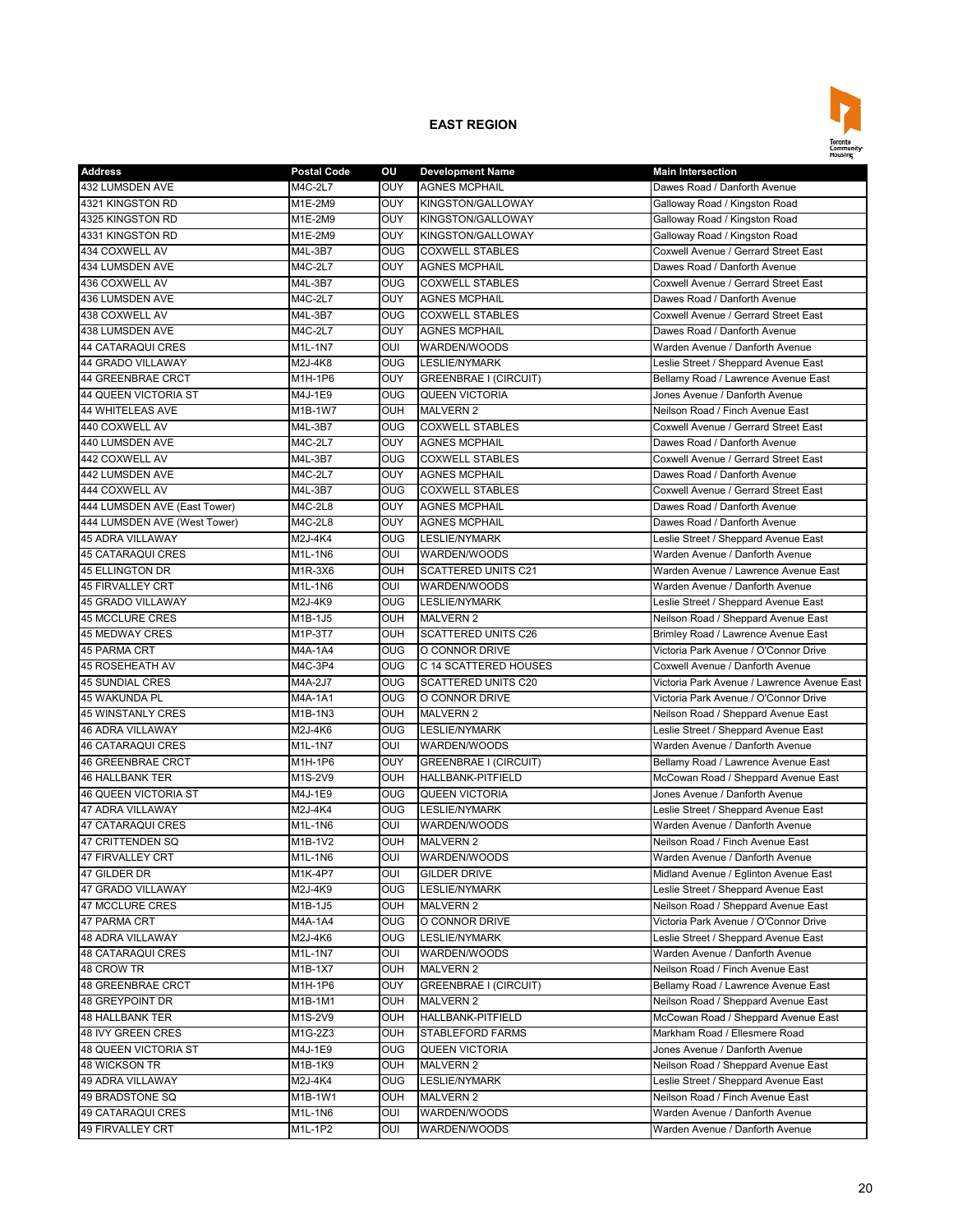## EAST REGION

| Address | Postal Code | OU | Development Name | Main Intersection |
|---|---|---|---|---|
| 432 LUMSDEN AVE | M4C-2L7 | OUY | AGNES MCPHAIL | Dawes Road / Danforth Avenue |
| 4321 KINGSTON RD | M1E-2M9 | OUY | KINGSTON/GALLOWAY | Galloway Road / Kingston Road |
| 4325 KINGSTON RD | M1E-2M9 | OUY | KINGSTON/GALLOWAY | Galloway Road / Kingston Road |
| 4331 KINGSTON RD | M1E-2M9 | OUY | KINGSTON/GALLOWAY | Galloway Road / Kingston Road |
| 434 COXWELL AV | M4L-3B7 | OUG | COXWELL STABLES | Coxwell Avenue / Gerrard Street East |
| 434 LUMSDEN AVE | M4C-2L7 | OUY | AGNES MCPHAIL | Dawes Road / Danforth Avenue |
| 436 COXWELL AV | M4L-3B7 | OUG | COXWELL STABLES | Coxwell Avenue / Gerrard Street East |
| 436 LUMSDEN AVE | M4C-2L7 | OUY | AGNES MCPHAIL | Dawes Road / Danforth Avenue |
| 438 COXWELL AV | M4L-3B7 | OUG | COXWELL STABLES | Coxwell Avenue / Gerrard Street East |
| 438 LUMSDEN AVE | M4C-2L7 | OUY | AGNES MCPHAIL | Dawes Road / Danforth Avenue |
| 44 CATARAQUI CRES | M1L-1N7 | OUI | WARDEN/WOODS | Warden Avenue / Danforth Avenue |
| 44 GRADO VILLAWAY | M2J-4K8 | OUG | LESLIE/NYMARK | Leslie Street / Sheppard Avenue East |
| 44 GREENBRAE CRCT | M1H-1P6 | OUY | GREENBRAE I (CIRCUIT) | Bellamy Road / Lawrence Avenue East |
| 44 QUEEN VICTORIA ST | M4J-1E9 | OUG | QUEEN VICTORIA | Jones Avenue / Danforth Avenue |
| 44 WHITELEAS AVE | M1B-1W7 | OUH | MALVERN 2 | Neilson Road / Finch Avenue East |
| 440 COXWELL AV | M4L-3B7 | OUG | COXWELL STABLES | Coxwell Avenue / Gerrard Street East |
| 440 LUMSDEN AVE | M4C-2L7 | OUY | AGNES MCPHAIL | Dawes Road / Danforth Avenue |
| 442 COXWELL AV | M4L-3B7 | OUG | COXWELL STABLES | Coxwell Avenue / Gerrard Street East |
| 442 LUMSDEN AVE | M4C-2L7 | OUY | AGNES MCPHAIL | Dawes Road / Danforth Avenue |
| 444 COXWELL AV | M4L-3B7 | OUG | COXWELL STABLES | Coxwell Avenue / Gerrard Street East |
| 444 LUMSDEN AVE (East Tower) | M4C-2L8 | OUY | AGNES MCPHAIL | Dawes Road / Danforth Avenue |
| 444 LUMSDEN AVE (West Tower) | M4C-2L8 | OUY | AGNES MCPHAIL | Dawes Road / Danforth Avenue |
| 45 ADRA VILLAWAY | M2J-4K4 | OUG | LESLIE/NYMARK | Leslie Street / Sheppard Avenue East |
| 45 CATARAQUI CRES | M1L-1N6 | OUI | WARDEN/WOODS | Warden Avenue / Danforth Avenue |
| 45 ELLINGTON DR | M1R-3X6 | OUH | SCATTERED UNITS C21 | Warden Avenue / Lawrence Avenue East |
| 45 FIRVALLEY CRT | M1L-1N6 | OUI | WARDEN/WOODS | Warden Avenue / Danforth Avenue |
| 45 GRADO VILLAWAY | M2J-4K9 | OUG | LESLIE/NYMARK | Leslie Street / Sheppard Avenue East |
| 45 MCCLURE CRES | M1B-1J5 | OUH | MALVERN 2 | Neilson Road / Sheppard Avenue East |
| 45 MEDWAY CRES | M1P-3T7 | OUH | SCATTERED UNITS C26 | Brimley Road / Lawrence Avenue East |
| 45 PARMA CRT | M4A-1A4 | OUG | O CONNOR DRIVE | Victoria Park Avenue / O'Connor Drive |
| 45 ROSEHEATH AV | M4C-3P4 | OUG | C 14 SCATTERED HOUSES | Coxwell Avenue / Danforth Avenue |
| 45 SUNDIAL CRES | M4A-2J7 | OUG | SCATTERED UNITS C20 | Victoria Park Avenue / Lawrence Avenue East |
| 45 WAKUNDA PL | M4A-1A1 | OUG | O CONNOR DRIVE | Victoria Park Avenue / O'Connor Drive |
| 45 WINSTANLY CRES | M1B-1N3 | OUH | MALVERN 2 | Neilson Road / Sheppard Avenue East |
| 46 ADRA VILLAWAY | M2J-4K6 | OUG | LESLIE/NYMARK | Leslie Street / Sheppard Avenue East |
| 46 CATARAQUI CRES | M1L-1N7 | OUI | WARDEN/WOODS | Warden Avenue / Danforth Avenue |
| 46 GREENBRAE CRCT | M1H-1P6 | OUY | GREENBRAE I (CIRCUIT) | Bellamy Road / Lawrence Avenue East |
| 46 HALLBANK TER | M1S-2V9 | OUH | HALLBANK-PITFIELD | McCowan Road / Sheppard Avenue East |
| 46 QUEEN VICTORIA ST | M4J-1E9 | OUG | QUEEN VICTORIA | Jones Avenue / Danforth Avenue |
| 47 ADRA VILLAWAY | M2J-4K4 | OUG | LESLIE/NYMARK | Leslie Street / Sheppard Avenue East |
| 47 CATARAQUI CRES | M1L-1N6 | OUI | WARDEN/WOODS | Warden Avenue / Danforth Avenue |
| 47 CRITTENDEN SQ | M1B-1V2 | OUH | MALVERN 2 | Neilson Road / Finch Avenue East |
| 47 FIRVALLEY CRT | M1L-1N6 | OUI | WARDEN/WOODS | Warden Avenue / Danforth Avenue |
| 47 GILDER DR | M1K-4P7 | OUI | GILDER DRIVE | Midland Avenue / Eglinton Avenue East |
| 47 GRADO VILLAWAY | M2J-4K9 | OUG | LESLIE/NYMARK | Leslie Street / Sheppard Avenue East |
| 47 MCCLURE CRES | M1B-1J5 | OUH | MALVERN 2 | Neilson Road / Sheppard Avenue East |
| 47 PARMA CRT | M4A-1A4 | OUG | O CONNOR DRIVE | Victoria Park Avenue / O'Connor Drive |
| 48 ADRA VILLAWAY | M2J-4K6 | OUG | LESLIE/NYMARK | Leslie Street / Sheppard Avenue East |
| 48 CATARAQUI CRES | M1L-1N7 | OUI | WARDEN/WOODS | Warden Avenue / Danforth Avenue |
| 48 CROW TR | M1B-1X7 | OUH | MALVERN 2 | Neilson Road / Finch Avenue East |
| 48 GREENBRAE CRCT | M1H-1P6 | OUY | GREENBRAE I (CIRCUIT) | Bellamy Road / Lawrence Avenue East |
| 48 GREYPOINT DR | M1B-1M1 | OUH | MALVERN 2 | Neilson Road / Sheppard Avenue East |
| 48 HALLBANK TER | M1S-2V9 | OUH | HALLBANK-PITFIELD | McCowan Road / Sheppard Avenue East |
| 48 IVY GREEN CRES | M1G-2Z3 | OUH | STABLEFORD FARMS | Markham Road / Ellesmere Road |
| 48 QUEEN VICTORIA ST | M4J-1E9 | OUG | QUEEN VICTORIA | Jones Avenue / Danforth Avenue |
| 48 WICKSON TR | M1B-1K9 | OUH | MALVERN 2 | Neilson Road / Sheppard Avenue East |
| 49 ADRA VILLAWAY | M2J-4K4 | OUG | LESLIE/NYMARK | Leslie Street / Sheppard Avenue East |
| 49 BRADSTONE SQ | M1B-1W1 | OUH | MALVERN 2 | Neilson Road / Finch Avenue East |
| 49 CATARAQUI CRES | M1L-1N6 | OUI | WARDEN/WOODS | Warden Avenue / Danforth Avenue |
| 49 FIRVALLEY CRT | M1L-1P2 | OUI | WARDEN/WOODS | Warden Avenue / Danforth Avenue |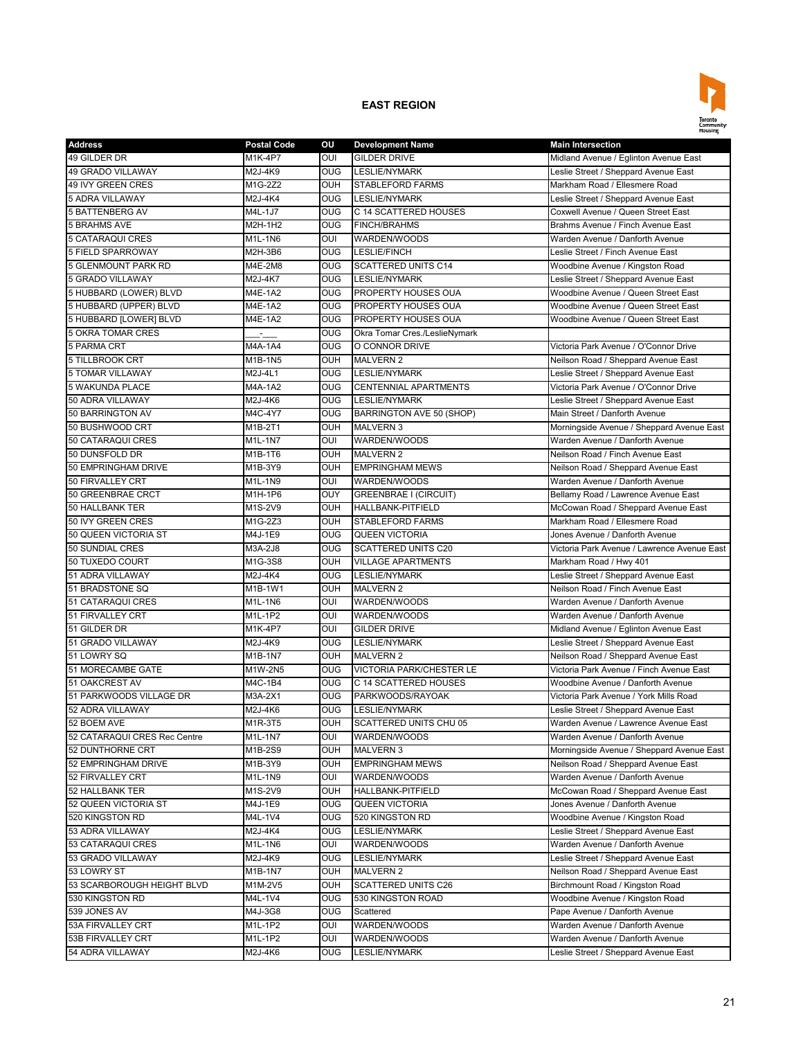## EAST REGION

| Address | Postal Code | OU | Development Name | Main Intersection |
|---|---|---|---|---|
| 49 GILDER DR | M1K-4P7 | OUI | GILDER DRIVE | Midland Avenue / Eglinton Avenue East |
| 49 GRADO VILLAWAY | M2J-4K9 | OUG | LESLIE/NYMARK | Leslie Street / Sheppard Avenue East |
| 49 IVY GREEN CRES | M1G-2Z2 | OUH | STABLEFORD FARMS | Markham Road / Ellesmere Road |
| 5 ADRA VILLAWAY | M2J-4K4 | OUG | LESLIE/NYMARK | Leslie Street / Sheppard Avenue East |
| 5 BATTENBERG AV | M4L-1J7 | OUG | C 14 SCATTERED HOUSES | Coxwell Avenue / Queen Street East |
| 5 BRAHMS AVE | M2H-1H2 | OUG | FINCH/BRAHMS | Brahms Avenue / Finch Avenue East |
| 5 CATARAQUI CRES | M1L-1N6 | OUI | WARDEN/WOODS | Warden Avenue / Danforth Avenue |
| 5 FIELD SPARROWAY | M2H-3B6 | OUG | LESLIE/FINCH | Leslie Street / Finch Avenue East |
| 5 GLENMOUNT PARK RD | M4E-2M8 | OUG | SCATTERED UNITS C14 | Woodbine Avenue / Kingston Road |
| 5 GRADO VILLAWAY | M2J-4K7 | OUG | LESLIE/NYMARK | Leslie Street / Sheppard Avenue East |
| 5 HUBBARD (LOWER) BLVD | M4E-1A2 | OUG | PROPERTY HOUSES OUA | Woodbine Avenue / Queen Street East |
| 5 HUBBARD (UPPER) BLVD | M4E-1A2 | OUG | PROPERTY HOUSES OUA | Woodbine Avenue / Queen Street East |
| 5 HUBBARD [LOWER] BLVD | M4E-1A2 | OUG | PROPERTY HOUSES OUA | Woodbine Avenue / Queen Street East |
| 5 OKRA TOMAR CRES | ___-___ | OUG | Okra Tomar Cres./LeslieNymark | |
| 5 PARMA CRT | M4A-1A4 | OUG | O CONNOR DRIVE | Victoria Park Avenue / O'Connor Drive |
| 5 TILLBROOK CRT | M1B-1N5 | OUH | MALVERN 2 | Neilson Road / Sheppard Avenue East |
| 5 TOMAR VILLAWAY | M2J-4L1 | OUG | LESLIE/NYMARK | Leslie Street / Sheppard Avenue East |
| 5 WAKUNDA PLACE | M4A-1A2 | OUG | CENTENNIAL APARTMENTS | Victoria Park Avenue / O'Connor Drive |
| 50 ADRA VILLAWAY | M2J-4K6 | OUG | LESLIE/NYMARK | Leslie Street / Sheppard Avenue East |
| 50 BARRINGTON AV | M4C-4Y7 | OUG | BARRINGTON AVE 50 (SHOP) | Main Street / Danforth Avenue |
| 50 BUSHWOOD CRT | M1B-2T1 | OUH | MALVERN 3 | Morningside Avenue / Sheppard Avenue East |
| 50 CATARAQUI CRES | M1L-1N7 | OUI | WARDEN/WOODS | Warden Avenue / Danforth Avenue |
| 50 DUNSFOLD DR | M1B-1T6 | OUH | MALVERN 2 | Neilson Road / Finch Avenue East |
| 50 EMPRINGHAM DRIVE | M1B-3Y9 | OUH | EMPRINGHAM MEWS | Neilson Road / Sheppard Avenue East |
| 50 FIRVALLEY CRT | M1L-1N9 | OUI | WARDEN/WOODS | Warden Avenue / Danforth Avenue |
| 50 GREENBRAE CRCT | M1H-1P6 | OUY | GREENBRAE I (CIRCUIT) | Bellamy Road / Lawrence Avenue East |
| 50 HALLBANK TER | M1S-2V9 | OUH | HALLBANK-PITFIELD | McCowan Road / Sheppard Avenue East |
| 50 IVY GREEN CRES | M1G-2Z3 | OUH | STABLEFORD FARMS | Markham Road / Ellesmere Road |
| 50 QUEEN VICTORIA ST | M4J-1E9 | OUG | QUEEN VICTORIA | Jones Avenue / Danforth Avenue |
| 50 SUNDIAL CRES | M3A-2J8 | OUG | SCATTERED UNITS C20 | Victoria Park Avenue / Lawrence Avenue East |
| 50 TUXEDO COURT | M1G-3S8 | OUH | VILLAGE APARTMENTS | Markham Road / Hwy 401 |
| 51 ADRA VILLAWAY | M2J-4K4 | OUG | LESLIE/NYMARK | Leslie Street / Sheppard Avenue East |
| 51 BRADSTONE SQ | M1B-1W1 | OUH | MALVERN 2 | Neilson Road / Finch Avenue East |
| 51 CATARAQUI CRES | M1L-1N6 | OUI | WARDEN/WOODS | Warden Avenue / Danforth Avenue |
| 51 FIRVALLEY CRT | M1L-1P2 | OUI | WARDEN/WOODS | Warden Avenue / Danforth Avenue |
| 51 GILDER DR | M1K-4P7 | OUI | GILDER DRIVE | Midland Avenue / Eglinton Avenue East |
| 51 GRADO VILLAWAY | M2J-4K9 | OUG | LESLIE/NYMARK | Leslie Street / Sheppard Avenue East |
| 51 LOWRY SQ | M1B-1N7 | OUH | MALVERN 2 | Neilson Road / Sheppard Avenue East |
| 51 MORECAMBE GATE | M1W-2N5 | OUG | VICTORIA PARK/CHESTER LE | Victoria Park Avenue / Finch Avenue East |
| 51 OAKCREST AV | M4C-1B4 | OUG | C 14 SCATTERED HOUSES | Woodbine Avenue / Danforth Avenue |
| 51 PARKWOODS VILLAGE DR | M3A-2X1 | OUG | PARKWOODS/RAYOAK | Victoria Park Avenue / York Mills Road |
| 52 ADRA VILLAWAY | M2J-4K6 | OUG | LESLIE/NYMARK | Leslie Street / Sheppard Avenue East |
| 52 BOEM AVE | M1R-3T5 | OUH | SCATTERED UNITS CHU 05 | Warden Avenue / Lawrence Avenue East |
| 52 CATARAQUI CRES Rec Centre | M1L-1N7 | OUI | WARDEN/WOODS | Warden Avenue / Danforth Avenue |
| 52 DUNTHORNE CRT | M1B-2S9 | OUH | MALVERN 3 | Morningside Avenue / Sheppard Avenue East |
| 52 EMPRINGHAM DRIVE | M1B-3Y9 | OUH | EMPRINGHAM MEWS | Neilson Road / Sheppard Avenue East |
| 52 FIRVALLEY CRT | M1L-1N9 | OUI | WARDEN/WOODS | Warden Avenue / Danforth Avenue |
| 52 HALLBANK TER | M1S-2V9 | OUH | HALLBANK-PITFIELD | McCowan Road / Sheppard Avenue East |
| 52 QUEEN VICTORIA ST | M4J-1E9 | OUG | QUEEN VICTORIA | Jones Avenue / Danforth Avenue |
| 520 KINGSTON RD | M4L-1V4 | OUG | 520 KINGSTON RD | Woodbine Avenue / Kingston Road |
| 53 ADRA VILLAWAY | M2J-4K4 | OUG | LESLIE/NYMARK | Leslie Street / Sheppard Avenue East |
| 53 CATARAQUI CRES | M1L-1N6 | OUI | WARDEN/WOODS | Warden Avenue / Danforth Avenue |
| 53 GRADO VILLAWAY | M2J-4K9 | OUG | LESLIE/NYMARK | Leslie Street / Sheppard Avenue East |
| 53 LOWRY ST | M1B-1N7 | OUH | MALVERN 2 | Neilson Road / Sheppard Avenue East |
| 53 SCARBOROUGH HEIGHT BLVD | M1M-2V5 | OUH | SCATTERED UNITS C26 | Birchmount Road / Kingston Road |
| 530 KINGSTON RD | M4L-1V4 | OUG | 530 KINGSTON ROAD | Woodbine Avenue / Kingston Road |
| 539 JONES AV | M4J-3G8 | OUG | Scattered | Pape Avenue / Danforth Avenue |
| 53A FIRVALLEY CRT | M1L-1P2 | OUI | WARDEN/WOODS | Warden Avenue / Danforth Avenue |
| 53B FIRVALLEY CRT | M1L-1P2 | OUI | WARDEN/WOODS | Warden Avenue / Danforth Avenue |
| 54 ADRA VILLAWAY | M2J-4K6 | OUG | LESLIE/NYMARK | Leslie Street / Sheppard Avenue East |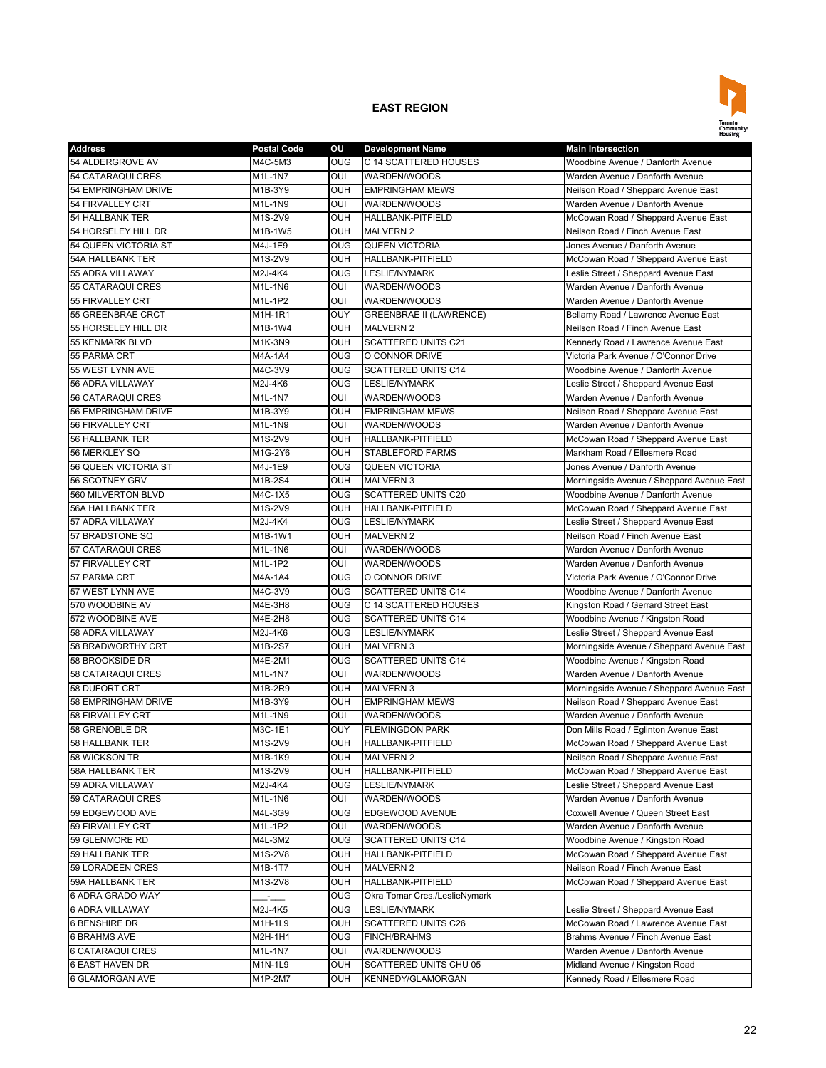## EAST REGION

| Address | Postal Code | OU | Development Name | Main Intersection |
|---|---|---|---|---|
| 54 ALDERGROVE AV | M4C-5M3 | OUG | C 14 SCATTERED HOUSES | Woodbine Avenue / Danforth Avenue |
| 54 CATARAQUI CRES | M1L-1N7 | OUI | WARDEN/WOODS | Warden Avenue / Danforth Avenue |
| 54 EMPRINGHAM DRIVE | M1B-3Y9 | OUH | EMPRINGHAM MEWS | Neilson Road / Sheppard Avenue East |
| 54 FIRVALLEY CRT | M1L-1N9 | OUI | WARDEN/WOODS | Warden Avenue / Danforth Avenue |
| 54 HALLBANK TER | M1S-2V9 | OUH | HALLBANK-PITFIELD | McCowan Road / Sheppard Avenue East |
| 54 HORSELEY HILL DR | M1B-1W5 | OUH | MALVERN 2 | Neilson Road / Finch Avenue East |
| 54 QUEEN VICTORIA ST | M4J-1E9 | OUG | QUEEN VICTORIA | Jones Avenue / Danforth Avenue |
| 54A HALLBANK TER | M1S-2V9 | OUH | HALLBANK-PITFIELD | McCowan Road / Sheppard Avenue East |
| 55 ADRA VILLAWAY | M2J-4K4 | OUG | LESLIE/NYMARK | Leslie Street / Sheppard Avenue East |
| 55 CATARAQUI CRES | M1L-1N6 | OUI | WARDEN/WOODS | Warden Avenue / Danforth Avenue |
| 55 FIRVALLEY CRT | M1L-1P2 | OUI | WARDEN/WOODS | Warden Avenue / Danforth Avenue |
| 55 GREENBRAE CRCT | M1H-1R1 | OUY | GREENBRAE II (LAWRENCE) | Bellamy Road / Lawrence Avenue East |
| 55 HORSELEY HILL DR | M1B-1W4 | OUH | MALVERN 2 | Neilson Road / Finch Avenue East |
| 55 KENMARK BLVD | M1K-3N9 | OUH | SCATTERED UNITS C21 | Kennedy Road / Lawrence Avenue East |
| 55 PARMA CRT | M4A-1A4 | OUG | O CONNOR DRIVE | Victoria Park Avenue / O'Connor Drive |
| 55 WEST LYNN AVE | M4C-3V9 | OUG | SCATTERED UNITS C14 | Woodbine Avenue / Danforth Avenue |
| 56 ADRA VILLAWAY | M2J-4K6 | OUG | LESLIE/NYMARK | Leslie Street / Sheppard Avenue East |
| 56 CATARAQUI CRES | M1L-1N7 | OUI | WARDEN/WOODS | Warden Avenue / Danforth Avenue |
| 56 EMPRINGHAM DRIVE | M1B-3Y9 | OUH | EMPRINGHAM MEWS | Neilson Road / Sheppard Avenue East |
| 56 FIRVALLEY CRT | M1L-1N9 | OUI | WARDEN/WOODS | Warden Avenue / Danforth Avenue |
| 56 HALLBANK TER | M1S-2V9 | OUH | HALLBANK-PITFIELD | McCowan Road / Sheppard Avenue East |
| 56 MERKLEY SQ | M1G-2Y6 | OUH | STABLEFORD FARMS | Markham Road / Ellesmere Road |
| 56 QUEEN VICTORIA ST | M4J-1E9 | OUG | QUEEN VICTORIA | Jones Avenue / Danforth Avenue |
| 56 SCOTNEY GRV | M1B-2S4 | OUH | MALVERN 3 | Morningside Avenue / Sheppard Avenue East |
| 560 MILVERTON BLVD | M4C-1X5 | OUG | SCATTERED UNITS C20 | Woodbine Avenue / Danforth Avenue |
| 56A HALLBANK TER | M1S-2V9 | OUH | HALLBANK-PITFIELD | McCowan Road / Sheppard Avenue East |
| 57 ADRA VILLAWAY | M2J-4K4 | OUG | LESLIE/NYMARK | Leslie Street / Sheppard Avenue East |
| 57 BRADSTONE SQ | M1B-1W1 | OUH | MALVERN 2 | Neilson Road / Finch Avenue East |
| 57 CATARAQUI CRES | M1L-1N6 | OUI | WARDEN/WOODS | Warden Avenue / Danforth Avenue |
| 57 FIRVALLEY CRT | M1L-1P2 | OUI | WARDEN/WOODS | Warden Avenue / Danforth Avenue |
| 57 PARMA CRT | M4A-1A4 | OUG | O CONNOR DRIVE | Victoria Park Avenue / O'Connor Drive |
| 57 WEST LYNN AVE | M4C-3V9 | OUG | SCATTERED UNITS C14 | Woodbine Avenue / Danforth Avenue |
| 570 WOODBINE AV | M4E-3H8 | OUG | C 14 SCATTERED HOUSES | Kingston Road / Gerrard Street East |
| 572 WOODBINE AVE | M4E-2H8 | OUG | SCATTERED UNITS C14 | Woodbine Avenue / Kingston Road |
| 58 ADRA VILLAWAY | M2J-4K6 | OUG | LESLIE/NYMARK | Leslie Street / Sheppard Avenue East |
| 58 BRADWORTHY CRT | M1B-2S7 | OUH | MALVERN 3 | Morningside Avenue / Sheppard Avenue East |
| 58 BROOKSIDE DR | M4E-2M1 | OUG | SCATTERED UNITS C14 | Woodbine Avenue / Kingston Road |
| 58 CATARAQUI CRES | M1L-1N7 | OUI | WARDEN/WOODS | Warden Avenue / Danforth Avenue |
| 58 DUFORT CRT | M1B-2R9 | OUH | MALVERN 3 | Morningside Avenue / Sheppard Avenue East |
| 58 EMPRINGHAM DRIVE | M1B-3Y9 | OUH | EMPRINGHAM MEWS | Neilson Road / Sheppard Avenue East |
| 58 FIRVALLEY CRT | M1L-1N9 | OUI | WARDEN/WOODS | Warden Avenue / Danforth Avenue |
| 58 GRENOBLE DR | M3C-1E1 | OUY | FLEMINGDON PARK | Don Mills Road / Eglinton Avenue East |
| 58 HALLBANK TER | M1S-2V9 | OUH | HALLBANK-PITFIELD | McCowan Road / Sheppard Avenue East |
| 58 WICKSON TR | M1B-1K9 | OUH | MALVERN 2 | Neilson Road / Sheppard Avenue East |
| 58A HALLBANK TER | M1S-2V9 | OUH | HALLBANK-PITFIELD | McCowan Road / Sheppard Avenue East |
| 59 ADRA VILLAWAY | M2J-4K4 | OUG | LESLIE/NYMARK | Leslie Street / Sheppard Avenue East |
| 59 CATARAQUI CRES | M1L-1N6 | OUI | WARDEN/WOODS | Warden Avenue / Danforth Avenue |
| 59 EDGEWOOD AVE | M4L-3G9 | OUG | EDGEWOOD AVENUE | Coxwell Avenue / Queen Street East |
| 59 FIRVALLEY CRT | M1L-1P2 | OUI | WARDEN/WOODS | Warden Avenue / Danforth Avenue |
| 59 GLENMORE RD | M4L-3M2 | OUG | SCATTERED UNITS C14 | Woodbine Avenue / Kingston Road |
| 59 HALLBANK TER | M1S-2V8 | OUH | HALLBANK-PITFIELD | McCowan Road / Sheppard Avenue East |
| 59 LORADEEN CRES | M1B-1T7 | OUH | MALVERN 2 | Neilson Road / Finch Avenue East |
| 59A HALLBANK TER | M1S-2V8 | OUH | HALLBANK-PITFIELD | McCowan Road / Sheppard Avenue East |
| 6 ADRA GRADO WAY | ___-___ | OUG | Okra Tomar Cres./LeslieNymark | |
| 6 ADRA VILLAWAY | M2J-4K5 | OUG | LESLIE/NYMARK | Leslie Street / Sheppard Avenue East |
| 6 BENSHIRE DR | M1H-1L9 | OUH | SCATTERED UNITS C26 | McCowan Road / Lawrence Avenue East |
| 6 BRAHMS AVE | M2H-1H1 | OUG | FINCH/BRAHMS | Brahms Avenue / Finch Avenue East |
| 6 CATARAQUI CRES | M1L-1N7 | OUI | WARDEN/WOODS | Warden Avenue / Danforth Avenue |
| 6 EAST HAVEN DR | M1N-1L9 | OUH | SCATTERED UNITS CHU 05 | Midland Avenue / Kingston Road |
| 6 GLAMORGAN AVE | M1P-2M7 | OUH | KENNEDY/GLAMORGAN | Kennedy Road / Ellesmere Road |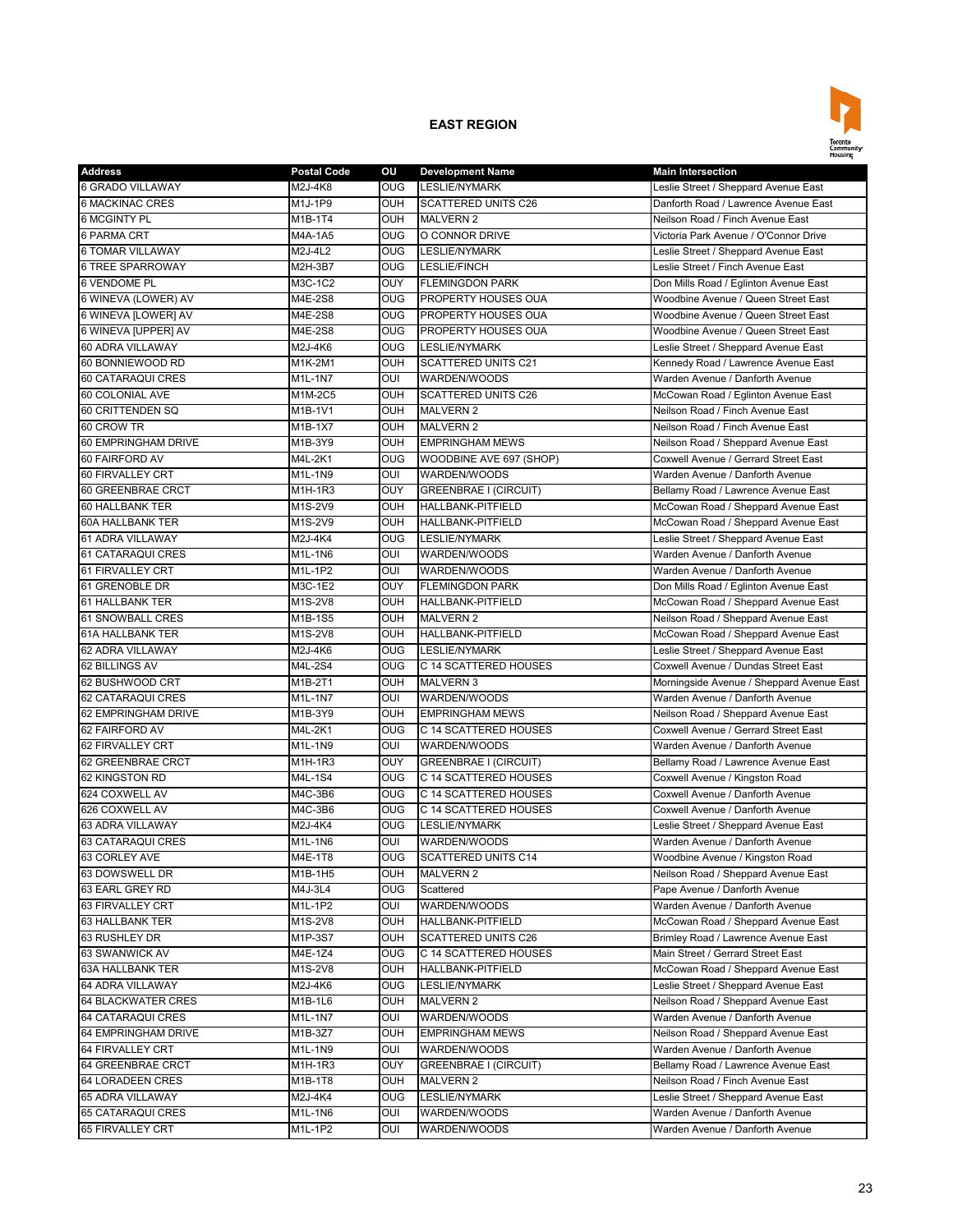## EAST REGION

| Address | Postal Code | OU | Development Name | Main Intersection |
|---|---|---|---|---|
| 6 GRADO VILLAWAY | M2J-4K8 | OUG | LESLIE/NYMARK | Leslie Street / Sheppard Avenue East |
| 6 MACKINAC CRES | M1J-1P9 | OUH | SCATTERED UNITS C26 | Danforth Road / Lawrence Avenue East |
| 6 MCGINTY PL | M1B-1T4 | OUH | MALVERN 2 | Neilson Road / Finch Avenue East |
| 6 PARMA CRT | M4A-1A5 | OUG | O CONNOR DRIVE | Victoria Park Avenue / O'Connor Drive |
| 6 TOMAR VILLAWAY | M2J-4L2 | OUG | LESLIE/NYMARK | Leslie Street / Sheppard Avenue East |
| 6 TREE SPARROWAY | M2H-3B7 | OUG | LESLIE/FINCH | Leslie Street / Finch Avenue East |
| 6 VENDOME PL | M3C-1C2 | OUY | FLEMINGDON PARK | Don Mills Road / Eglinton Avenue East |
| 6 WINEVA (LOWER) AV | M4E-2S8 | OUG | PROPERTY HOUSES OUA | Woodbine Avenue / Queen Street East |
| 6 WINEVA [LOWER] AV | M4E-2S8 | OUG | PROPERTY HOUSES OUA | Woodbine Avenue / Queen Street East |
| 6 WINEVA [UPPER] AV | M4E-2S8 | OUG | PROPERTY HOUSES OUA | Woodbine Avenue / Queen Street East |
| 60 ADRA VILLAWAY | M2J-4K6 | OUG | LESLIE/NYMARK | Leslie Street / Sheppard Avenue East |
| 60 BONNIEWOOD RD | M1K-2M1 | OUH | SCATTERED UNITS C21 | Kennedy Road / Lawrence Avenue East |
| 60 CATARAQUI CRES | M1L-1N7 | OUI | WARDEN/WOODS | Warden Avenue / Danforth Avenue |
| 60 COLONIAL AVE | M1M-2C5 | OUH | SCATTERED UNITS C26 | McCowan Road / Eglinton Avenue East |
| 60 CRITTENDEN SQ | M1B-1V1 | OUH | MALVERN 2 | Neilson Road / Finch Avenue East |
| 60 CROW TR | M1B-1X7 | OUH | MALVERN 2 | Neilson Road / Finch Avenue East |
| 60 EMPRINGHAM DRIVE | M1B-3Y9 | OUH | EMPRINGHAM MEWS | Neilson Road / Sheppard Avenue East |
| 60 FAIRFORD AV | M4L-2K1 | OUG | WOODBINE AVE 697 (SHOP) | Coxwell Avenue / Gerrard Street East |
| 60 FIRVALLEY CRT | M1L-1N9 | OUI | WARDEN/WOODS | Warden Avenue / Danforth Avenue |
| 60 GREENBRAE CRCT | M1H-1R3 | OUY | GREENBRAE I (CIRCUIT) | Bellamy Road / Lawrence Avenue East |
| 60 HALLBANK TER | M1S-2V9 | OUH | HALLBANK-PITFIELD | McCowan Road / Sheppard Avenue East |
| 60A HALLBANK TER | M1S-2V9 | OUH | HALLBANK-PITFIELD | McCowan Road / Sheppard Avenue East |
| 61 ADRA VILLAWAY | M2J-4K4 | OUG | LESLIE/NYMARK | Leslie Street / Sheppard Avenue East |
| 61 CATARAQUI CRES | M1L-1N6 | OUI | WARDEN/WOODS | Warden Avenue / Danforth Avenue |
| 61 FIRVALLEY CRT | M1L-1P2 | OUI | WARDEN/WOODS | Warden Avenue / Danforth Avenue |
| 61 GRENOBLE DR | M3C-1E2 | OUY | FLEMINGDON PARK | Don Mills Road / Eglinton Avenue East |
| 61 HALLBANK TER | M1S-2V8 | OUH | HALLBANK-PITFIELD | McCowan Road / Sheppard Avenue East |
| 61 SNOWBALL CRES | M1B-1S5 | OUH | MALVERN 2 | Neilson Road / Sheppard Avenue East |
| 61A HALLBANK TER | M1S-2V8 | OUH | HALLBANK-PITFIELD | McCowan Road / Sheppard Avenue East |
| 62 ADRA VILLAWAY | M2J-4K6 | OUG | LESLIE/NYMARK | Leslie Street / Sheppard Avenue East |
| 62 BILLINGS AV | M4L-2S4 | OUG | C 14 SCATTERED HOUSES | Coxwell Avenue / Dundas Street East |
| 62 BUSHWOOD CRT | M1B-2T1 | OUH | MALVERN 3 | Morningside Avenue / Sheppard Avenue East |
| 62 CATARAQUI CRES | M1L-1N7 | OUI | WARDEN/WOODS | Warden Avenue / Danforth Avenue |
| 62 EMPRINGHAM DRIVE | M1B-3Y9 | OUH | EMPRINGHAM MEWS | Neilson Road / Sheppard Avenue East |
| 62 FAIRFORD AV | M4L-2K1 | OUG | C 14 SCATTERED HOUSES | Coxwell Avenue / Gerrard Street East |
| 62 FIRVALLEY CRT | M1L-1N9 | OUI | WARDEN/WOODS | Warden Avenue / Danforth Avenue |
| 62 GREENBRAE CRCT | M1H-1R3 | OUY | GREENBRAE I (CIRCUIT) | Bellamy Road / Lawrence Avenue East |
| 62 KINGSTON RD | M4L-1S4 | OUG | C 14 SCATTERED HOUSES | Coxwell Avenue / Kingston Road |
| 624 COXWELL AV | M4C-3B6 | OUG | C 14 SCATTERED HOUSES | Coxwell Avenue / Danforth Avenue |
| 626 COXWELL AV | M4C-3B6 | OUG | C 14 SCATTERED HOUSES | Coxwell Avenue / Danforth Avenue |
| 63 ADRA VILLAWAY | M2J-4K4 | OUG | LESLIE/NYMARK | Leslie Street / Sheppard Avenue East |
| 63 CATARAQUI CRES | M1L-1N6 | OUI | WARDEN/WOODS | Warden Avenue / Danforth Avenue |
| 63 CORLEY AVE | M4E-1T8 | OUG | SCATTERED UNITS C14 | Woodbine Avenue / Kingston Road |
| 63 DOWSWELL DR | M1B-1H5 | OUH | MALVERN 2 | Neilson Road / Sheppard Avenue East |
| 63 EARL GREY RD | M4J-3L4 | OUG | Scattered | Pape Avenue / Danforth Avenue |
| 63 FIRVALLEY CRT | M1L-1P2 | OUI | WARDEN/WOODS | Warden Avenue / Danforth Avenue |
| 63 HALLBANK TER | M1S-2V8 | OUH | HALLBANK-PITFIELD | McCowan Road / Sheppard Avenue East |
| 63 RUSHLEY DR | M1P-3S7 | OUH | SCATTERED UNITS C26 | Brimley Road / Lawrence Avenue East |
| 63 SWANWICK AV | M4E-1Z4 | OUG | C 14 SCATTERED HOUSES | Main Street / Gerrard Street East |
| 63A HALLBANK TER | M1S-2V8 | OUH | HALLBANK-PITFIELD | McCowan Road / Sheppard Avenue East |
| 64 ADRA VILLAWAY | M2J-4K6 | OUG | LESLIE/NYMARK | Leslie Street / Sheppard Avenue East |
| 64 BLACKWATER CRES | M1B-1L6 | OUH | MALVERN 2 | Neilson Road / Sheppard Avenue East |
| 64 CATARAQUI CRES | M1L-1N7 | OUI | WARDEN/WOODS | Warden Avenue / Danforth Avenue |
| 64 EMPRINGHAM DRIVE | M1B-3Z7 | OUH | EMPRINGHAM MEWS | Neilson Road / Sheppard Avenue East |
| 64 FIRVALLEY CRT | M1L-1N9 | OUI | WARDEN/WOODS | Warden Avenue / Danforth Avenue |
| 64 GREENBRAE CRCT | M1H-1R3 | OUY | GREENBRAE I (CIRCUIT) | Bellamy Road / Lawrence Avenue East |
| 64 LORADEEN CRES | M1B-1T8 | OUH | MALVERN 2 | Neilson Road / Finch Avenue East |
| 65 ADRA VILLAWAY | M2J-4K4 | OUG | LESLIE/NYMARK | Leslie Street / Sheppard Avenue East |
| 65 CATARAQUI CRES | M1L-1N6 | OUI | WARDEN/WOODS | Warden Avenue / Danforth Avenue |
| 65 FIRVALLEY CRT | M1L-1P2 | OUI | WARDEN/WOODS | Warden Avenue / Danforth Avenue |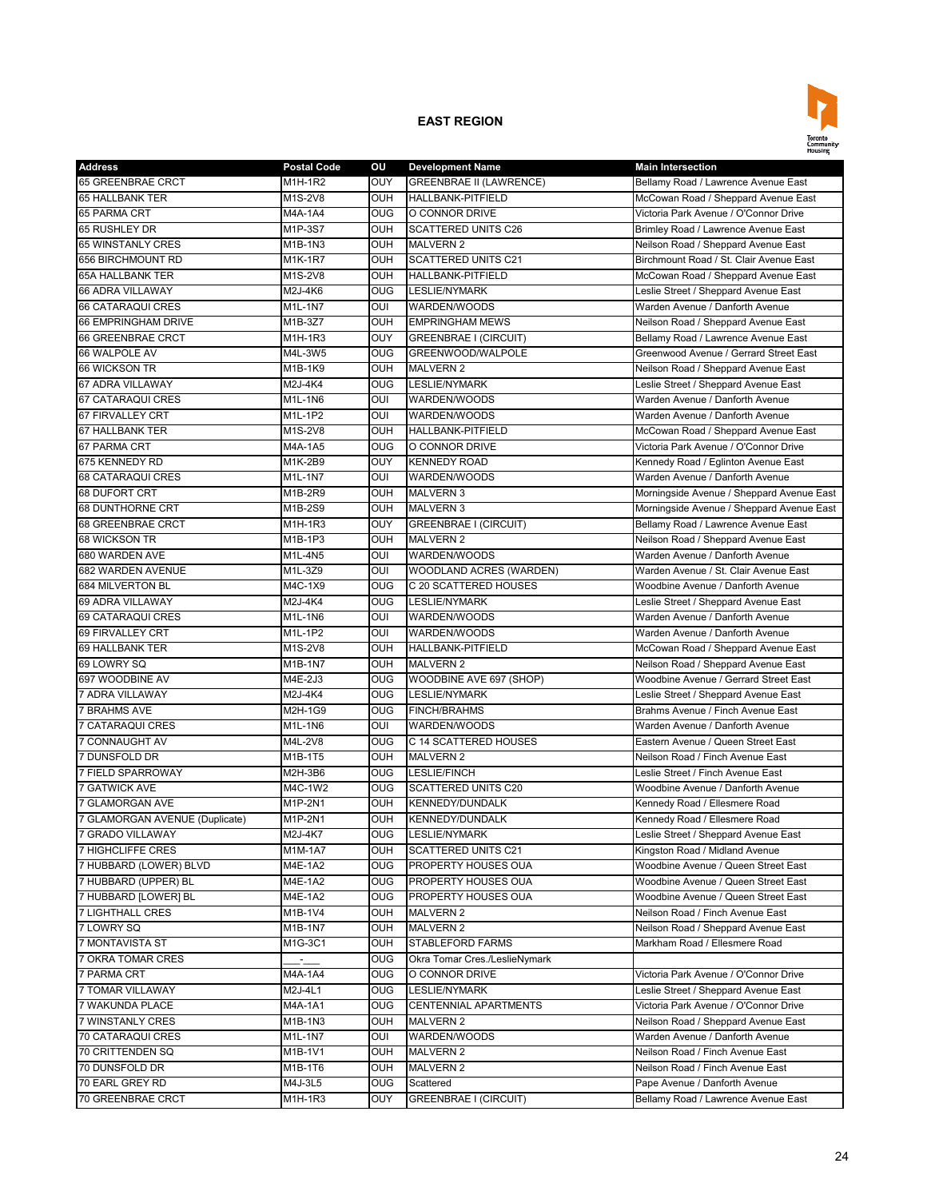## EAST REGION

| Address | Postal Code | OU | Development Name | Main Intersection |
|---|---|---|---|---|
| 65 GREENBRAE CRCT | M1H-1R2 | OUY | GREENBRAE II (LAWRENCE) | Bellamy Road / Lawrence Avenue East |
| 65 HALLBANK TER | M1S-2V8 | OUH | HALLBANK-PITFIELD | McCowan Road / Sheppard Avenue East |
| 65 PARMA CRT | M4A-1A4 | OUG | O CONNOR DRIVE | Victoria Park Avenue / O'Connor Drive |
| 65 RUSHLEY DR | M1P-3S7 | OUH | SCATTERED UNITS C26 | Brimley Road / Lawrence Avenue East |
| 65 WINSTANLY CRES | M1B-1N3 | OUH | MALVERN 2 | Neilson Road / Sheppard Avenue East |
| 656 BIRCHMOUNT RD | M1K-1R7 | OUH | SCATTERED UNITS C21 | Birchmount Road / St. Clair Avenue East |
| 65A HALLBANK TER | M1S-2V8 | OUH | HALLBANK-PITFIELD | McCowan Road / Sheppard Avenue East |
| 66 ADRA VILLAWAY | M2J-4K6 | OUG | LESLIE/NYMARK | Leslie Street / Sheppard Avenue East |
| 66 CATARAQUI CRES | M1L-1N7 | OUI | WARDEN/WOODS | Warden Avenue / Danforth Avenue |
| 66 EMPRINGHAM DRIVE | M1B-3Z7 | OUH | EMPRINGHAM MEWS | Neilson Road / Sheppard Avenue East |
| 66 GREENBRAE CRCT | M1H-1R3 | OUY | GREENBRAE I (CIRCUIT) | Bellamy Road / Lawrence Avenue East |
| 66 WALPOLE AV | M4L-3W5 | OUG | GREENWOOD/WALPOLE | Greenwood Avenue / Gerrard Street East |
| 66 WICKSON TR | M1B-1K9 | OUH | MALVERN 2 | Neilson Road / Sheppard Avenue East |
| 67 ADRA VILLAWAY | M2J-4K4 | OUG | LESLIE/NYMARK | Leslie Street / Sheppard Avenue East |
| 67 CATARAQUI CRES | M1L-1N6 | OUI | WARDEN/WOODS | Warden Avenue / Danforth Avenue |
| 67 FIRVALLEY CRT | M1L-1P2 | OUI | WARDEN/WOODS | Warden Avenue / Danforth Avenue |
| 67 HALLBANK TER | M1S-2V8 | OUH | HALLBANK-PITFIELD | McCowan Road / Sheppard Avenue East |
| 67 PARMA CRT | M4A-1A5 | OUG | O CONNOR DRIVE | Victoria Park Avenue / O'Connor Drive |
| 675 KENNEDY RD | M1K-2B9 | OUY | KENNEDY ROAD | Kennedy Road / Eglinton Avenue East |
| 68 CATARAQUI CRES | M1L-1N7 | OUI | WARDEN/WOODS | Warden Avenue / Danforth Avenue |
| 68 DUFORT CRT | M1B-2R9 | OUH | MALVERN 3 | Morningside Avenue / Sheppard Avenue East |
| 68 DUNTHORNE CRT | M1B-2S9 | OUH | MALVERN 3 | Morningside Avenue / Sheppard Avenue East |
| 68 GREENBRAE CRCT | M1H-1R3 | OUY | GREENBRAE I (CIRCUIT) | Bellamy Road / Lawrence Avenue East |
| 68 WICKSON TR | M1B-1P3 | OUH | MALVERN 2 | Neilson Road / Sheppard Avenue East |
| 680 WARDEN AVE | M1L-4N5 | OUI | WARDEN/WOODS | Warden Avenue / Danforth Avenue |
| 682 WARDEN AVENUE | M1L-3Z9 | OUI | WOODLAND ACRES (WARDEN) | Warden Avenue / St. Clair Avenue East |
| 684 MILVERTON BL | M4C-1X9 | OUG | C 20 SCATTERED HOUSES | Woodbine Avenue / Danforth Avenue |
| 69 ADRA VILLAWAY | M2J-4K4 | OUG | LESLIE/NYMARK | Leslie Street / Sheppard Avenue East |
| 69 CATARAQUI CRES | M1L-1N6 | OUI | WARDEN/WOODS | Warden Avenue / Danforth Avenue |
| 69 FIRVALLEY CRT | M1L-1P2 | OUI | WARDEN/WOODS | Warden Avenue / Danforth Avenue |
| 69 HALLBANK TER | M1S-2V8 | OUH | HALLBANK-PITFIELD | McCowan Road / Sheppard Avenue East |
| 69 LOWRY SQ | M1B-1N7 | OUH | MALVERN 2 | Neilson Road / Sheppard Avenue East |
| 697 WOODBINE AV | M4E-2J3 | OUG | WOODBINE AVE 697 (SHOP) | Woodbine Avenue / Gerrard Street East |
| 7 ADRA VILLAWAY | M2J-4K4 | OUG | LESLIE/NYMARK | Leslie Street / Sheppard Avenue East |
| 7 BRAHMS AVE | M2H-1G9 | OUG | FINCH/BRAHMS | Brahms Avenue / Finch Avenue East |
| 7 CATARAQUI CRES | M1L-1N6 | OUI | WARDEN/WOODS | Warden Avenue / Danforth Avenue |
| 7 CONNAUGHT AV | M4L-2V8 | OUG | C 14 SCATTERED HOUSES | Eastern Avenue / Queen Street East |
| 7 DUNSFOLD DR | M1B-1T5 | OUH | MALVERN 2 | Neilson Road / Finch Avenue East |
| 7 FIELD SPARROWAY | M2H-3B6 | OUG | LESLIE/FINCH | Leslie Street / Finch Avenue East |
| 7 GATWICK AVE | M4C-1W2 | OUG | SCATTERED UNITS C20 | Woodbine Avenue / Danforth Avenue |
| 7 GLAMORGAN AVE | M1P-2N1 | OUH | KENNEDY/DUNDALK | Kennedy Road / Ellesmere Road |
| 7 GLAMORGAN AVENUE (Duplicate) | M1P-2N1 | OUH | KENNEDY/DUNDALK | Kennedy Road / Ellesmere Road |
| 7 GRADO VILLAWAY | M2J-4K7 | OUG | LESLIE/NYMARK | Leslie Street / Sheppard Avenue East |
| 7 HIGHCLIFFE CRES | M1M-1A7 | OUH | SCATTERED UNITS C21 | Kingston Road / Midland Avenue |
| 7 HUBBARD (LOWER) BLVD | M4E-1A2 | OUG | PROPERTY HOUSES OUA | Woodbine Avenue / Queen Street East |
| 7 HUBBARD (UPPER) BL | M4E-1A2 | OUG | PROPERTY HOUSES OUA | Woodbine Avenue / Queen Street East |
| 7 HUBBARD [LOWER] BL | M4E-1A2 | OUG | PROPERTY HOUSES OUA | Woodbine Avenue / Queen Street East |
| 7 LIGHTHALL CRES | M1B-1V4 | OUH | MALVERN 2 | Neilson Road / Finch Avenue East |
| 7 LOWRY SQ | M1B-1N7 | OUH | MALVERN 2 | Neilson Road / Sheppard Avenue East |
| 7 MONTAVISTA ST | M1G-3C1 | OUH | STABLEFORD FARMS | Markham Road / Ellesmere Road |
| 7 OKRA TOMAR CRES | ___-___ | OUG | Okra Tomar Cres./LeslieNymark | |
| 7 PARMA CRT | M4A-1A4 | OUG | O CONNOR DRIVE | Victoria Park Avenue / O'Connor Drive |
| 7 TOMAR VILLAWAY | M2J-4L1 | OUG | LESLIE/NYMARK | Leslie Street / Sheppard Avenue East |
| 7 WAKUNDA PLACE | M4A-1A1 | OUG | CENTENNIAL APARTMENTS | Victoria Park Avenue / O'Connor Drive |
| 7 WINSTANLY CRES | M1B-1N3 | OUH | MALVERN 2 | Neilson Road / Sheppard Avenue East |
| 70 CATARAQUI CRES | M1L-1N7 | OUI | WARDEN/WOODS | Warden Avenue / Danforth Avenue |
| 70 CRITTENDEN SQ | M1B-1V1 | OUH | MALVERN 2 | Neilson Road / Finch Avenue East |
| 70 DUNSFOLD DR | M1B-1T6 | OUH | MALVERN 2 | Neilson Road / Finch Avenue East |
| 70 EARL GREY RD | M4J-3L5 | OUG | Scattered | Pape Avenue / Danforth Avenue |
| 70 GREENBRAE CRCT | M1H-1R3 | OUY | GREENBRAE I (CIRCUIT) | Bellamy Road / Lawrence Avenue East |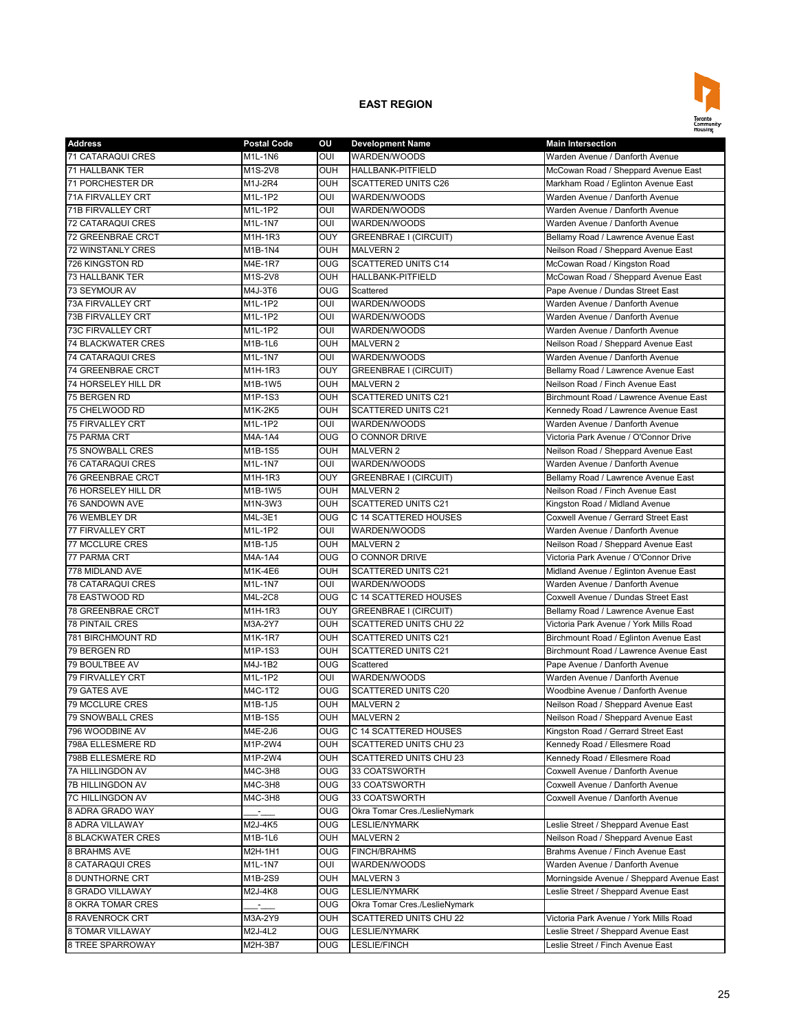## EAST REGION

| Address | Postal Code | OU | Development Name | Main Intersection |
|---|---|---|---|---|
| 71 CATARAQUI CRES | M1L-1N6 | OUI | WARDEN/WOODS | Warden Avenue / Danforth Avenue |
| 71 HALLBANK TER | M1S-2V8 | OUH | HALLBANK-PITFIELD | McCowan Road / Sheppard Avenue East |
| 71 PORCHESTER DR | M1J-2R4 | OUH | SCATTERED UNITS C26 | Markham Road / Eglinton Avenue East |
| 71A FIRVALLEY CRT | M1L-1P2 | OUI | WARDEN/WOODS | Warden Avenue / Danforth Avenue |
| 71B FIRVALLEY CRT | M1L-1P2 | OUI | WARDEN/WOODS | Warden Avenue / Danforth Avenue |
| 72 CATARAQUI CRES | M1L-1N7 | OUI | WARDEN/WOODS | Warden Avenue / Danforth Avenue |
| 72 GREENBRAE CRCT | M1H-1R3 | OUY | GREENBRAE I (CIRCUIT) | Bellamy Road / Lawrence Avenue East |
| 72 WINSTANLY CRES | M1B-1N4 | OUH | MALVERN 2 | Neilson Road / Sheppard Avenue East |
| 726 KINGSTON RD | M4E-1R7 | OUG | SCATTERED UNITS C14 | McCowan Road / Kingston Road |
| 73 HALLBANK TER | M1S-2V8 | OUH | HALLBANK-PITFIELD | McCowan Road / Sheppard Avenue East |
| 73 SEYMOUR AV | M4J-3T6 | OUG | Scattered | Pape Avenue / Dundas Street East |
| 73A FIRVALLEY CRT | M1L-1P2 | OUI | WARDEN/WOODS | Warden Avenue / Danforth Avenue |
| 73B FIRVALLEY CRT | M1L-1P2 | OUI | WARDEN/WOODS | Warden Avenue / Danforth Avenue |
| 73C FIRVALLEY CRT | M1L-1P2 | OUI | WARDEN/WOODS | Warden Avenue / Danforth Avenue |
| 74 BLACKWATER CRES | M1B-1L6 | OUH | MALVERN 2 | Neilson Road / Sheppard Avenue East |
| 74 CATARAQUI CRES | M1L-1N7 | OUI | WARDEN/WOODS | Warden Avenue / Danforth Avenue |
| 74 GREENBRAE CRCT | M1H-1R3 | OUY | GREENBRAE I (CIRCUIT) | Bellamy Road / Lawrence Avenue East |
| 74 HORSELEY HILL DR | M1B-1W5 | OUH | MALVERN 2 | Neilson Road / Finch Avenue East |
| 75 BERGEN RD | M1P-1S3 | OUH | SCATTERED UNITS C21 | Birchmount Road / Lawrence Avenue East |
| 75 CHELWOOD RD | M1K-2K5 | OUH | SCATTERED UNITS C21 | Kennedy Road / Lawrence Avenue East |
| 75 FIRVALLEY CRT | M1L-1P2 | OUI | WARDEN/WOODS | Warden Avenue / Danforth Avenue |
| 75 PARMA CRT | M4A-1A4 | OUG | O CONNOR DRIVE | Victoria Park Avenue / O'Connor Drive |
| 75 SNOWBALL CRES | M1B-1S5 | OUH | MALVERN 2 | Neilson Road / Sheppard Avenue East |
| 76 CATARAQUI CRES | M1L-1N7 | OUI | WARDEN/WOODS | Warden Avenue / Danforth Avenue |
| 76 GREENBRAE CRCT | M1H-1R3 | OUY | GREENBRAE I (CIRCUIT) | Bellamy Road / Lawrence Avenue East |
| 76 HORSELEY HILL DR | M1B-1W5 | OUH | MALVERN 2 | Neilson Road / Finch Avenue East |
| 76 SANDOWN AVE | M1N-3W3 | OUH | SCATTERED UNITS C21 | Kingston Road / Midland Avenue |
| 76 WEMBLEY DR | M4L-3E1 | OUG | C 14 SCATTERED HOUSES | Coxwell Avenue / Gerrard Street East |
| 77 FIRVALLEY CRT | M1L-1P2 | OUI | WARDEN/WOODS | Warden Avenue / Danforth Avenue |
| 77 MCCLURE CRES | M1B-1J5 | OUH | MALVERN 2 | Neilson Road / Sheppard Avenue East |
| 77 PARMA CRT | M4A-1A4 | OUG | O CONNOR DRIVE | Victoria Park Avenue / O'Connor Drive |
| 778 MIDLAND AVE | M1K-4E6 | OUH | SCATTERED UNITS C21 | Midland Avenue / Eglinton Avenue East |
| 78 CATARAQUI CRES | M1L-1N7 | OUI | WARDEN/WOODS | Warden Avenue / Danforth Avenue |
| 78 EASTWOOD RD | M4L-2C8 | OUG | C 14 SCATTERED HOUSES | Coxwell Avenue / Dundas Street East |
| 78 GREENBRAE CRCT | M1H-1R3 | OUY | GREENBRAE I (CIRCUIT) | Bellamy Road / Lawrence Avenue East |
| 78 PINTAIL CRES | M3A-2Y7 | OUH | SCATTERED UNITS CHU 22 | Victoria Park Avenue / York Mills Road |
| 781 BIRCHMOUNT RD | M1K-1R7 | OUH | SCATTERED UNITS C21 | Birchmount Road / Eglinton Avenue East |
| 79 BERGEN RD | M1P-1S3 | OUH | SCATTERED UNITS C21 | Birchmount Road / Lawrence Avenue East |
| 79 BOULTBEE AV | M4J-1B2 | OUG | Scattered | Pape Avenue / Danforth Avenue |
| 79 FIRVALLEY CRT | M1L-1P2 | OUI | WARDEN/WOODS | Warden Avenue / Danforth Avenue |
| 79 GATES AVE | M4C-1T2 | OUG | SCATTERED UNITS C20 | Woodbine Avenue / Danforth Avenue |
| 79 MCCLURE CRES | M1B-1J5 | OUH | MALVERN 2 | Neilson Road / Sheppard Avenue East |
| 79 SNOWBALL CRES | M1B-1S5 | OUH | MALVERN 2 | Neilson Road / Sheppard Avenue East |
| 796 WOODBINE AV | M4E-2J6 | OUG | C 14 SCATTERED HOUSES | Kingston Road / Gerrard Street East |
| 798A ELLESMERE RD | M1P-2W4 | OUH | SCATTERED UNITS CHU 23 | Kennedy Road / Ellesmere Road |
| 798B ELLESMERE RD | M1P-2W4 | OUH | SCATTERED UNITS CHU 23 | Kennedy Road / Ellesmere Road |
| 7A HILLINGDON AV | M4C-3H8 | OUG | 33 COATSWORTH | Coxwell Avenue / Danforth Avenue |
| 7B HILLINGDON AV | M4C-3H8 | OUG | 33 COATSWORTH | Coxwell Avenue / Danforth Avenue |
| 7C HILLINGDON AV | M4C-3H8 | OUG | 33 COATSWORTH | Coxwell Avenue / Danforth Avenue |
| 8 ADRA GRADO WAY | ___-___ | OUG | Okra Tomar Cres./LeslieNymark | |
| 8 ADRA VILLAWAY | M2J-4K5 | OUG | LESLIE/NYMARK | Leslie Street / Sheppard Avenue East |
| 8 BLACKWATER CRES | M1B-1L6 | OUH | MALVERN 2 | Neilson Road / Sheppard Avenue East |
| 8 BRAHMS AVE | M2H-1H1 | OUG | FINCH/BRAHMS | Brahms Avenue / Finch Avenue East |
| 8 CATARAQUI CRES | M1L-1N7 | OUI | WARDEN/WOODS | Warden Avenue / Danforth Avenue |
| 8 DUNTHORNE CRT | M1B-2S9 | OUH | MALVERN 3 | Morningside Avenue / Sheppard Avenue East |
| 8 GRADO VILLAWAY | M2J-4K8 | OUG | LESLIE/NYMARK | Leslie Street / Sheppard Avenue East |
| 8 OKRA TOMAR CRES | ___-___ | OUG | Okra Tomar Cres./LeslieNymark | |
| 8 RAVENROCK CRT | M3A-2Y9 | OUH | SCATTERED UNITS CHU 22 | Victoria Park Avenue / York Mills Road |
| 8 TOMAR VILLAWAY | M2J-4L2 | OUG | LESLIE/NYMARK | Leslie Street / Sheppard Avenue East |
| 8 TREE SPARROWAY | M2H-3B7 | OUG | LESLIE/FINCH | Leslie Street / Finch Avenue East |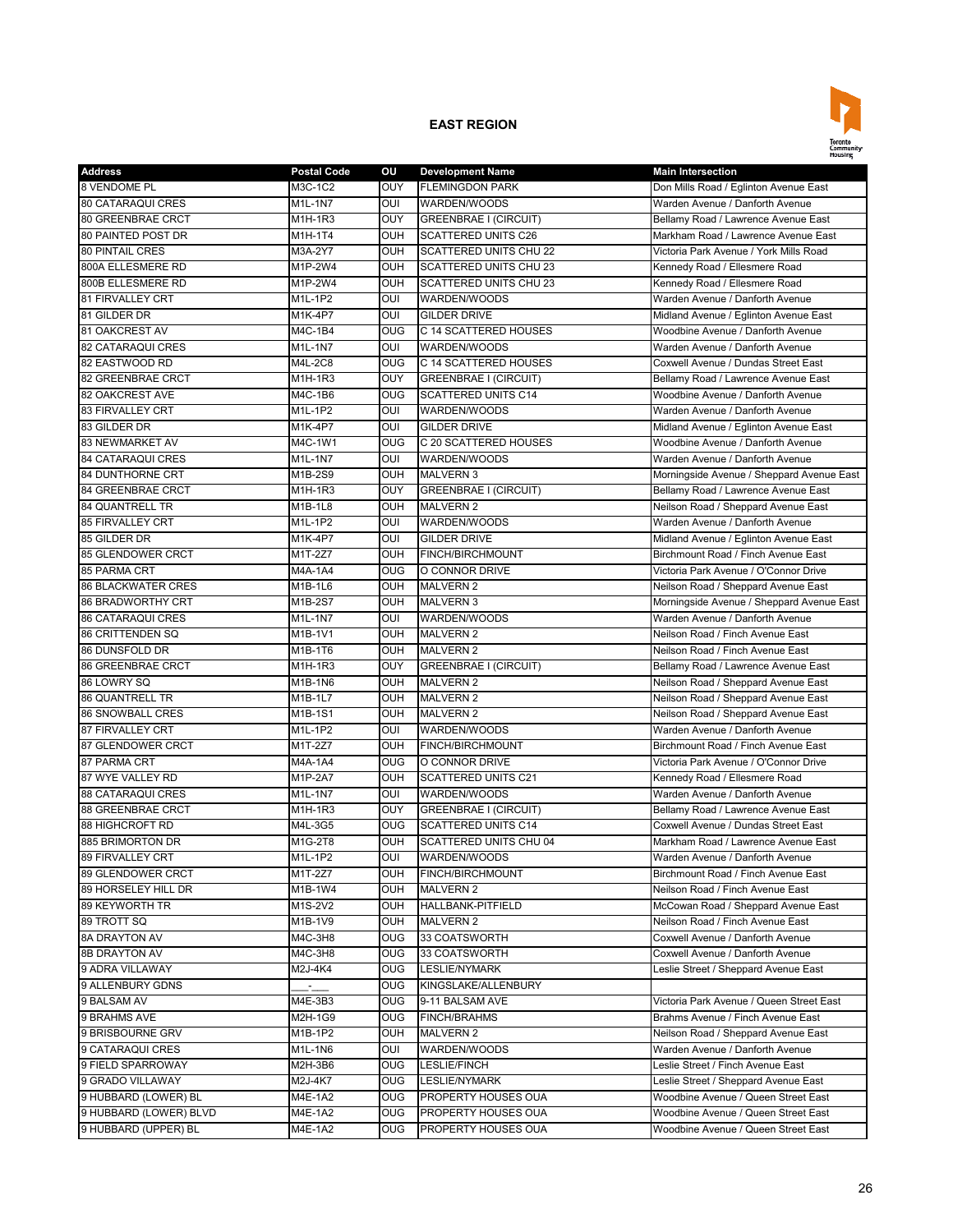## EAST REGION

| Address | Postal Code | OU | Development Name | Main Intersection |
|---|---|---|---|---|
| 8 VENDOME PL | M3C-1C2 | OUY | FLEMINGDON PARK | Don Mills Road / Eglinton Avenue East |
| 80 CATARAQUI CRES | M1L-1N7 | OUI | WARDEN/WOODS | Warden Avenue / Danforth Avenue |
| 80 GREENBRAE CRCT | M1H-1R3 | OUY | GREENBRAE I (CIRCUIT) | Bellamy Road / Lawrence Avenue East |
| 80 PAINTED POST DR | M1H-1T4 | OUH | SCATTERED UNITS C26 | Markham Road / Lawrence Avenue East |
| 80 PINTAIL CRES | M3A-2Y7 | OUH | SCATTERED UNITS CHU 22 | Victoria Park Avenue / York Mills Road |
| 800A ELLESMERE RD | M1P-2W4 | OUH | SCATTERED UNITS CHU 23 | Kennedy Road / Ellesmere Road |
| 800B ELLESMERE RD | M1P-2W4 | OUH | SCATTERED UNITS CHU 23 | Kennedy Road / Ellesmere Road |
| 81 FIRVALLEY CRT | M1L-1P2 | OUI | WARDEN/WOODS | Warden Avenue / Danforth Avenue |
| 81 GILDER DR | M1K-4P7 | OUI | GILDER DRIVE | Midland Avenue / Eglinton Avenue East |
| 81 OAKCREST AV | M4C-1B4 | OUG | C 14 SCATTERED HOUSES | Woodbine Avenue / Danforth Avenue |
| 82 CATARAQUI CRES | M1L-1N7 | OUI | WARDEN/WOODS | Warden Avenue / Danforth Avenue |
| 82 EASTWOOD RD | M4L-2C8 | OUG | C 14 SCATTERED HOUSES | Coxwell Avenue / Dundas Street East |
| 82 GREENBRAE CRCT | M1H-1R3 | OUY | GREENBRAE I (CIRCUIT) | Bellamy Road / Lawrence Avenue East |
| 82 OAKCREST AVE | M4C-1B6 | OUG | SCATTERED UNITS C14 | Woodbine Avenue / Danforth Avenue |
| 83 FIRVALLEY CRT | M1L-1P2 | OUI | WARDEN/WOODS | Warden Avenue / Danforth Avenue |
| 83 GILDER DR | M1K-4P7 | OUI | GILDER DRIVE | Midland Avenue / Eglinton Avenue East |
| 83 NEWMARKET AV | M4C-1W1 | OUG | C 20 SCATTERED HOUSES | Woodbine Avenue / Danforth Avenue |
| 84 CATARAQUI CRES | M1L-1N7 | OUI | WARDEN/WOODS | Warden Avenue / Danforth Avenue |
| 84 DUNTHORNE CRT | M1B-2S9 | OUH | MALVERN 3 | Morningside Avenue / Sheppard Avenue East |
| 84 GREENBRAE CRCT | M1H-1R3 | OUY | GREENBRAE I (CIRCUIT) | Bellamy Road / Lawrence Avenue East |
| 84 QUANTRELL TR | M1B-1L8 | OUH | MALVERN 2 | Neilson Road / Sheppard Avenue East |
| 85 FIRVALLEY CRT | M1L-1P2 | OUI | WARDEN/WOODS | Warden Avenue / Danforth Avenue |
| 85 GILDER DR | M1K-4P7 | OUI | GILDER DRIVE | Midland Avenue / Eglinton Avenue East |
| 85 GLENDOWER CRCT | M1T-2Z7 | OUH | FINCH/BIRCHMOUNT | Birchmount Road / Finch Avenue East |
| 85 PARMA CRT | M4A-1A4 | OUG | O CONNOR DRIVE | Victoria Park Avenue / O'Connor Drive |
| 86 BLACKWATER CRES | M1B-1L6 | OUH | MALVERN 2 | Neilson Road / Sheppard Avenue East |
| 86 BRADWORTHY CRT | M1B-2S7 | OUH | MALVERN 3 | Morningside Avenue / Sheppard Avenue East |
| 86 CATARAQUI CRES | M1L-1N7 | OUI | WARDEN/WOODS | Warden Avenue / Danforth Avenue |
| 86 CRITTENDEN SQ | M1B-1V1 | OUH | MALVERN 2 | Neilson Road / Finch Avenue East |
| 86 DUNSFOLD DR | M1B-1T6 | OUH | MALVERN 2 | Neilson Road / Finch Avenue East |
| 86 GREENBRAE CRCT | M1H-1R3 | OUY | GREENBRAE I (CIRCUIT) | Bellamy Road / Lawrence Avenue East |
| 86 LOWRY SQ | M1B-1N6 | OUH | MALVERN 2 | Neilson Road / Sheppard Avenue East |
| 86 QUANTRELL TR | M1B-1L7 | OUH | MALVERN 2 | Neilson Road / Sheppard Avenue East |
| 86 SNOWBALL CRES | M1B-1S1 | OUH | MALVERN 2 | Neilson Road / Sheppard Avenue East |
| 87 FIRVALLEY CRT | M1L-1P2 | OUI | WARDEN/WOODS | Warden Avenue / Danforth Avenue |
| 87 GLENDOWER CRCT | M1T-2Z7 | OUH | FINCH/BIRCHMOUNT | Birchmount Road / Finch Avenue East |
| 87 PARMA CRT | M4A-1A4 | OUG | O CONNOR DRIVE | Victoria Park Avenue / O'Connor Drive |
| 87 WYE VALLEY RD | M1P-2A7 | OUH | SCATTERED UNITS C21 | Kennedy Road / Ellesmere Road |
| 88 CATARAQUI CRES | M1L-1N7 | OUI | WARDEN/WOODS | Warden Avenue / Danforth Avenue |
| 88 GREENBRAE CRCT | M1H-1R3 | OUY | GREENBRAE I (CIRCUIT) | Bellamy Road / Lawrence Avenue East |
| 88 HIGHCROFT RD | M4L-3G5 | OUG | SCATTERED UNITS C14 | Coxwell Avenue / Dundas Street East |
| 885 BRIMORTON DR | M1G-2T8 | OUH | SCATTERED UNITS CHU 04 | Markham Road / Lawrence Avenue East |
| 89 FIRVALLEY CRT | M1L-1P2 | OUI | WARDEN/WOODS | Warden Avenue / Danforth Avenue |
| 89 GLENDOWER CRCT | M1T-2Z7 | OUH | FINCH/BIRCHMOUNT | Birchmount Road / Finch Avenue East |
| 89 HORSELEY HILL DR | M1B-1W4 | OUH | MALVERN 2 | Neilson Road / Finch Avenue East |
| 89 KEYWORTH TR | M1S-2V2 | OUH | HALLBANK-PITFIELD | McCowan Road / Sheppard Avenue East |
| 89 TROTT SQ | M1B-1V9 | OUH | MALVERN 2 | Neilson Road / Finch Avenue East |
| 8A DRAYTON AV | M4C-3H8 | OUG | 33 COATSWORTH | Coxwell Avenue / Danforth Avenue |
| 8B DRAYTON AV | M4C-3H8 | OUG | 33 COATSWORTH | Coxwell Avenue / Danforth Avenue |
| 9 ADRA VILLAWAY | M2J-4K4 | OUG | LESLIE/NYMARK | Leslie Street / Sheppard Avenue East |
| 9 ALLENBURY GDNS | ___-___ | OUG | KINGSLAKE/ALLENBURY | |
| 9 BALSAM AV | M4E-3B3 | OUG | 9-11 BALSAM AVE | Victoria Park Avenue / Queen Street East |
| 9 BRAHMS AVE | M2H-1G9 | OUG | FINCH/BRAHMS | Brahms Avenue / Finch Avenue East |
| 9 BRISBOURNE GRV | M1B-1P2 | OUH | MALVERN 2 | Neilson Road / Sheppard Avenue East |
| 9 CATARAQUI CRES | M1L-1N6 | OUI | WARDEN/WOODS | Warden Avenue / Danforth Avenue |
| 9 FIELD SPARROWAY | M2H-3B6 | OUG | LESLIE/FINCH | Leslie Street / Finch Avenue East |
| 9 GRADO VILLAWAY | M2J-4K7 | OUG | LESLIE/NYMARK | Leslie Street / Sheppard Avenue East |
| 9 HUBBARD (LOWER) BL | M4E-1A2 | OUG | PROPERTY HOUSES OUA | Woodbine Avenue / Queen Street East |
| 9 HUBBARD (LOWER) BLVD | M4E-1A2 | OUG | PROPERTY HOUSES OUA | Woodbine Avenue / Queen Street East |
| 9 HUBBARD (UPPER) BL | M4E-1A2 | OUG | PROPERTY HOUSES OUA | Woodbine Avenue / Queen Street East |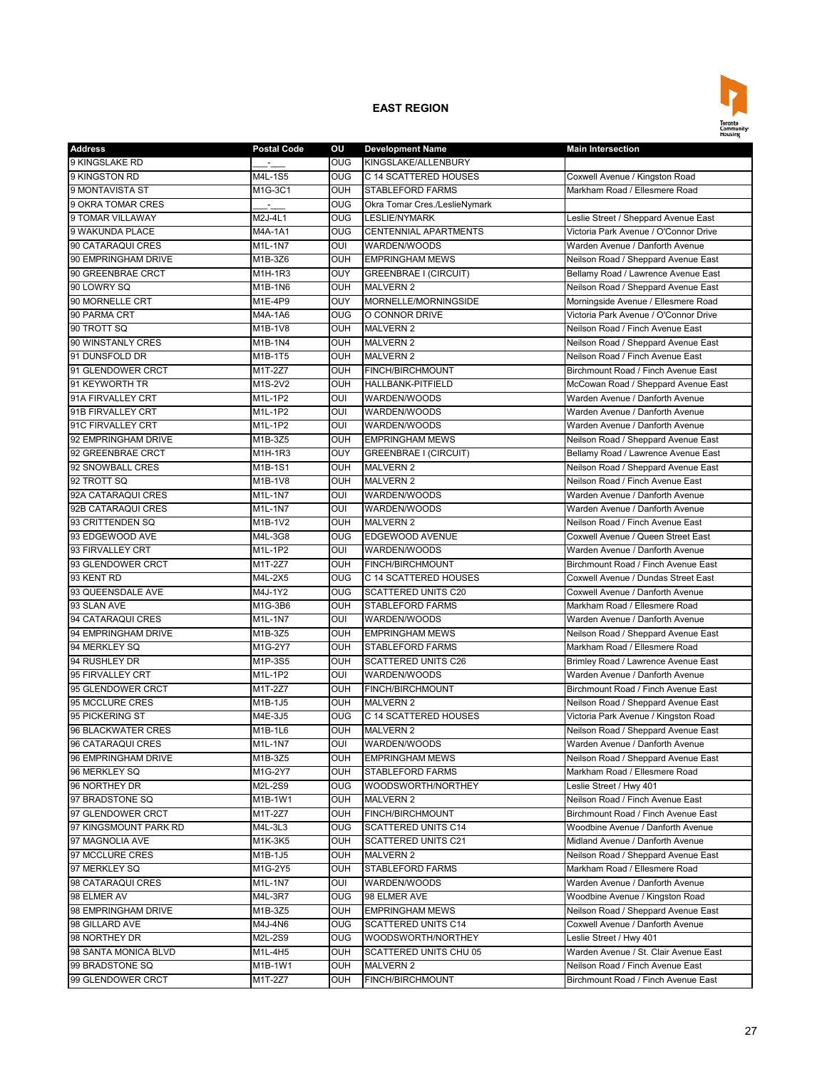## EAST REGION

| Address | Postal Code | OU | Development Name | Main Intersection |
|---|---|---|---|---|
| 9 KINGSLAKE RD | ___-___ | OUG | KINGSLAKE/ALLENBURY | |
| 9 KINGSTON RD | M4L-1S5 | OUG | C 14 SCATTERED HOUSES | Coxwell Avenue / Kingston Road |
| 9 MONTAVISTA ST | M1G-3C1 | OUH | STABLEFORD FARMS | Markham Road / Ellesmere Road |
| 9 OKRA TOMAR CRES | ___-___ | OUG | Okra Tomar Cres./LeslieNymark | |
| 9 TOMAR VILLAWAY | M2J-4L1 | OUG | LESLIE/NYMARK | Leslie Street / Sheppard Avenue East |
| 9 WAKUNDA PLACE | M4A-1A1 | OUG | CENTENNIAL APARTMENTS | Victoria Park Avenue / O'Connor Drive |
| 90 CATARAQUI CRES | M1L-1N7 | OUI | WARDEN/WOODS | Warden Avenue / Danforth Avenue |
| 90 EMPRINGHAM DRIVE | M1B-3Z6 | OUH | EMPRINGHAM MEWS | Neilson Road / Sheppard Avenue East |
| 90 GREENBRAE CRCT | M1H-1R3 | OUY | GREENBRAE I (CIRCUIT) | Bellamy Road / Lawrence Avenue East |
| 90 LOWRY SQ | M1B-1N6 | OUH | MALVERN 2 | Neilson Road / Sheppard Avenue East |
| 90 MORNELLE CRT | M1E-4P9 | OUY | MORNELLE/MORNINGSIDE | Morningside Avenue / Ellesmere Road |
| 90 PARMA CRT | M4A-1A6 | OUG | O CONNOR DRIVE | Victoria Park Avenue / O'Connor Drive |
| 90 TROTT SQ | M1B-1V8 | OUH | MALVERN 2 | Neilson Road / Finch Avenue East |
| 90 WINSTANLY CRES | M1B-1N4 | OUH | MALVERN 2 | Neilson Road / Sheppard Avenue East |
| 91 DUNSFOLD DR | M1B-1T5 | OUH | MALVERN 2 | Neilson Road / Finch Avenue East |
| 91 GLENDOWER CRCT | M1T-2Z7 | OUH | FINCH/BIRCHMOUNT | Birchmount Road / Finch Avenue East |
| 91 KEYWORTH TR | M1S-2V2 | OUH | HALLBANK-PITFIELD | McCowan Road / Sheppard Avenue East |
| 91A FIRVALLEY CRT | M1L-1P2 | OUI | WARDEN/WOODS | Warden Avenue / Danforth Avenue |
| 91B FIRVALLEY CRT | M1L-1P2 | OUI | WARDEN/WOODS | Warden Avenue / Danforth Avenue |
| 91C FIRVALLEY CRT | M1L-1P2 | OUI | WARDEN/WOODS | Warden Avenue / Danforth Avenue |
| 92 EMPRINGHAM DRIVE | M1B-3Z5 | OUH | EMPRINGHAM MEWS | Neilson Road / Sheppard Avenue East |
| 92 GREENBRAE CRCT | M1H-1R3 | OUY | GREENBRAE I (CIRCUIT) | Bellamy Road / Lawrence Avenue East |
| 92 SNOWBALL CRES | M1B-1S1 | OUH | MALVERN 2 | Neilson Road / Sheppard Avenue East |
| 92 TROTT SQ | M1B-1V8 | OUH | MALVERN 2 | Neilson Road / Finch Avenue East |
| 92A CATARAQUI CRES | M1L-1N7 | OUI | WARDEN/WOODS | Warden Avenue / Danforth Avenue |
| 92B CATARAQUI CRES | M1L-1N7 | OUI | WARDEN/WOODS | Warden Avenue / Danforth Avenue |
| 93 CRITTENDEN SQ | M1B-1V2 | OUH | MALVERN 2 | Neilson Road / Finch Avenue East |
| 93 EDGEWOOD AVE | M4L-3G8 | OUG | EDGEWOOD AVENUE | Coxwell Avenue / Queen Street East |
| 93 FIRVALLEY CRT | M1L-1P2 | OUI | WARDEN/WOODS | Warden Avenue / Danforth Avenue |
| 93 GLENDOWER CRCT | M1T-2Z7 | OUH | FINCH/BIRCHMOUNT | Birchmount Road / Finch Avenue East |
| 93 KENT RD | M4L-2X5 | OUG | C 14 SCATTERED HOUSES | Coxwell Avenue / Dundas Street East |
| 93 QUEENSDALE AVE | M4J-1Y2 | OUG | SCATTERED UNITS C20 | Coxwell Avenue / Danforth Avenue |
| 93 SLAN AVE | M1G-3B6 | OUH | STABLEFORD FARMS | Markham Road / Ellesmere Road |
| 94 CATARAQUI CRES | M1L-1N7 | OUI | WARDEN/WOODS | Warden Avenue / Danforth Avenue |
| 94 EMPRINGHAM DRIVE | M1B-3Z5 | OUH | EMPRINGHAM MEWS | Neilson Road / Sheppard Avenue East |
| 94 MERKLEY SQ | M1G-2Y7 | OUH | STABLEFORD FARMS | Markham Road / Ellesmere Road |
| 94 RUSHLEY DR | M1P-3S5 | OUH | SCATTERED UNITS C26 | Brimley Road / Lawrence Avenue East |
| 95 FIRVALLEY CRT | M1L-1P2 | OUI | WARDEN/WOODS | Warden Avenue / Danforth Avenue |
| 95 GLENDOWER CRCT | M1T-2Z7 | OUH | FINCH/BIRCHMOUNT | Birchmount Road / Finch Avenue East |
| 95 MCCLURE CRES | M1B-1J5 | OUH | MALVERN 2 | Neilson Road / Sheppard Avenue East |
| 95 PICKERING ST | M4E-3J5 | OUG | C 14 SCATTERED HOUSES | Victoria Park Avenue / Kingston Road |
| 96 BLACKWATER CRES | M1B-1L6 | OUH | MALVERN 2 | Neilson Road / Sheppard Avenue East |
| 96 CATARAQUI CRES | M1L-1N7 | OUI | WARDEN/WOODS | Warden Avenue / Danforth Avenue |
| 96 EMPRINGHAM DRIVE | M1B-3Z5 | OUH | EMPRINGHAM MEWS | Neilson Road / Sheppard Avenue East |
| 96 MERKLEY SQ | M1G-2Y7 | OUH | STABLEFORD FARMS | Markham Road / Ellesmere Road |
| 96 NORTHEY DR | M2L-2S9 | OUG | WOODSWORTH/NORTHEY | Leslie Street / Hwy 401 |
| 97 BRADSTONE SQ | M1B-1W1 | OUH | MALVERN 2 | Neilson Road / Finch Avenue East |
| 97 GLENDOWER CRCT | M1T-2Z7 | OUH | FINCH/BIRCHMOUNT | Birchmount Road / Finch Avenue East |
| 97 KINGSMOUNT PARK RD | M4L-3L3 | OUG | SCATTERED UNITS C14 | Woodbine Avenue / Danforth Avenue |
| 97 MAGNOLIA AVE | M1K-3K5 | OUH | SCATTERED UNITS C21 | Midland Avenue / Danforth Avenue |
| 97 MCCLURE CRES | M1B-1J5 | OUH | MALVERN 2 | Neilson Road / Sheppard Avenue East |
| 97 MERKLEY SQ | M1G-2Y5 | OUH | STABLEFORD FARMS | Markham Road / Ellesmere Road |
| 98 CATARAQUI CRES | M1L-1N7 | OUI | WARDEN/WOODS | Warden Avenue / Danforth Avenue |
| 98 ELMER AV | M4L-3R7 | OUG | 98 ELMER AVE | Woodbine Avenue / Kingston Road |
| 98 EMPRINGHAM DRIVE | M1B-3Z5 | OUH | EMPRINGHAM MEWS | Neilson Road / Sheppard Avenue East |
| 98 GILLARD AVE | M4J-4N6 | OUG | SCATTERED UNITS C14 | Coxwell Avenue / Danforth Avenue |
| 98 NORTHEY DR | M2L-2S9 | OUG | WOODSWORTH/NORTHEY | Leslie Street / Hwy 401 |
| 98 SANTA MONICA BLVD | M1L-4H5 | OUH | SCATTERED UNITS CHU 05 | Warden Avenue / St. Clair Avenue East |
| 99 BRADSTONE SQ | M1B-1W1 | OUH | MALVERN 2 | Neilson Road / Finch Avenue East |
| 99 GLENDOWER CRCT | M1T-2Z7 | OUH | FINCH/BIRCHMOUNT | Birchmount Road / Finch Avenue East |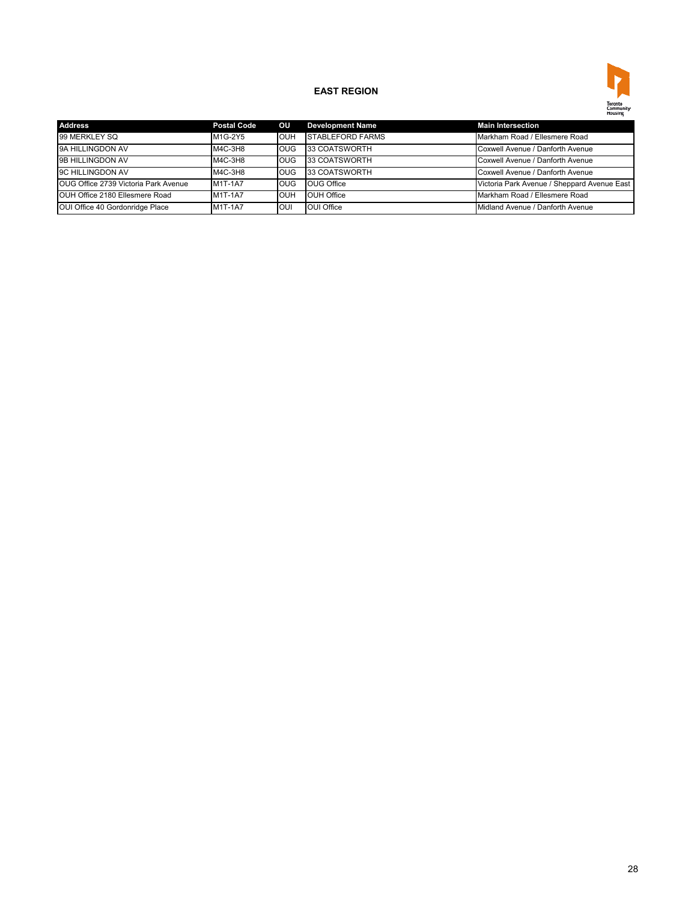## EAST REGION

| Address | Postal Code | OU | Development Name | Main Intersection |
|---|---|---|---|---|
| 99 MERKLEY SQ | M1G-2Y5 | OUH | STABLEFORD FARMS | Markham Road / Ellesmere Road |
| 9A HILLINGDON AV | M4C-3H8 | OUG | 33 COATSWORTH | Coxwell Avenue / Danforth Avenue |
| 9B HILLINGDON AV | M4C-3H8 | OUG | 33 COATSWORTH | Coxwell Avenue / Danforth Avenue |
| 9C HILLINGDON AV | M4C-3H8 | OUG | 33 COATSWORTH | Coxwell Avenue / Danforth Avenue |
| OUG Office 2739 Victoria Park Avenue | M1T-1A7 | OUG | OUG Office | Victoria Park Avenue / Sheppard Avenue East |
| OUH Office 2180 Ellesmere Road | M1T-1A7 | OUH | OUH Office | Markham Road / Ellesmere Road |
| OUI Office 40 Gordonridge Place | M1T-1A7 | OUI | OUI Office | Midland Avenue / Danforth Avenue |